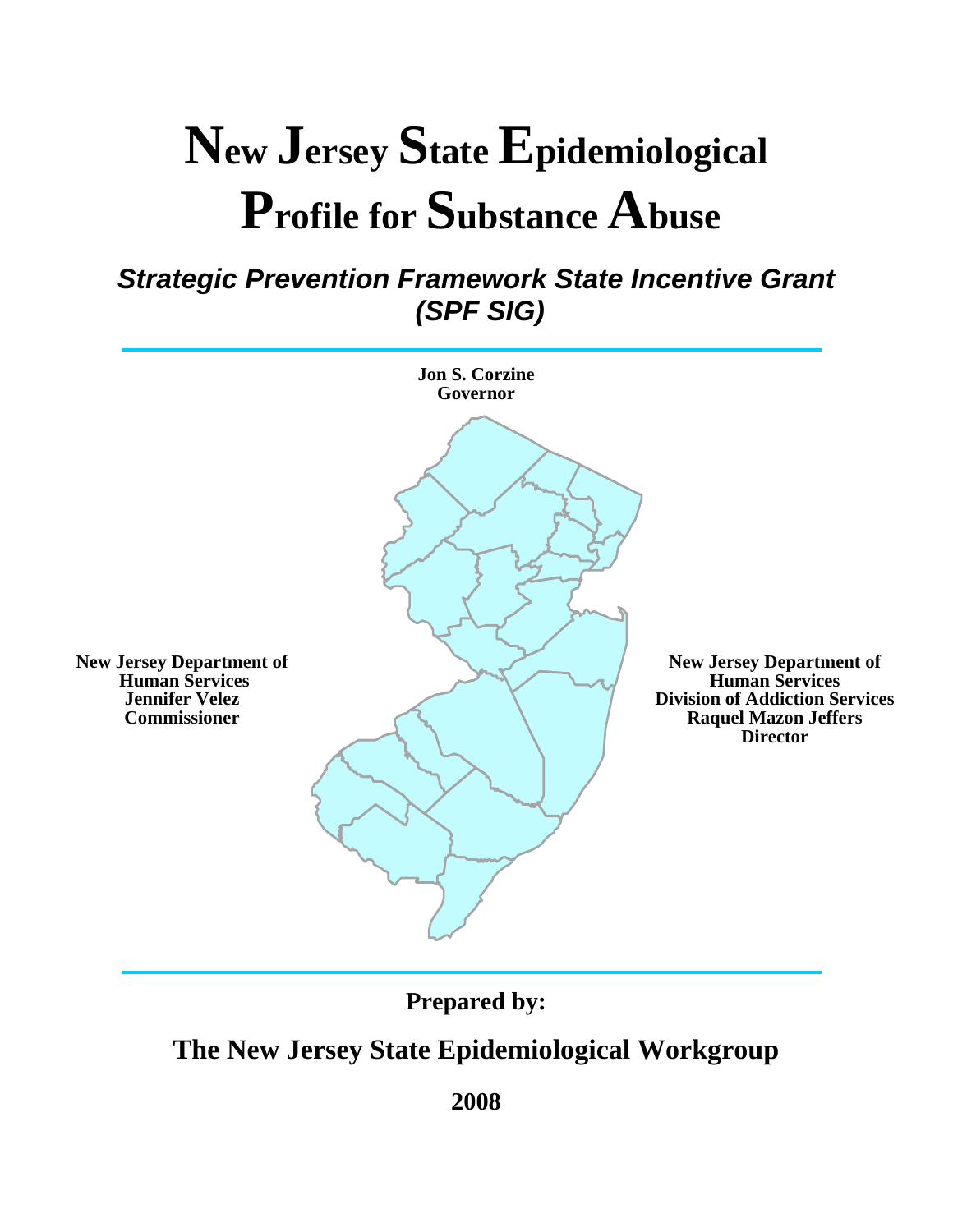# New Jersey State Epidemiological Profile for Substance Abuse

## *Strategic Prevention Framework State Incentive Grant (SPF SIG)*

**Jon S. Corzine**
**Governor**

**New Jersey Department of Human Services**
**Jennifer Velez**
**Commissioner**

**New Jersey Department of Human Services**
**Division of Addiction Services**
**Raquel Mazon Jeffers**
**Director**

**Prepared by:**

**The New Jersey State Epidemiological Workgroup**

**2008**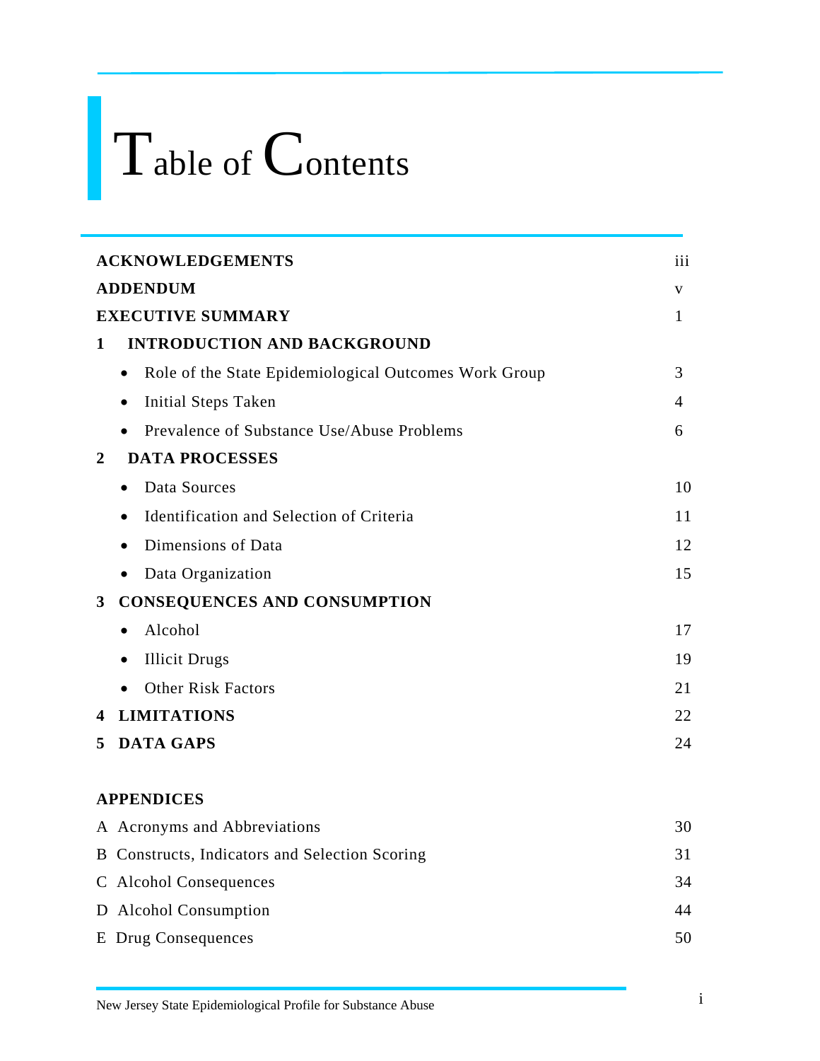# Table of Contents

| | |
|---|---|
| **ACKNOWLEDGEMENTS** | iii |
| **ADDENDUM** | v |
| **EXECUTIVE SUMMARY** | 1 |
| **1 INTRODUCTION AND BACKGROUND** | |
| • Role of the State Epidemiological Outcomes Work Group | 3 |
| • Initial Steps Taken | 4 |
| • Prevalence of Substance Use/Abuse Problems | 6 |
| **2 DATA PROCESSES** | |
| • Data Sources | 10 |
| • Identification and Selection of Criteria | 11 |
| • Dimensions of Data | 12 |
| • Data Organization | 15 |
| **3 CONSEQUENCES AND CONSUMPTION** | |
| • Alcohol | 17 |
| • Illicit Drugs | 19 |
| • Other Risk Factors | 21 |
| **4 LIMITATIONS** | 22 |
| **5 DATA GAPS** | 24 |

**APPENDICES**

| | |
|---|---|
| A Acronyms and Abbreviations | 30 |
| B Constructs, Indicators and Selection Scoring | 31 |
| C Alcohol Consequences | 34 |
| D Alcohol Consumption | 44 |
| E Drug Consequences | 50 |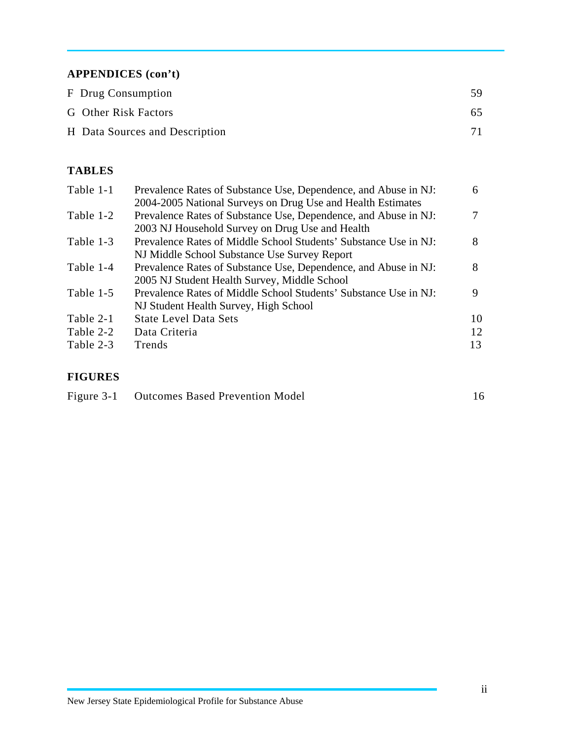## APPENDICES (con't)

| | |
|---|---|
| F Drug Consumption | 59 |
| G Other Risk Factors | 65 |
| H Data Sources and Description | 71 |

## TABLES

| | | |
|---|---|---|
| Table 1-1 | Prevalence Rates of Substance Use, Dependence, and Abuse in NJ: 2004-2005 National Surveys on Drug Use and Health Estimates | 6 |
| Table 1-2 | Prevalence Rates of Substance Use, Dependence, and Abuse in NJ: 2003 NJ Household Survey on Drug Use and Health | 7 |
| Table 1-3 | Prevalence Rates of Middle School Students' Substance Use in NJ: NJ Middle School Substance Use Survey Report | 8 |
| Table 1-4 | Prevalence Rates of Substance Use, Dependence, and Abuse in NJ: 2005 NJ Student Health Survey, Middle School | 8 |
| Table 1-5 | Prevalence Rates of Middle School Students' Substance Use in NJ: NJ Student Health Survey, High School | 9 |
| Table 2-1 | State Level Data Sets | 10 |
| Table 2-2 | Data Criteria | 12 |
| Table 2-3 | Trends | 13 |

## FIGURES

| | | |
|---|---|---|
| Figure 3-1 | Outcomes Based Prevention Model | 16 |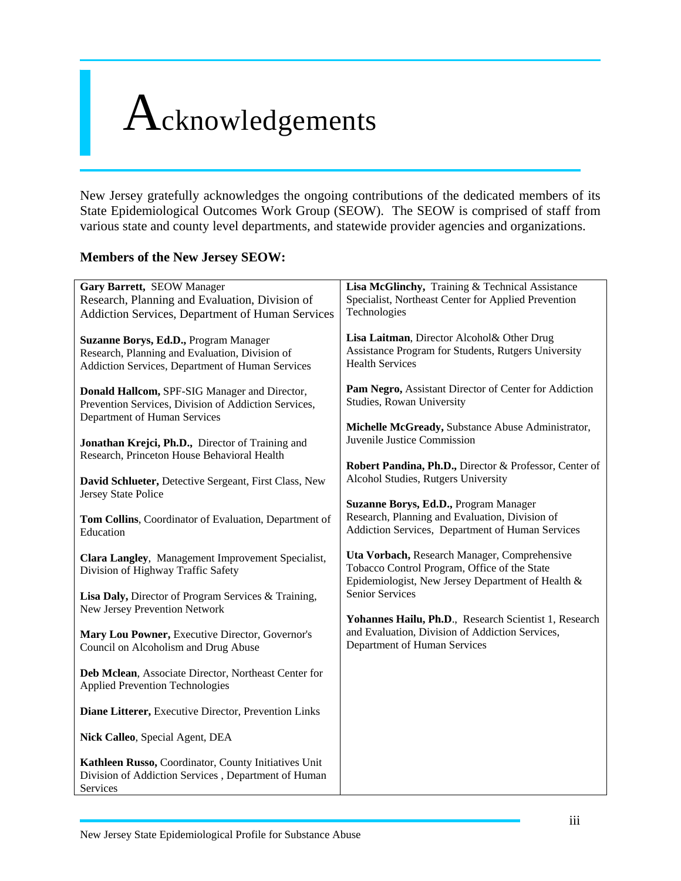# Acknowledgements

New Jersey gratefully acknowledges the ongoing contributions of the dedicated members of its State Epidemiological Outcomes Work Group (SEOW). The SEOW is comprised of staff from various state and county level departments, and statewide provider agencies and organizations.

**Members of the New Jersey SEOW:**

**Gary Barrett,** SEOW Manager
Research, Planning and Evaluation, Division of Addiction Services, Department of Human Services

**Suzanne Borys, Ed.D.,** Program Manager
Research, Planning and Evaluation, Division of Addiction Services, Department of Human Services

**Donald Hallcom,** SPF-SIG Manager and Director, Prevention Services, Division of Addiction Services, Department of Human Services

**Jonathan Krejci, Ph.D.,** Director of Training and Research, Princeton House Behavioral Health

**David Schlueter,** Detective Sergeant, First Class, New Jersey State Police

**Tom Collins**, Coordinator of Evaluation, Department of Education

**Clara Langley**, Management Improvement Specialist, Division of Highway Traffic Safety

**Lisa Daly,** Director of Program Services & Training, New Jersey Prevention Network

**Mary Lou Powner,** Executive Director, Governor's Council on Alcoholism and Drug Abuse

**Deb Mclean**, Associate Director, Northeast Center for Applied Prevention Technologies

**Diane Litterer,** Executive Director, Prevention Links

**Nick Calleo**, Special Agent, DEA

**Kathleen Russo,** Coordinator, County Initiatives Unit Division of Addiction Services , Department of Human Services

**Lisa McGlinchy,** Training & Technical Assistance Specialist, Northeast Center for Applied Prevention Technologies

**Lisa Laitman**, Director Alcohol& Other Drug Assistance Program for Students, Rutgers University Health Services

**Pam Negro,** Assistant Director of Center for Addiction Studies, Rowan University

**Michelle McGready,** Substance Abuse Administrator, Juvenile Justice Commission

**Robert Pandina, Ph.D.,** Director & Professor, Center of Alcohol Studies, Rutgers University

**Suzanne Borys, Ed.D.,** Program Manager
Research, Planning and Evaluation, Division of Addiction Services, Department of Human Services

**Uta Vorbach,** Research Manager, Comprehensive Tobacco Control Program, Office of the State Epidemiologist, New Jersey Department of Health & Senior Services

**Yohannes Hailu, Ph.D**., Research Scientist 1, Research and Evaluation, Division of Addiction Services, Department of Human Services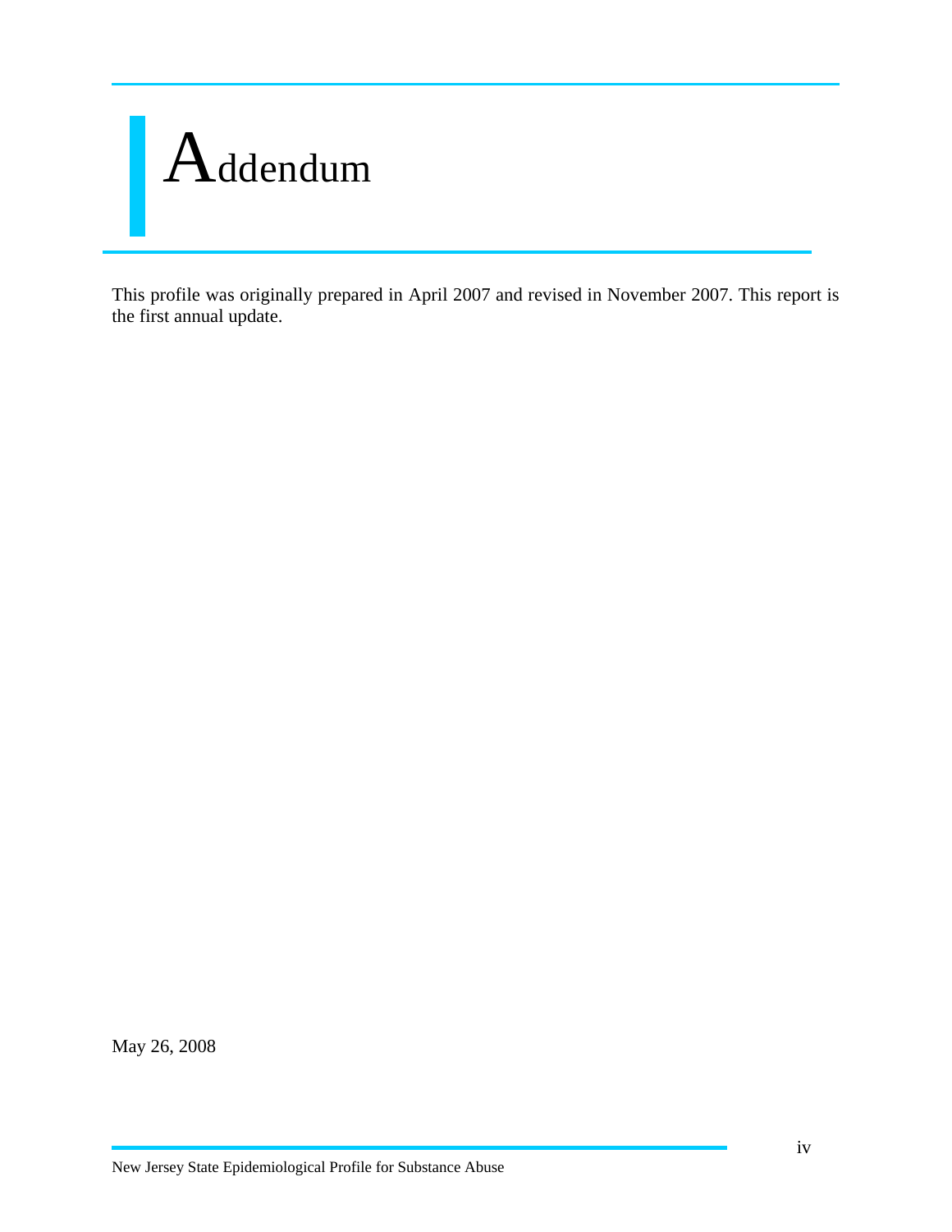# Addendum

This profile was originally prepared in April 2007 and revised in November 2007. This report is the first annual update.

May 26, 2008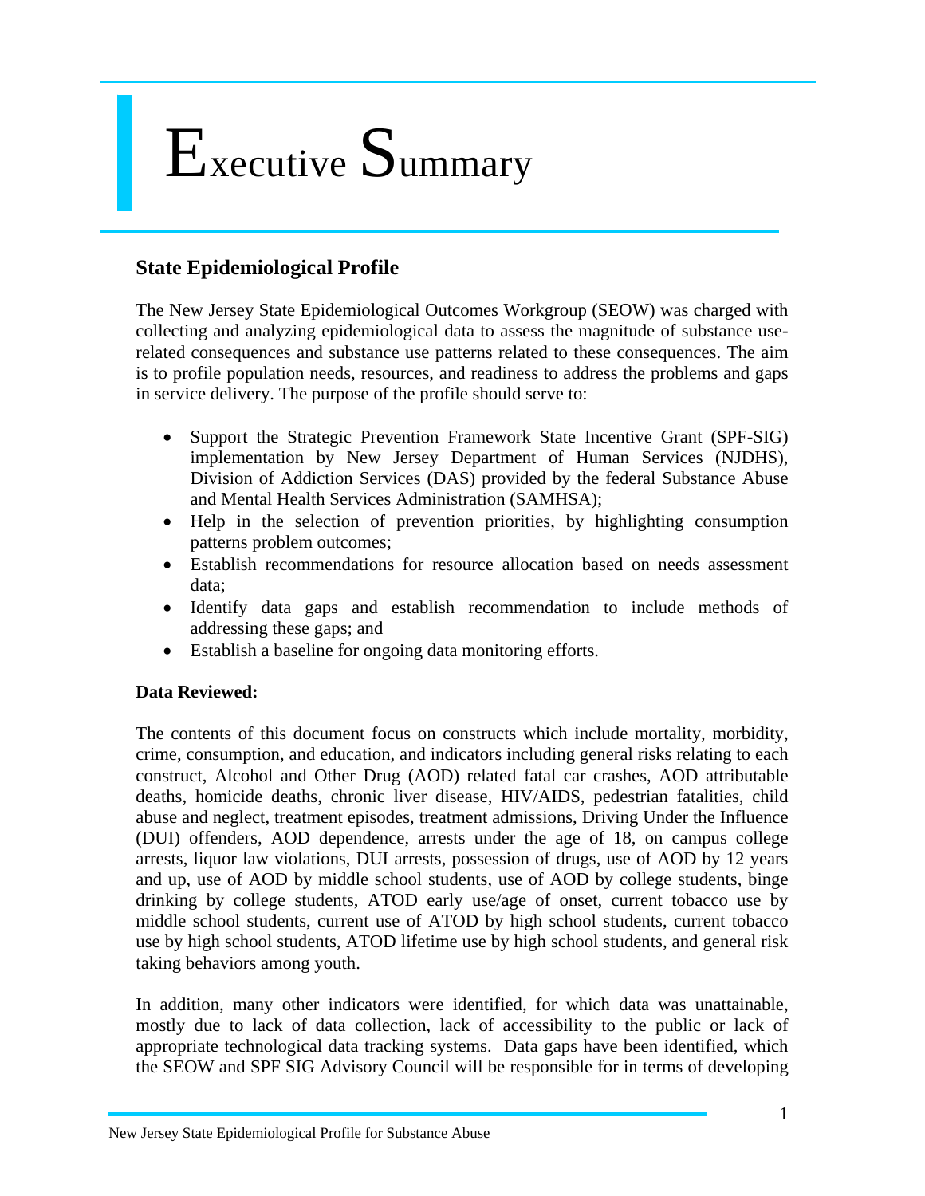# Executive Summary

## State Epidemiological Profile

The New Jersey State Epidemiological Outcomes Workgroup (SEOW) was charged with collecting and analyzing epidemiological data to assess the magnitude of substance use-related consequences and substance use patterns related to these consequences. The aim is to profile population needs, resources, and readiness to address the problems and gaps in service delivery. The purpose of the profile should serve to:

- Support the Strategic Prevention Framework State Incentive Grant (SPF-SIG) implementation by New Jersey Department of Human Services (NJDHS), Division of Addiction Services (DAS) provided by the federal Substance Abuse and Mental Health Services Administration (SAMHSA);
- Help in the selection of prevention priorities, by highlighting consumption patterns problem outcomes;
- Establish recommendations for resource allocation based on needs assessment data;
- Identify data gaps and establish recommendation to include methods of addressing these gaps; and
- Establish a baseline for ongoing data monitoring efforts.

**Data Reviewed:**

The contents of this document focus on constructs which include mortality, morbidity, crime, consumption, and education, and indicators including general risks relating to each construct, Alcohol and Other Drug (AOD) related fatal car crashes, AOD attributable deaths, homicide deaths, chronic liver disease, HIV/AIDS, pedestrian fatalities, child abuse and neglect, treatment episodes, treatment admissions, Driving Under the Influence (DUI) offenders, AOD dependence, arrests under the age of 18, on campus college arrests, liquor law violations, DUI arrests, possession of drugs, use of AOD by 12 years and up, use of AOD by middle school students, use of AOD by college students, binge drinking by college students, ATOD early use/age of onset, current tobacco use by middle school students, current use of ATOD by high school students, current tobacco use by high school students, ATOD lifetime use by high school students, and general risk taking behaviors among youth.

In addition, many other indicators were identified, for which data was unattainable, mostly due to lack of data collection, lack of accessibility to the public or lack of appropriate technological data tracking systems. Data gaps have been identified, which the SEOW and SPF SIG Advisory Council will be responsible for in terms of developing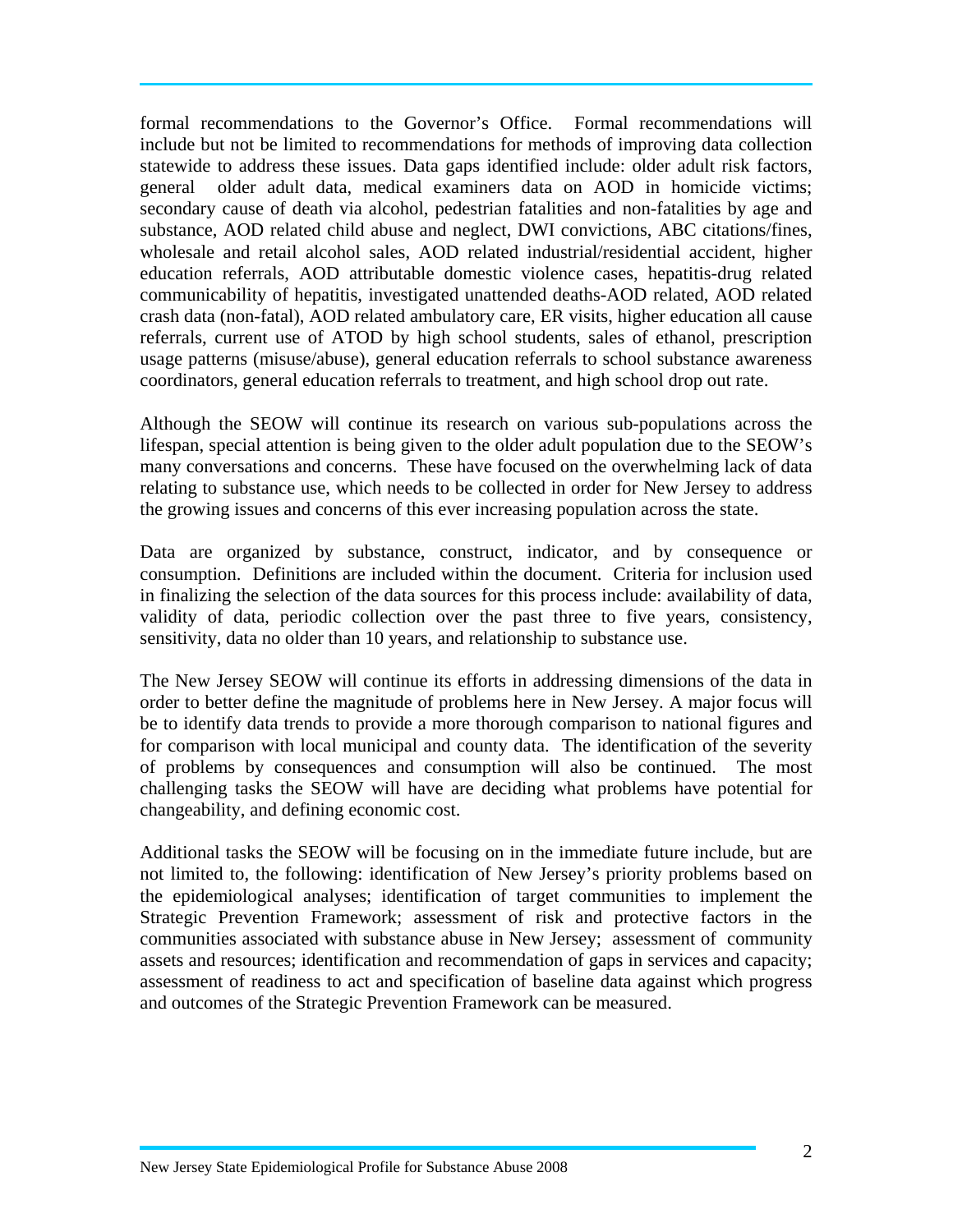formal recommendations to the Governor's Office. Formal recommendations will include but not be limited to recommendations for methods of improving data collection statewide to address these issues. Data gaps identified include: older adult risk factors, general older adult data, medical examiners data on AOD in homicide victims; secondary cause of death via alcohol, pedestrian fatalities and non-fatalities by age and substance, AOD related child abuse and neglect, DWI convictions, ABC citations/fines, wholesale and retail alcohol sales, AOD related industrial/residential accident, higher education referrals, AOD attributable domestic violence cases, hepatitis-drug related communicability of hepatitis, investigated unattended deaths-AOD related, AOD related crash data (non-fatal), AOD related ambulatory care, ER visits, higher education all cause referrals, current use of ATOD by high school students, sales of ethanol, prescription usage patterns (misuse/abuse), general education referrals to school substance awareness coordinators, general education referrals to treatment, and high school drop out rate.

Although the SEOW will continue its research on various sub-populations across the lifespan, special attention is being given to the older adult population due to the SEOW's many conversations and concerns. These have focused on the overwhelming lack of data relating to substance use, which needs to be collected in order for New Jersey to address the growing issues and concerns of this ever increasing population across the state.

Data are organized by substance, construct, indicator, and by consequence or consumption. Definitions are included within the document. Criteria for inclusion used in finalizing the selection of the data sources for this process include: availability of data, validity of data, periodic collection over the past three to five years, consistency, sensitivity, data no older than 10 years, and relationship to substance use.

The New Jersey SEOW will continue its efforts in addressing dimensions of the data in order to better define the magnitude of problems here in New Jersey. A major focus will be to identify data trends to provide a more thorough comparison to national figures and for comparison with local municipal and county data. The identification of the severity of problems by consequences and consumption will also be continued. The most challenging tasks the SEOW will have are deciding what problems have potential for changeability, and defining economic cost.

Additional tasks the SEOW will be focusing on in the immediate future include, but are not limited to, the following: identification of New Jersey's priority problems based on the epidemiological analyses; identification of target communities to implement the Strategic Prevention Framework; assessment of risk and protective factors in the communities associated with substance abuse in New Jersey; assessment of community assets and resources; identification and recommendation of gaps in services and capacity; assessment of readiness to act and specification of baseline data against which progress and outcomes of the Strategic Prevention Framework can be measured.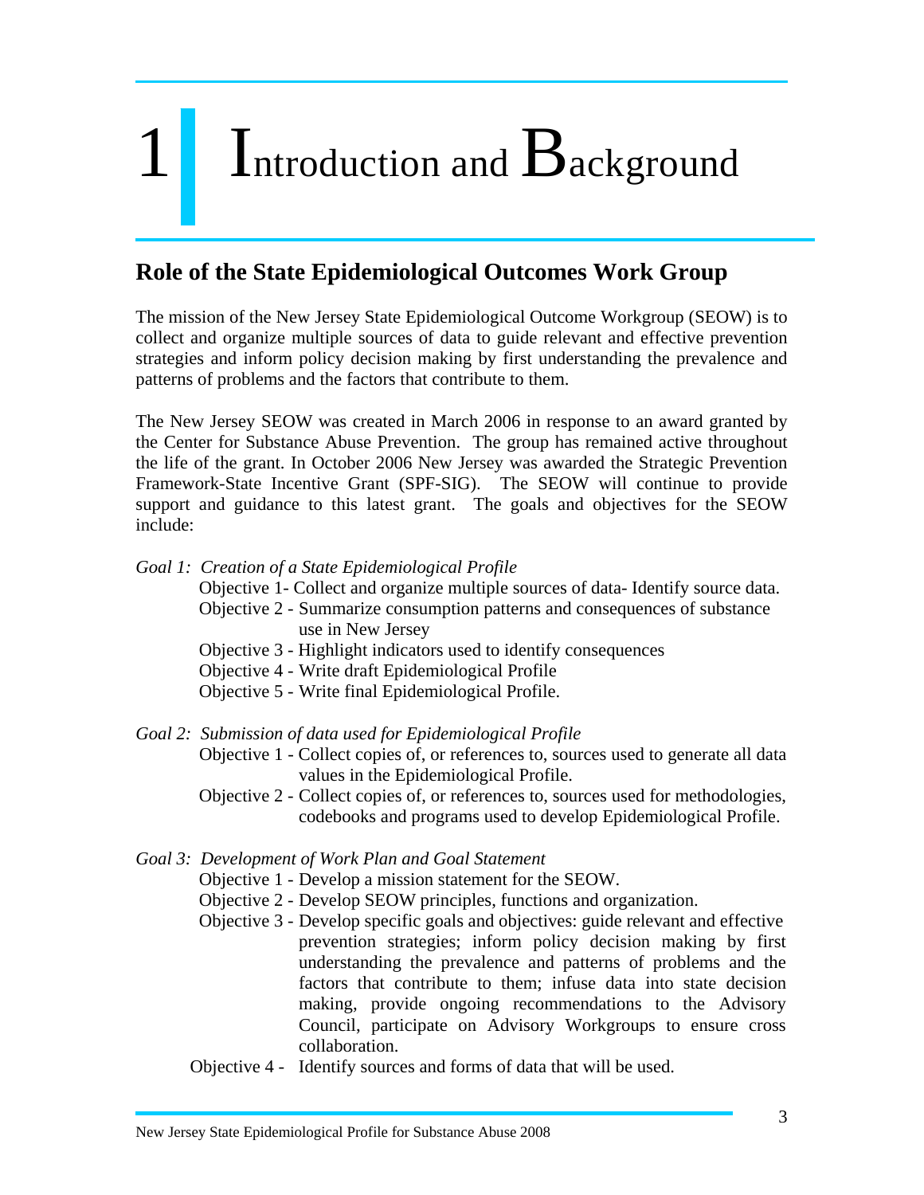# 1 Introduction and Background

## Role of the State Epidemiological Outcomes Work Group

The mission of the New Jersey State Epidemiological Outcome Workgroup (SEOW) is to collect and organize multiple sources of data to guide relevant and effective prevention strategies and inform policy decision making by first understanding the prevalence and patterns of problems and the factors that contribute to them.

The New Jersey SEOW was created in March 2006 in response to an award granted by the Center for Substance Abuse Prevention. The group has remained active throughout the life of the grant. In October 2006 New Jersey was awarded the Strategic Prevention Framework-State Incentive Grant (SPF-SIG). The SEOW will continue to provide support and guidance to this latest grant. The goals and objectives for the SEOW include:

*Goal 1: Creation of a State Epidemiological Profile*

- Objective 1- Collect and organize multiple sources of data- Identify source data.
- Objective 2 - Summarize consumption patterns and consequences of substance use in New Jersey
- Objective 3 - Highlight indicators used to identify consequences
- Objective 4 - Write draft Epidemiological Profile
- Objective 5 - Write final Epidemiological Profile.

*Goal 2: Submission of data used for Epidemiological Profile*

- Objective 1 - Collect copies of, or references to, sources used to generate all data values in the Epidemiological Profile.
- Objective 2 - Collect copies of, or references to, sources used for methodologies, codebooks and programs used to develop Epidemiological Profile.

*Goal 3: Development of Work Plan and Goal Statement*

- Objective 1 - Develop a mission statement for the SEOW.
- Objective 2 - Develop SEOW principles, functions and organization.
- Objective 3 - Develop specific goals and objectives: guide relevant and effective prevention strategies; inform policy decision making by first understanding the prevalence and patterns of problems and the factors that contribute to them; infuse data into state decision making, provide ongoing recommendations to the Advisory Council, participate on Advisory Workgroups to ensure cross collaboration.
- Objective 4 - Identify sources and forms of data that will be used.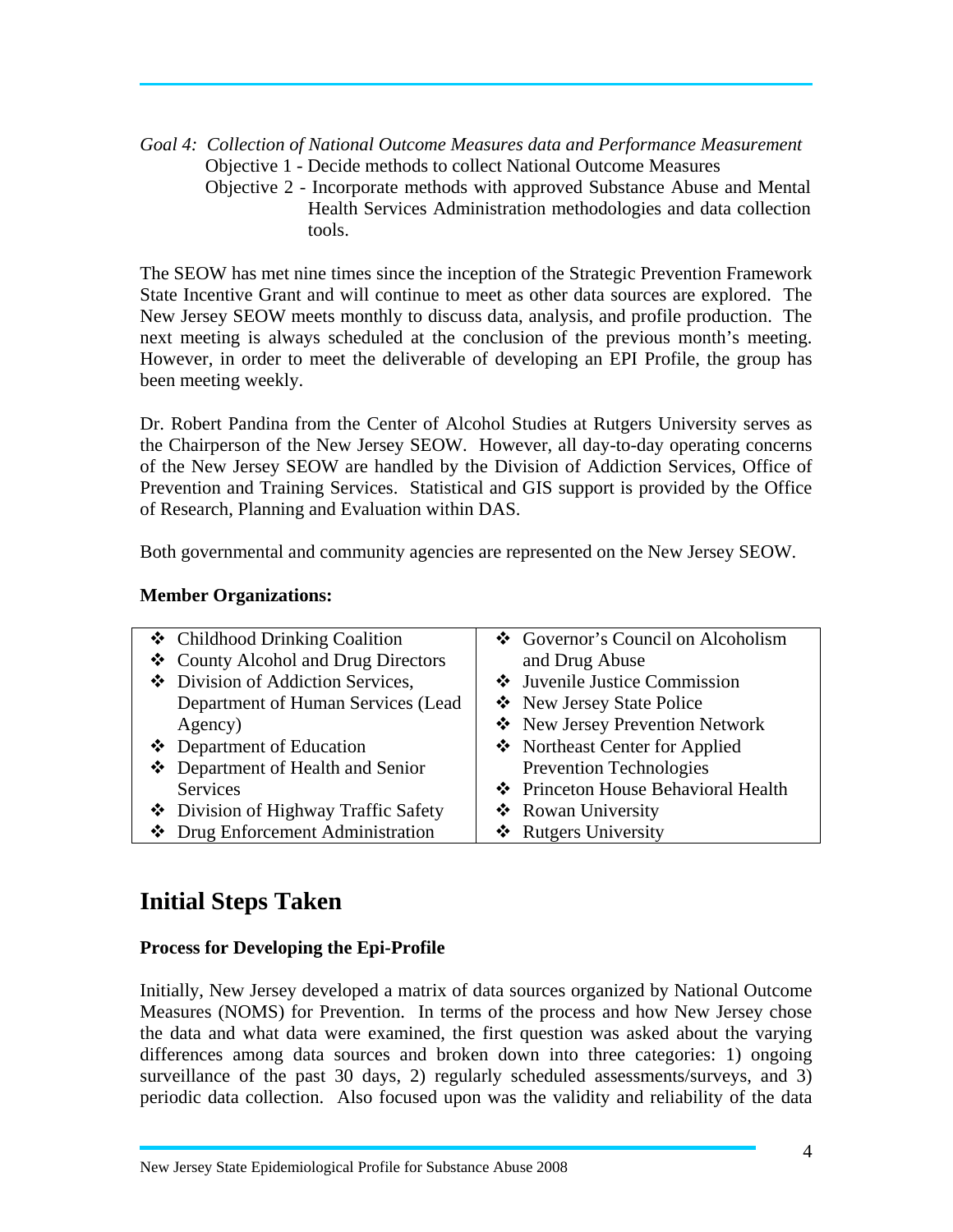*Goal 4: Collection of National Outcome Measures data and Performance Measurement*

Objective 1 - Decide methods to collect National Outcome Measures

Objective 2 - Incorporate methods with approved Substance Abuse and Mental Health Services Administration methodologies and data collection tools.

The SEOW has met nine times since the inception of the Strategic Prevention Framework State Incentive Grant and will continue to meet as other data sources are explored. The New Jersey SEOW meets monthly to discuss data, analysis, and profile production. The next meeting is always scheduled at the conclusion of the previous month's meeting. However, in order to meet the deliverable of developing an EPI Profile, the group has been meeting weekly.

Dr. Robert Pandina from the Center of Alcohol Studies at Rutgers University serves as the Chairperson of the New Jersey SEOW. However, all day-to-day operating concerns of the New Jersey SEOW are handled by the Division of Addiction Services, Office of Prevention and Training Services. Statistical and GIS support is provided by the Office of Research, Planning and Evaluation within DAS.

Both governmental and community agencies are represented on the New Jersey SEOW.

**Member Organizations:**

- Childhood Drinking Coalition
- County Alcohol and Drug Directors
- Division of Addiction Services, Department of Human Services (Lead Agency)
- Department of Education
- Department of Health and Senior Services
- Division of Highway Traffic Safety
- Drug Enforcement Administration
- Governor's Council on Alcoholism and Drug Abuse
- Juvenile Justice Commission
- New Jersey State Police
- New Jersey Prevention Network
- Northeast Center for Applied Prevention Technologies
- Princeton House Behavioral Health
- Rowan University
- Rutgers University

## Initial Steps Taken

**Process for Developing the Epi-Profile**

Initially, New Jersey developed a matrix of data sources organized by National Outcome Measures (NOMS) for Prevention. In terms of the process and how New Jersey chose the data and what data were examined, the first question was asked about the varying differences among data sources and broken down into three categories: 1) ongoing surveillance of the past 30 days, 2) regularly scheduled assessments/surveys, and 3) periodic data collection. Also focused upon was the validity and reliability of the data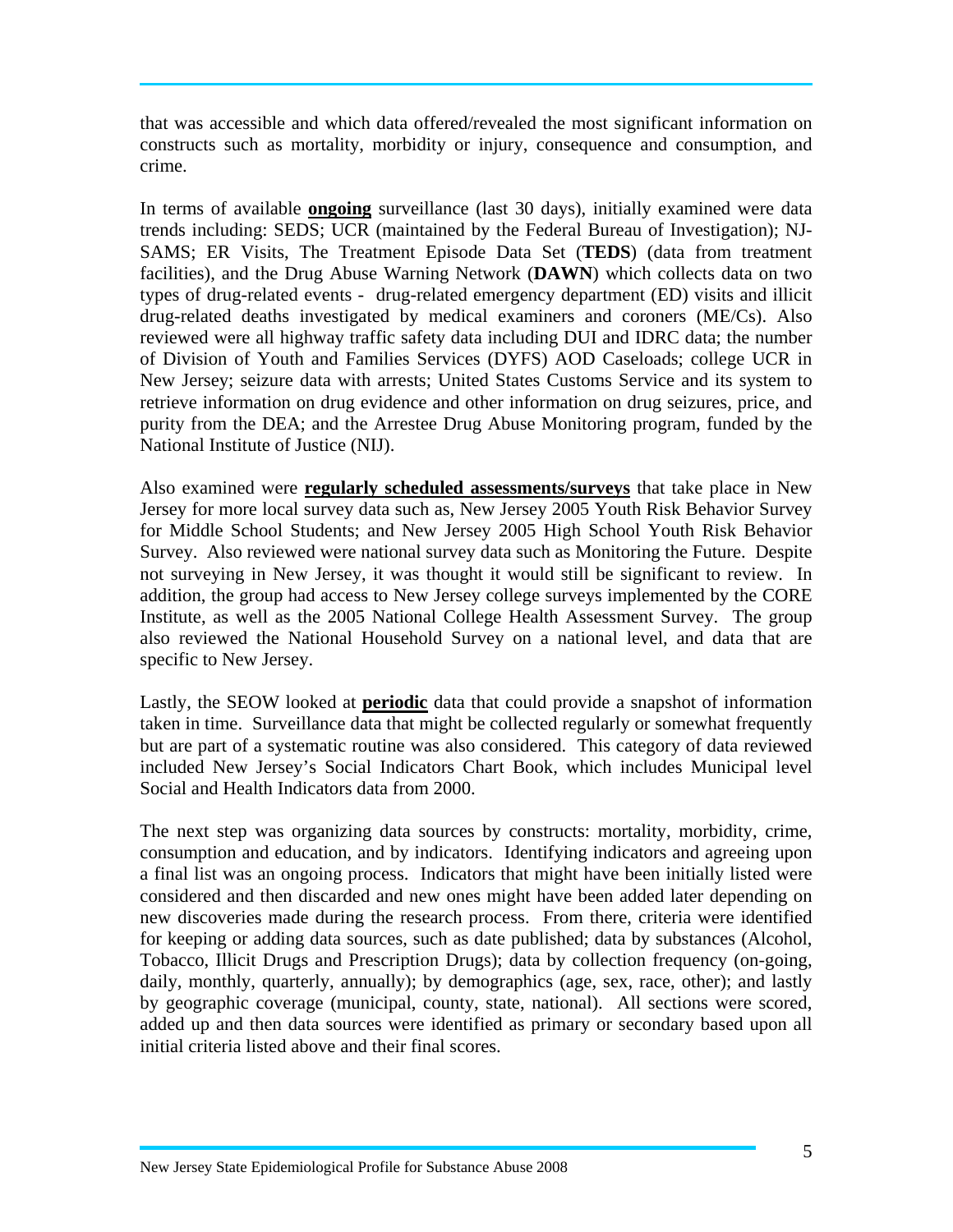that was accessible and which data offered/revealed the most significant information on constructs such as mortality, morbidity or injury, consequence and consumption, and crime.

In terms of available **ongoing** surveillance (last 30 days), initially examined were data trends including: SEDS; UCR (maintained by the Federal Bureau of Investigation); NJ-SAMS; ER Visits, The Treatment Episode Data Set (**TEDS**) (data from treatment facilities), and the Drug Abuse Warning Network (**DAWN**) which collects data on two types of drug-related events - drug-related emergency department (ED) visits and illicit drug-related deaths investigated by medical examiners and coroners (ME/Cs). Also reviewed were all highway traffic safety data including DUI and IDRC data; the number of Division of Youth and Families Services (DYFS) AOD Caseloads; college UCR in New Jersey; seizure data with arrests; United States Customs Service and its system to retrieve information on drug evidence and other information on drug seizures, price, and purity from the DEA; and the Arrestee Drug Abuse Monitoring program, funded by the National Institute of Justice (NIJ).

Also examined were **regularly scheduled assessments/surveys** that take place in New Jersey for more local survey data such as, New Jersey 2005 Youth Risk Behavior Survey for Middle School Students; and New Jersey 2005 High School Youth Risk Behavior Survey. Also reviewed were national survey data such as Monitoring the Future. Despite not surveying in New Jersey, it was thought it would still be significant to review. In addition, the group had access to New Jersey college surveys implemented by the CORE Institute, as well as the 2005 National College Health Assessment Survey. The group also reviewed the National Household Survey on a national level, and data that are specific to New Jersey.

Lastly, the SEOW looked at **periodic** data that could provide a snapshot of information taken in time. Surveillance data that might be collected regularly or somewhat frequently but are part of a systematic routine was also considered. This category of data reviewed included New Jersey's Social Indicators Chart Book, which includes Municipal level Social and Health Indicators data from 2000.

The next step was organizing data sources by constructs: mortality, morbidity, crime, consumption and education, and by indicators. Identifying indicators and agreeing upon a final list was an ongoing process. Indicators that might have been initially listed were considered and then discarded and new ones might have been added later depending on new discoveries made during the research process. From there, criteria were identified for keeping or adding data sources, such as date published; data by substances (Alcohol, Tobacco, Illicit Drugs and Prescription Drugs); data by collection frequency (on-going, daily, monthly, quarterly, annually); by demographics (age, sex, race, other); and lastly by geographic coverage (municipal, county, state, national). All sections were scored, added up and then data sources were identified as primary or secondary based upon all initial criteria listed above and their final scores.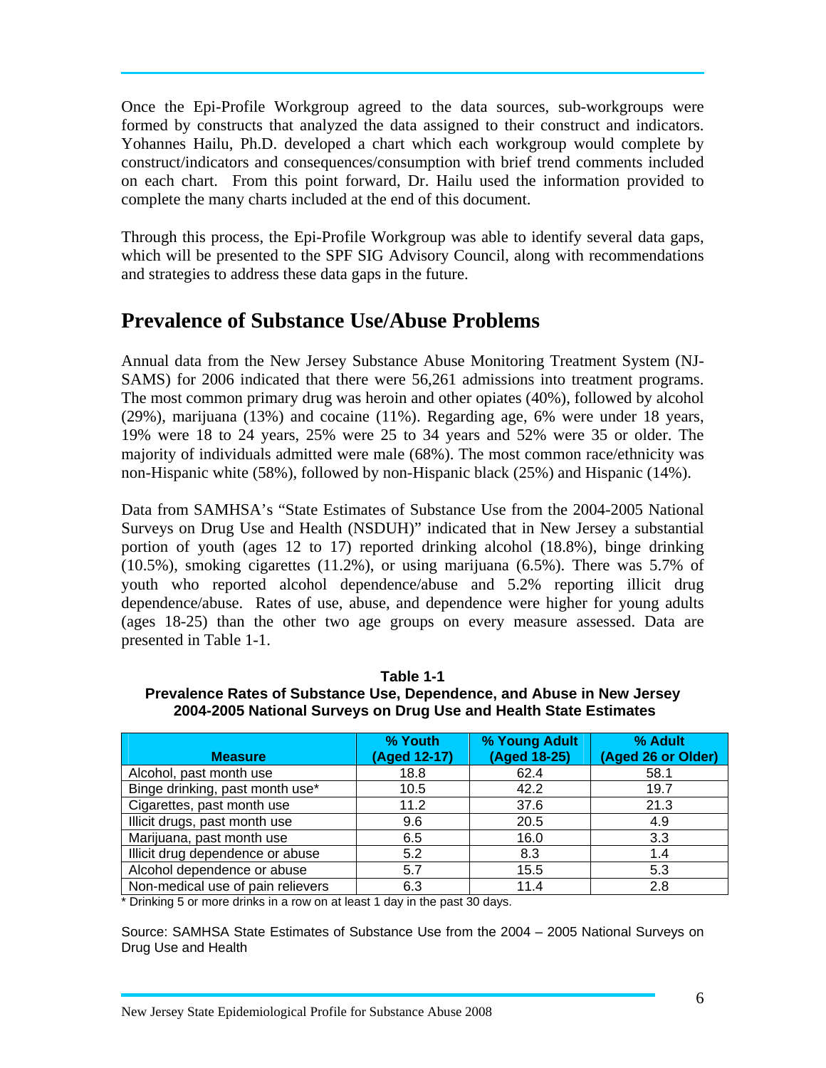Once the Epi-Profile Workgroup agreed to the data sources, sub-workgroups were formed by constructs that analyzed the data assigned to their construct and indicators. Yohannes Hailu, Ph.D. developed a chart which each workgroup would complete by construct/indicators and consequences/consumption with brief trend comments included on each chart. From this point forward, Dr. Hailu used the information provided to complete the many charts included at the end of this document.

Through this process, the Epi-Profile Workgroup was able to identify several data gaps, which will be presented to the SPF SIG Advisory Council, along with recommendations and strategies to address these data gaps in the future.

## Prevalence of Substance Use/Abuse Problems

Annual data from the New Jersey Substance Abuse Monitoring Treatment System (NJ-SAMS) for 2006 indicated that there were 56,261 admissions into treatment programs. The most common primary drug was heroin and other opiates (40%), followed by alcohol (29%), marijuana (13%) and cocaine (11%). Regarding age, 6% were under 18 years, 19% were 18 to 24 years, 25% were 25 to 34 years and 52% were 35 or older. The majority of individuals admitted were male (68%). The most common race/ethnicity was non-Hispanic white (58%), followed by non-Hispanic black (25%) and Hispanic (14%).

Data from SAMHSA's "State Estimates of Substance Use from the 2004-2005 National Surveys on Drug Use and Health (NSDUH)" indicated that in New Jersey a substantial portion of youth (ages 12 to 17) reported drinking alcohol (18.8%), binge drinking (10.5%), smoking cigarettes (11.2%), or using marijuana (6.5%). There was 5.7% of youth who reported alcohol dependence/abuse and 5.2% reporting illicit drug dependence/abuse. Rates of use, abuse, and dependence were higher for young adults (ages 18-25) than the other two age groups on every measure assessed. Data are presented in Table 1-1.

**Table 1-1**
**Prevalence Rates of Substance Use, Dependence, and Abuse in New Jersey 2004-2005 National Surveys on Drug Use and Health State Estimates**

| Measure | % Youth (Aged 12-17) | % Young Adult (Aged 18-25) | % Adult (Aged 26 or Older) |
|---|---|---|---|
| Alcohol, past month use | 18.8 | 62.4 | 58.1 |
| Binge drinking, past month use* | 10.5 | 42.2 | 19.7 |
| Cigarettes, past month use | 11.2 | 37.6 | 21.3 |
| Illicit drugs, past month use | 9.6 | 20.5 | 4.9 |
| Marijuana, past month use | 6.5 | 16.0 | 3.3 |
| Illicit drug dependence or abuse | 5.2 | 8.3 | 1.4 |
| Alcohol dependence or abuse | 5.7 | 15.5 | 5.3 |
| Non-medical use of pain relievers | 6.3 | 11.4 | 2.8 |

* Drinking 5 or more drinks in a row on at least 1 day in the past 30 days.

Source: SAMHSA State Estimates of Substance Use from the 2004 – 2005 National Surveys on Drug Use and Health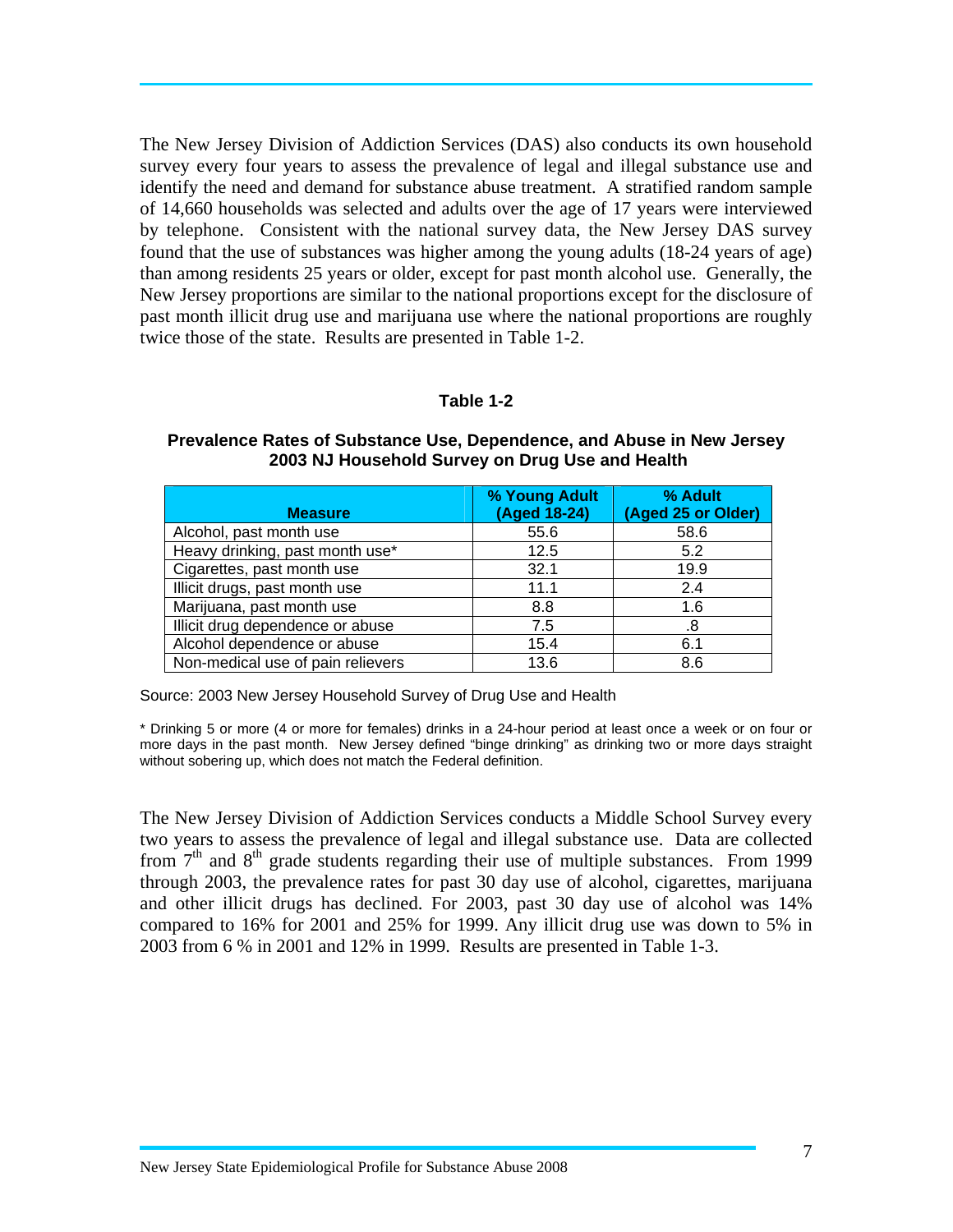The New Jersey Division of Addiction Services (DAS) also conducts its own household survey every four years to assess the prevalence of legal and illegal substance use and identify the need and demand for substance abuse treatment. A stratified random sample of 14,660 households was selected and adults over the age of 17 years were interviewed by telephone. Consistent with the national survey data, the New Jersey DAS survey found that the use of substances was higher among the young adults (18-24 years of age) than among residents 25 years or older, except for past month alcohol use. Generally, the New Jersey proportions are similar to the national proportions except for the disclosure of past month illicit drug use and marijuana use where the national proportions are roughly twice those of the state. Results are presented in Table 1-2.

**Table 1-2**

**Prevalence Rates of Substance Use, Dependence, and Abuse in New Jersey 2003 NJ Household Survey on Drug Use and Health**

| Measure | % Young Adult (Aged 18-24) | % Adult (Aged 25 or Older) |
|---|---|---|
| Alcohol, past month use | 55.6 | 58.6 |
| Heavy drinking, past month use* | 12.5 | 5.2 |
| Cigarettes, past month use | 32.1 | 19.9 |
| Illicit drugs, past month use | 11.1 | 2.4 |
| Marijuana, past month use | 8.8 | 1.6 |
| Illicit drug dependence or abuse | 7.5 | .8 |
| Alcohol dependence or abuse | 15.4 | 6.1 |
| Non-medical use of pain relievers | 13.6 | 8.6 |

Source: 2003 New Jersey Household Survey of Drug Use and Health

* Drinking 5 or more (4 or more for females) drinks in a 24-hour period at least once a week or on four or more days in the past month. New Jersey defined "binge drinking" as drinking two or more days straight without sobering up, which does not match the Federal definition.

The New Jersey Division of Addiction Services conducts a Middle School Survey every two years to assess the prevalence of legal and illegal substance use. Data are collected from 7th and 8th grade students regarding their use of multiple substances. From 1999 through 2003, the prevalence rates for past 30 day use of alcohol, cigarettes, marijuana and other illicit drugs has declined. For 2003, past 30 day use of alcohol was 14% compared to 16% for 2001 and 25% for 1999. Any illicit drug use was down to 5% in 2003 from 6 % in 2001 and 12% in 1999. Results are presented in Table 1-3.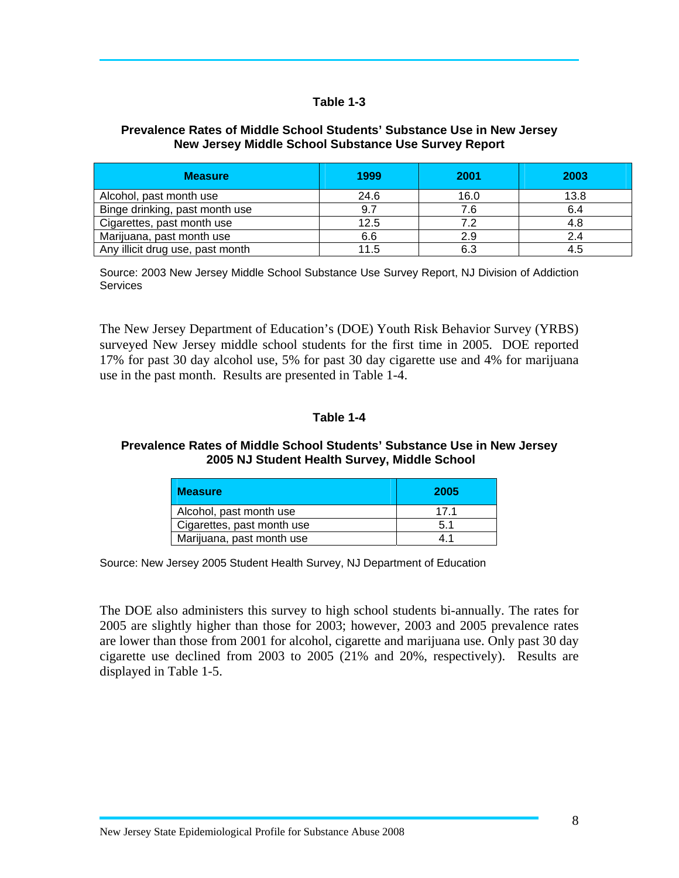**Table 1-3**

**Prevalence Rates of Middle School Students' Substance Use in New Jersey**
**New Jersey Middle School Substance Use Survey Report**

| Measure | 1999 | 2001 | 2003 |
|---|---|---|---|
| Alcohol, past month use | 24.6 | 16.0 | 13.8 |
| Binge drinking, past month use | 9.7 | 7.6 | 6.4 |
| Cigarettes, past month use | 12.5 | 7.2 | 4.8 |
| Marijuana, past month use | 6.6 | 2.9 | 2.4 |
| Any illicit drug use, past month | 11.5 | 6.3 | 4.5 |

Source: 2003 New Jersey Middle School Substance Use Survey Report, NJ Division of Addiction Services

The New Jersey Department of Education's (DOE) Youth Risk Behavior Survey (YRBS) surveyed New Jersey middle school students for the first time in 2005. DOE reported 17% for past 30 day alcohol use, 5% for past 30 day cigarette use and 4% for marijuana use in the past month. Results are presented in Table 1-4.

**Table 1-4**

**Prevalence Rates of Middle School Students' Substance Use in New Jersey**
**2005 NJ Student Health Survey, Middle School**

| Measure | 2005 |
|---|---|
| Alcohol, past month use | 17.1 |
| Cigarettes, past month use | 5.1 |
| Marijuana, past month use | 4.1 |

Source: New Jersey 2005 Student Health Survey, NJ Department of Education

The DOE also administers this survey to high school students bi-annually. The rates for 2005 are slightly higher than those for 2003; however, 2003 and 2005 prevalence rates are lower than those from 2001 for alcohol, cigarette and marijuana use. Only past 30 day cigarette use declined from 2003 to 2005 (21% and 20%, respectively). Results are displayed in Table 1-5.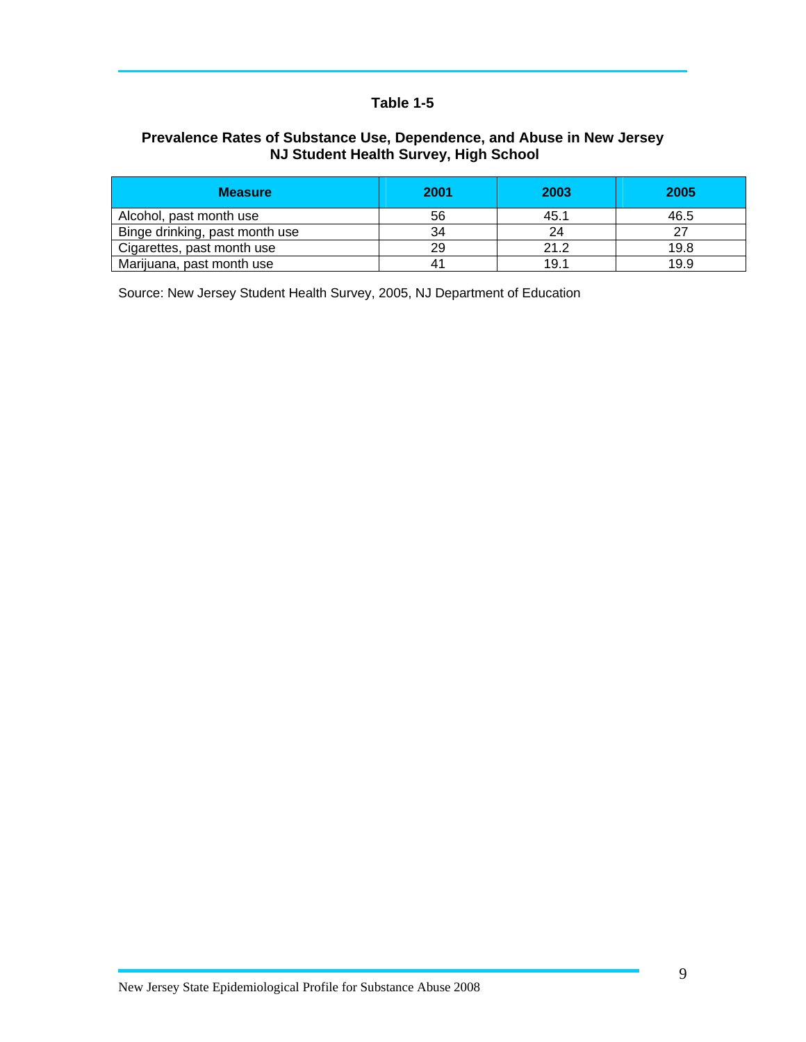**Table 1-5**

**Prevalence Rates of Substance Use, Dependence, and Abuse in New Jersey NJ Student Health Survey, High School**

| Measure | 2001 | 2003 | 2005 |
| --- | --- | --- | --- |
| Alcohol, past month use | 56 | 45.1 | 46.5 |
| Binge drinking, past month use | 34 | 24 | 27 |
| Cigarettes, past month use | 29 | 21.2 | 19.8 |
| Marijuana, past month use | 41 | 19.1 | 19.9 |

Source: New Jersey Student Health Survey, 2005, NJ Department of Education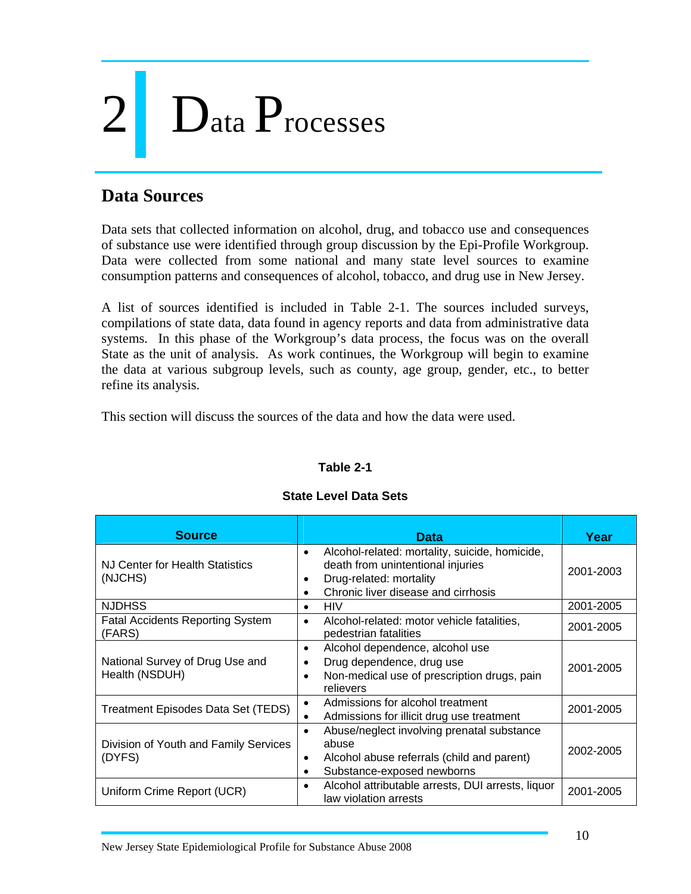# 2 Data Processes

## Data Sources

Data sets that collected information on alcohol, drug, and tobacco use and consequences of substance use were identified through group discussion by the Epi-Profile Workgroup. Data were collected from some national and many state level sources to examine consumption patterns and consequences of alcohol, tobacco, and drug use in New Jersey.

A list of sources identified is included in Table 2-1. The sources included surveys, compilations of state data, data found in agency reports and data from administrative data systems. In this phase of the Workgroup's data process, the focus was on the overall State as the unit of analysis. As work continues, the Workgroup will begin to examine the data at various subgroup levels, such as county, age group, gender, etc., to better refine its analysis.

This section will discuss the sources of the data and how the data were used.

**Table 2-1**

**State Level Data Sets**

| Source | Data | Year |
|---|---|---|
| NJ Center for Health Statistics (NJCHS) | • Alcohol-related: mortality, suicide, homicide, death from unintentional injuries<br>• Drug-related: mortality<br>• Chronic liver disease and cirrhosis | 2001-2003 |
| NJDHSS | • HIV | 2001-2005 |
| Fatal Accidents Reporting System (FARS) | • Alcohol-related: motor vehicle fatalities, pedestrian fatalities | 2001-2005 |
| National Survey of Drug Use and Health (NSDUH) | • Alcohol dependence, alcohol use<br>• Drug dependence, drug use<br>• Non-medical use of prescription drugs, pain relievers | 2001-2005 |
| Treatment Episodes Data Set (TEDS) | • Admissions for alcohol treatment<br>• Admissions for illicit drug use treatment | 2001-2005 |
| Division of Youth and Family Services (DYFS) | • Abuse/neglect involving prenatal substance abuse<br>• Alcohol abuse referrals (child and parent)<br>• Substance-exposed newborns | 2002-2005 |
| Uniform Crime Report (UCR) | • Alcohol attributable arrests, DUI arrests, liquor law violation arrests | 2001-2005 |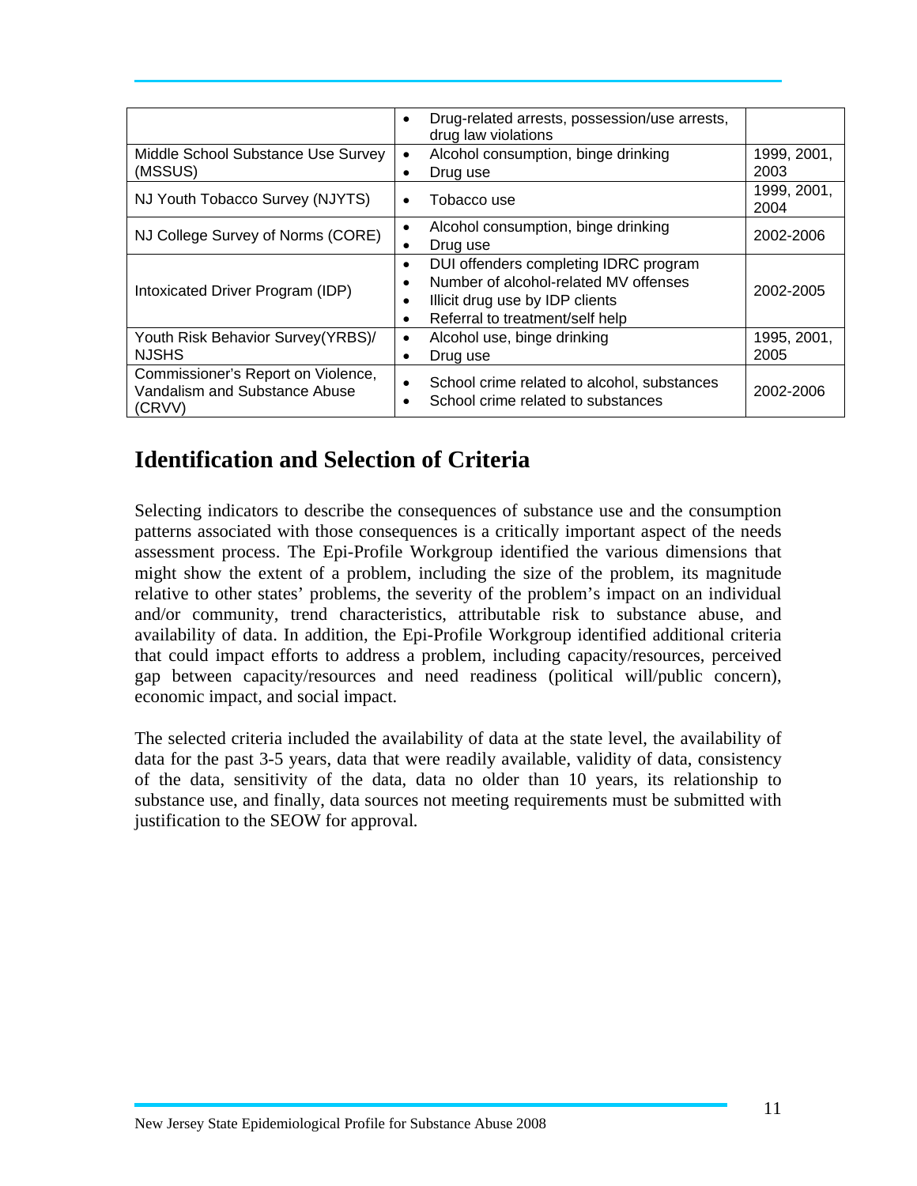| | | |
|---|---|---|
| | • Drug-related arrests, possession/use arrests, drug law violations | |
| Middle School Substance Use Survey (MSSUS) | • Alcohol consumption, binge drinking<br>• Drug use | 1999, 2001, 2003 |
| NJ Youth Tobacco Survey (NJYTS) | • Tobacco use | 1999, 2001, 2004 |
| NJ College Survey of Norms (CORE) | • Alcohol consumption, binge drinking<br>• Drug use | 2002-2006 |
| Intoxicated Driver Program (IDP) | • DUI offenders completing IDRC program<br>• Number of alcohol-related MV offenses<br>• Illicit drug use by IDP clients<br>• Referral to treatment/self help | 2002-2005 |
| Youth Risk Behavior Survey(YRBS)/ NJSHS | • Alcohol use, binge drinking<br>• Drug use | 1995, 2001, 2005 |
| Commissioner's Report on Violence, Vandalism and Substance Abuse (CRVV) | • School crime related to alcohol, substances<br>• School crime related to substances | 2002-2006 |

## Identification and Selection of Criteria

Selecting indicators to describe the consequences of substance use and the consumption patterns associated with those consequences is a critically important aspect of the needs assessment process. The Epi-Profile Workgroup identified the various dimensions that might show the extent of a problem, including the size of the problem, its magnitude relative to other states' problems, the severity of the problem's impact on an individual and/or community, trend characteristics, attributable risk to substance abuse, and availability of data. In addition, the Epi-Profile Workgroup identified additional criteria that could impact efforts to address a problem, including capacity/resources, perceived gap between capacity/resources and need readiness (political will/public concern), economic impact, and social impact.

The selected criteria included the availability of data at the state level, the availability of data for the past 3-5 years, data that were readily available, validity of data, consistency of the data, sensitivity of the data, data no older than 10 years, its relationship to substance use, and finally, data sources not meeting requirements must be submitted with justification to the SEOW for approval.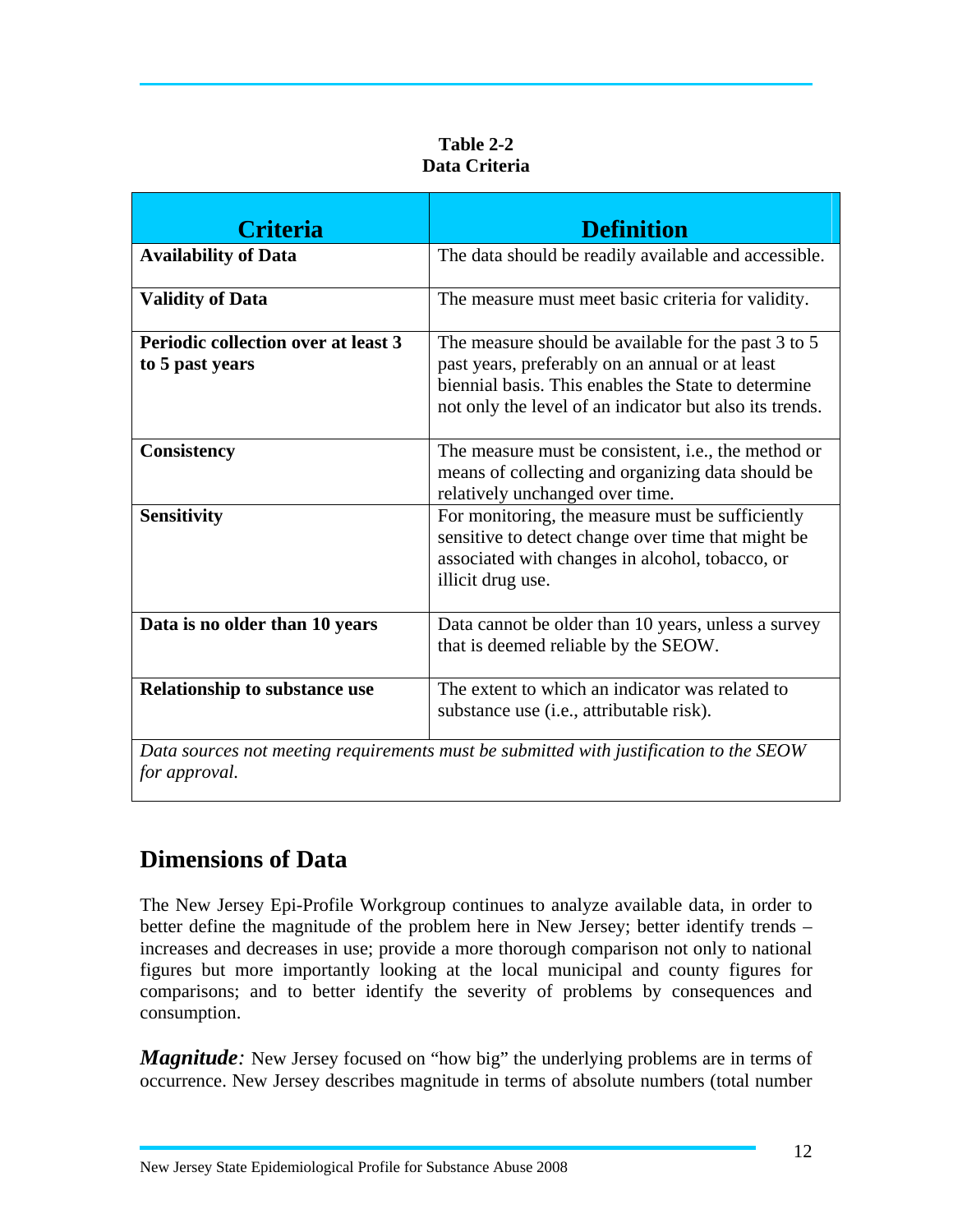**Table 2-2**
**Data Criteria**

| Criteria | Definition |
|---|---|
| **Availability of Data** | The data should be readily available and accessible. |
| **Validity of Data** | The measure must meet basic criteria for validity. |
| **Periodic collection over at least 3 to 5 past years** | The measure should be available for the past 3 to 5 past years, preferably on an annual or at least biennial basis. This enables the State to determine not only the level of an indicator but also its trends. |
| **Consistency** | The measure must be consistent, i.e., the method or means of collecting and organizing data should be relatively unchanged over time. |
| **Sensitivity** | For monitoring, the measure must be sufficiently sensitive to detect change over time that might be associated with changes in alcohol, tobacco, or illicit drug use. |
| **Data is no older than 10 years** | Data cannot be older than 10 years, unless a survey that is deemed reliable by the SEOW. |
| **Relationship to substance use** | The extent to which an indicator was related to substance use (i.e., attributable risk). |
| *Data sources not meeting requirements must be submitted with justification to the SEOW for approval.* | |

## Dimensions of Data

The New Jersey Epi-Profile Workgroup continues to analyze available data, in order to better define the magnitude of the problem here in New Jersey; better identify trends – increases and decreases in use; provide a more thorough comparison not only to national figures but more importantly looking at the local municipal and county figures for comparisons; and to better identify the severity of problems by consequences and consumption.

***Magnitude****:* New Jersey focused on "how big" the underlying problems are in terms of occurrence. New Jersey describes magnitude in terms of absolute numbers (total number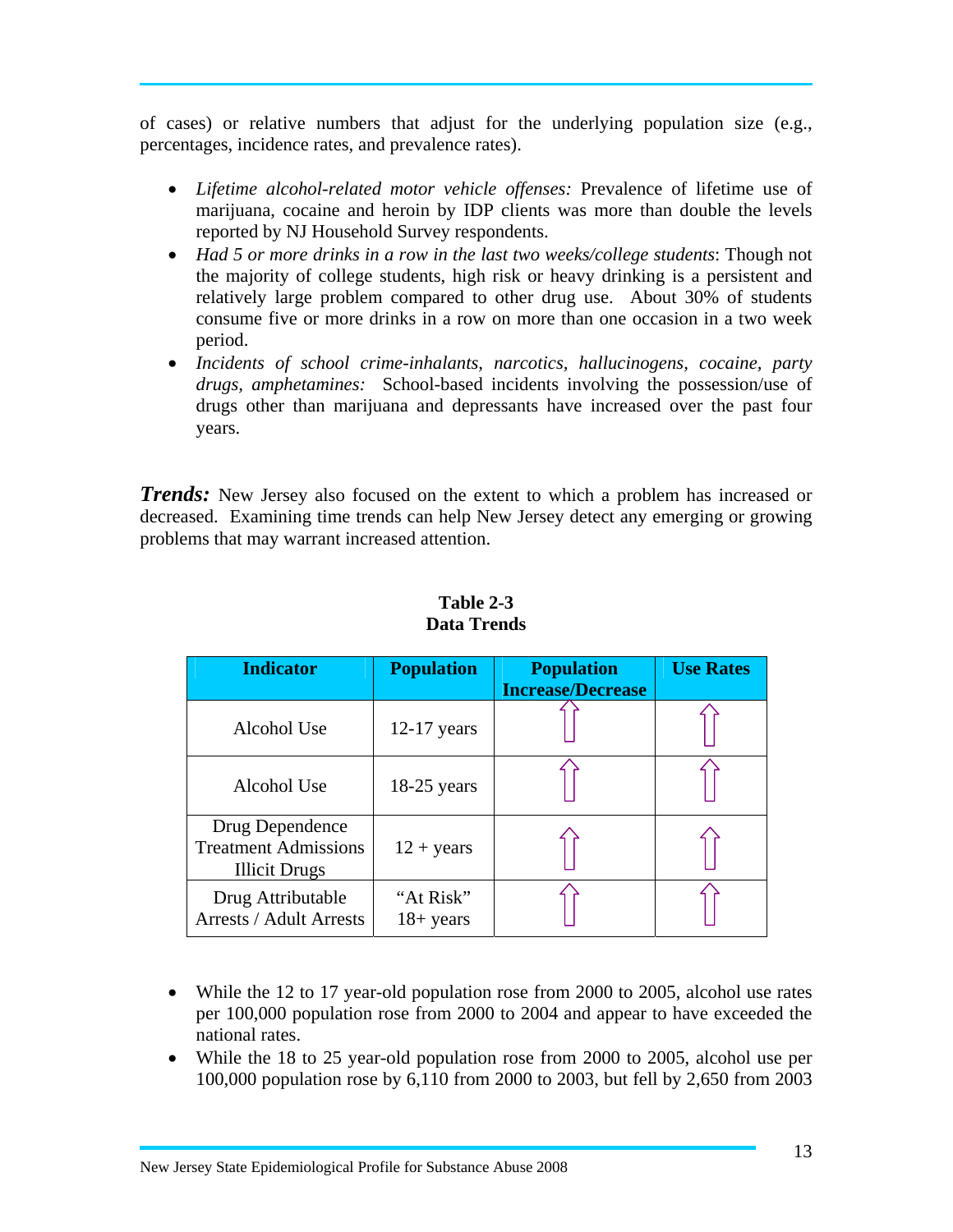of cases) or relative numbers that adjust for the underlying population size (e.g., percentages, incidence rates, and prevalence rates).

- *Lifetime alcohol-related motor vehicle offenses:* Prevalence of lifetime use of marijuana, cocaine and heroin by IDP clients was more than double the levels reported by NJ Household Survey respondents.
- *Had 5 or more drinks in a row in the last two weeks/college students*: Though not the majority of college students, high risk or heavy drinking is a persistent and relatively large problem compared to other drug use. About 30% of students consume five or more drinks in a row on more than one occasion in a two week period.
- *Incidents of school crime-inhalants, narcotics, hallucinogens, cocaine, party drugs, amphetamines:* School-based incidents involving the possession/use of drugs other than marijuana and depressants have increased over the past four years.

***Trends:*** New Jersey also focused on the extent to which a problem has increased or decreased. Examining time trends can help New Jersey detect any emerging or growing problems that may warrant increased attention.

**Table 2-3**
**Data Trends**

| Indicator | Population | Population Increase/Decrease | Use Rates |
|---|---|---|---|
| Alcohol Use | 12-17 years | ⇧ | ⇧ |
| Alcohol Use | 18-25 years | ⇧ | ⇧ |
| Drug Dependence Treatment Admissions Illicit Drugs | 12 + years | ⇧ | ⇧ |
| Drug Attributable Arrests / Adult Arrests | "At Risk" 18+ years | ⇧ | ⇧ |

- While the 12 to 17 year-old population rose from 2000 to 2005, alcohol use rates per 100,000 population rose from 2000 to 2004 and appear to have exceeded the national rates.
- While the 18 to 25 year-old population rose from 2000 to 2005, alcohol use per 100,000 population rose by 6,110 from 2000 to 2003, but fell by 2,650 from 2003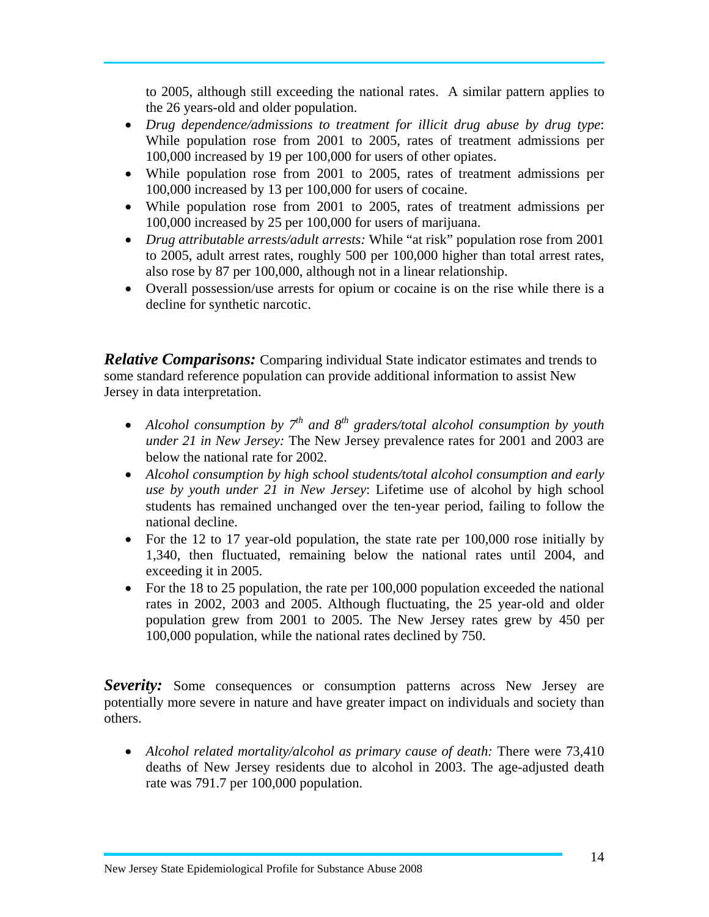to 2005, although still exceeding the national rates. A similar pattern applies to the 26 years-old and older population.

- *Drug dependence/admissions to treatment for illicit drug abuse by drug type*: While population rose from 2001 to 2005, rates of treatment admissions per 100,000 increased by 19 per 100,000 for users of other opiates.
- While population rose from 2001 to 2005, rates of treatment admissions per 100,000 increased by 13 per 100,000 for users of cocaine.
- While population rose from 2001 to 2005, rates of treatment admissions per 100,000 increased by 25 per 100,000 for users of marijuana.
- *Drug attributable arrests/adult arrests:* While "at risk" population rose from 2001 to 2005, adult arrest rates, roughly 500 per 100,000 higher than total arrest rates, also rose by 87 per 100,000, although not in a linear relationship.
- Overall possession/use arrests for opium or cocaine is on the rise while there is a decline for synthetic narcotic.

***Relative Comparisons:*** Comparing individual State indicator estimates and trends to some standard reference population can provide additional information to assist New Jersey in data interpretation.

- *Alcohol consumption by 7th and 8th graders/total alcohol consumption by youth under 21 in New Jersey:* The New Jersey prevalence rates for 2001 and 2003 are below the national rate for 2002.
- *Alcohol consumption by high school students/total alcohol consumption and early use by youth under 21 in New Jersey*: Lifetime use of alcohol by high school students has remained unchanged over the ten-year period, failing to follow the national decline.
- For the 12 to 17 year-old population, the state rate per 100,000 rose initially by 1,340, then fluctuated, remaining below the national rates until 2004, and exceeding it in 2005.
- For the 18 to 25 population, the rate per 100,000 population exceeded the national rates in 2002, 2003 and 2005. Although fluctuating, the 25 year-old and older population grew from 2001 to 2005. The New Jersey rates grew by 450 per 100,000 population, while the national rates declined by 750.

***Severity:*** Some consequences or consumption patterns across New Jersey are potentially more severe in nature and have greater impact on individuals and society than others.

- *Alcohol related mortality/alcohol as primary cause of death:* There were 73,410 deaths of New Jersey residents due to alcohol in 2003. The age-adjusted death rate was 791.7 per 100,000 population.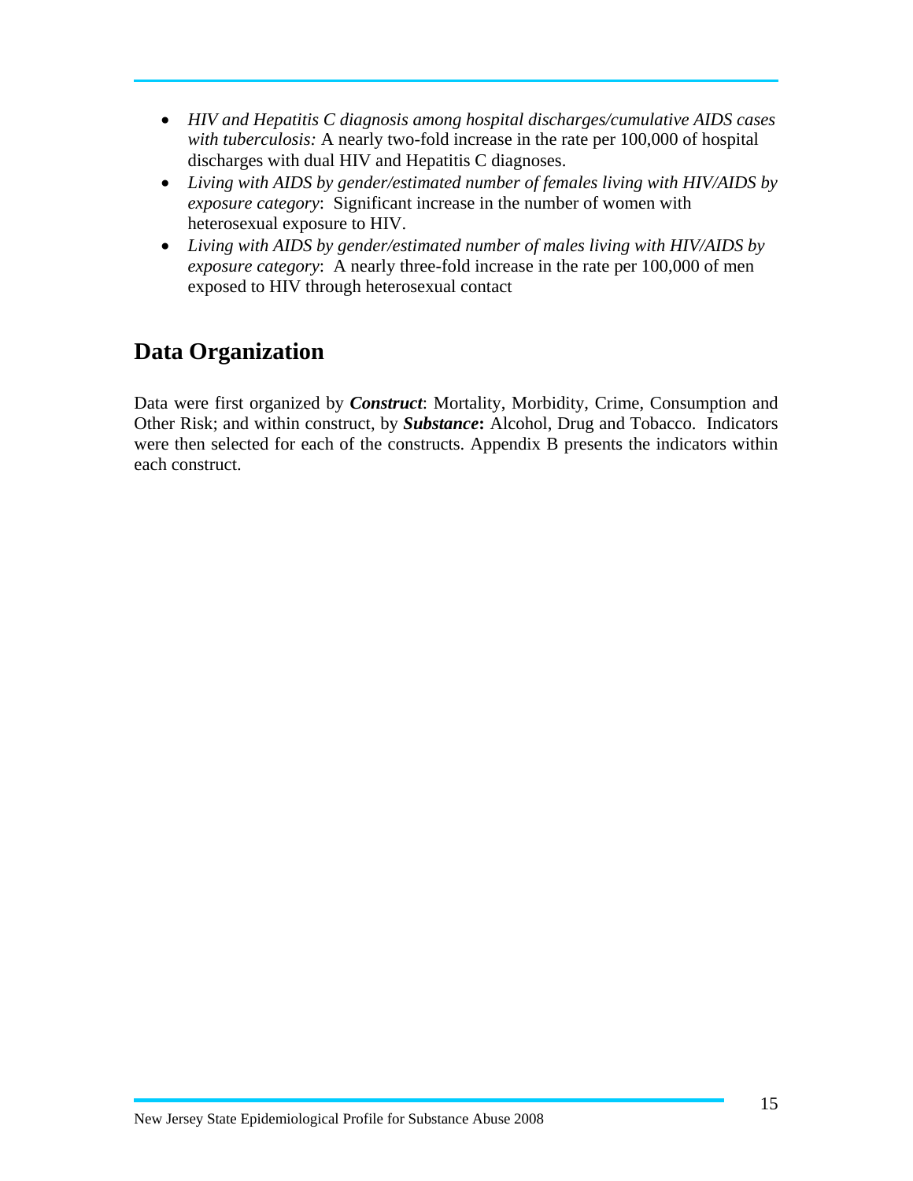- *HIV and Hepatitis C diagnosis among hospital discharges/cumulative AIDS cases with tuberculosis:* A nearly two-fold increase in the rate per 100,000 of hospital discharges with dual HIV and Hepatitis C diagnoses.
- *Living with AIDS by gender/estimated number of females living with HIV/AIDS by exposure category*: Significant increase in the number of women with heterosexual exposure to HIV.
- *Living with AIDS by gender/estimated number of males living with HIV/AIDS by exposure category*: A nearly three-fold increase in the rate per 100,000 of men exposed to HIV through heterosexual contact

## Data Organization

Data were first organized by ***Construct***: Mortality, Morbidity, Crime, Consumption and Other Risk; and within construct, by ***Substance*****:** Alcohol, Drug and Tobacco. Indicators were then selected for each of the constructs. Appendix B presents the indicators within each construct.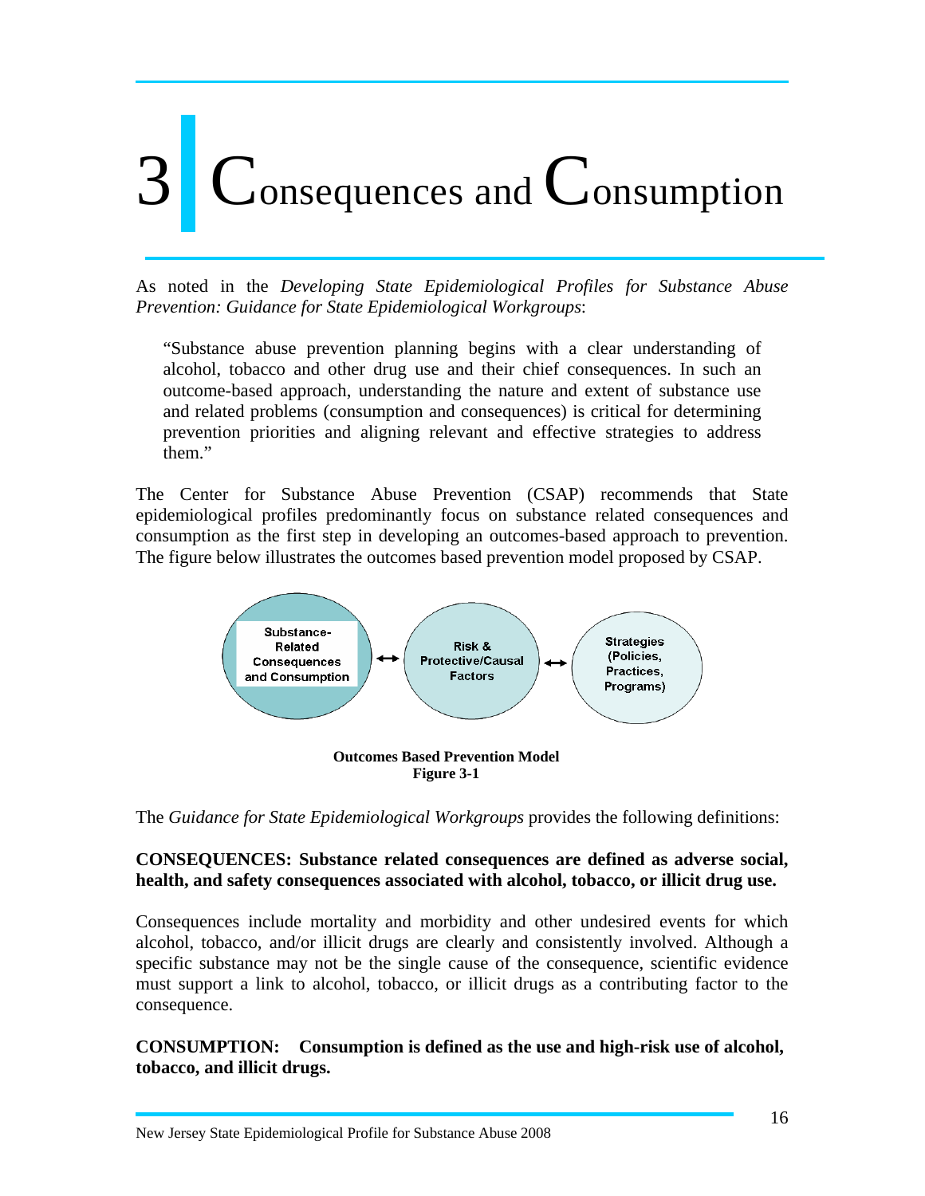# 3 Consequences and Consumption

As noted in the *Developing State Epidemiological Profiles for Substance Abuse Prevention: Guidance for State Epidemiological Workgroups*:

> "Substance abuse prevention planning begins with a clear understanding of alcohol, tobacco and other drug use and their chief consequences. In such an outcome-based approach, understanding the nature and extent of substance use and related problems (consumption and consequences) is critical for determining prevention priorities and aligning relevant and effective strategies to address them."

The Center for Substance Abuse Prevention (CSAP) recommends that State epidemiological profiles predominantly focus on substance related consequences and consumption as the first step in developing an outcomes-based approach to prevention. The figure below illustrates the outcomes based prevention model proposed by CSAP.

Substance-Related Consequences and Consumption ↔ Risk & Protective/Causal Factors ↔ Strategies (Policies, Practices, Programs)

**Outcomes Based Prevention Model**
**Figure 3-1**

The *Guidance for State Epidemiological Workgroups* provides the following definitions:

**CONSEQUENCES: Substance related consequences are defined as adverse social, health, and safety consequences associated with alcohol, tobacco, or illicit drug use.**

Consequences include mortality and morbidity and other undesired events for which alcohol, tobacco, and/or illicit drugs are clearly and consistently involved. Although a specific substance may not be the single cause of the consequence, scientific evidence must support a link to alcohol, tobacco, or illicit drugs as a contributing factor to the consequence.

**CONSUMPTION: Consumption is defined as the use and high-risk use of alcohol, tobacco, and illicit drugs.**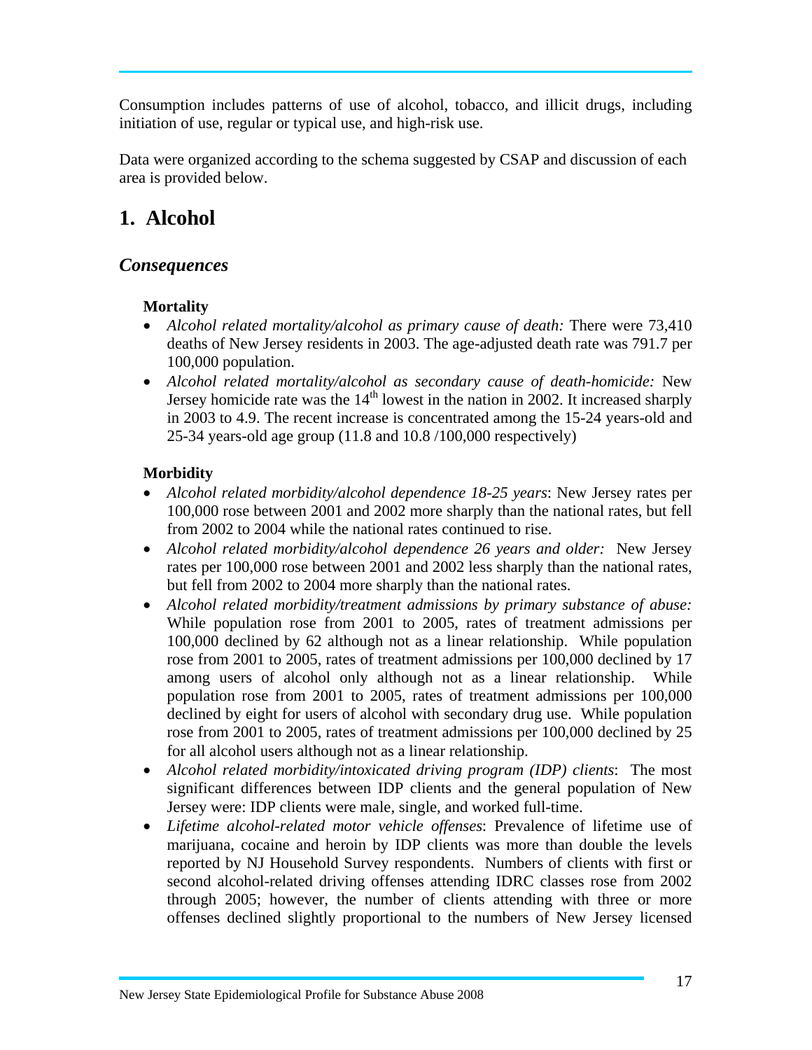Consumption includes patterns of use of alcohol, tobacco, and illicit drugs, including initiation of use, regular or typical use, and high-risk use.

Data were organized according to the schema suggested by CSAP and discussion of each area is provided below.

# 1. Alcohol

## *Consequences*

**Mortality**

- *Alcohol related mortality/alcohol as primary cause of death:* There were 73,410 deaths of New Jersey residents in 2003. The age-adjusted death rate was 791.7 per 100,000 population.
- *Alcohol related mortality/alcohol as secondary cause of death-homicide:* New Jersey homicide rate was the 14th lowest in the nation in 2002. It increased sharply in 2003 to 4.9. The recent increase is concentrated among the 15-24 years-old and 25-34 years-old age group (11.8 and 10.8 /100,000 respectively)

**Morbidity**

- *Alcohol related morbidity/alcohol dependence 18-25 years*: New Jersey rates per 100,000 rose between 2001 and 2002 more sharply than the national rates, but fell from 2002 to 2004 while the national rates continued to rise.
- *Alcohol related morbidity/alcohol dependence 26 years and older:* New Jersey rates per 100,000 rose between 2001 and 2002 less sharply than the national rates, but fell from 2002 to 2004 more sharply than the national rates.
- *Alcohol related morbidity/treatment admissions by primary substance of abuse:* While population rose from 2001 to 2005, rates of treatment admissions per 100,000 declined by 62 although not as a linear relationship. While population rose from 2001 to 2005, rates of treatment admissions per 100,000 declined by 17 among users of alcohol only although not as a linear relationship. While population rose from 2001 to 2005, rates of treatment admissions per 100,000 declined by eight for users of alcohol with secondary drug use. While population rose from 2001 to 2005, rates of treatment admissions per 100,000 declined by 25 for all alcohol users although not as a linear relationship.
- *Alcohol related morbidity/intoxicated driving program (IDP) clients*: The most significant differences between IDP clients and the general population of New Jersey were: IDP clients were male, single, and worked full-time.
- *Lifetime alcohol-related motor vehicle offenses*: Prevalence of lifetime use of marijuana, cocaine and heroin by IDP clients was more than double the levels reported by NJ Household Survey respondents. Numbers of clients with first or second alcohol-related driving offenses attending IDRC classes rose from 2002 through 2005; however, the number of clients attending with three or more offenses declined slightly proportional to the numbers of New Jersey licensed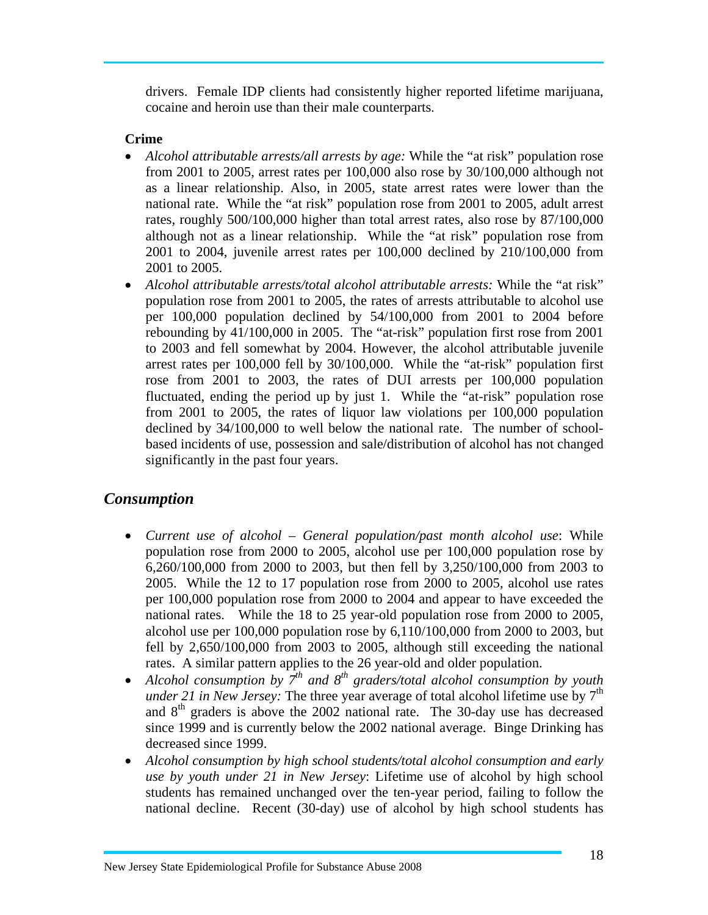drivers. Female IDP clients had consistently higher reported lifetime marijuana, cocaine and heroin use than their male counterparts.

**Crime**

- *Alcohol attributable arrests/all arrests by age:* While the "at risk" population rose from 2001 to 2005, arrest rates per 100,000 also rose by 30/100,000 although not as a linear relationship. Also, in 2005, state arrest rates were lower than the national rate. While the "at risk" population rose from 2001 to 2005, adult arrest rates, roughly 500/100,000 higher than total arrest rates, also rose by 87/100,000 although not as a linear relationship. While the "at risk" population rose from 2001 to 2004, juvenile arrest rates per 100,000 declined by 210/100,000 from 2001 to 2005.
- *Alcohol attributable arrests/total alcohol attributable arrests:* While the "at risk" population rose from 2001 to 2005, the rates of arrests attributable to alcohol use per 100,000 population declined by 54/100,000 from 2001 to 2004 before rebounding by 41/100,000 in 2005. The "at-risk" population first rose from 2001 to 2003 and fell somewhat by 2004. However, the alcohol attributable juvenile arrest rates per 100,000 fell by 30/100,000. While the "at-risk" population first rose from 2001 to 2003, the rates of DUI arrests per 100,000 population fluctuated, ending the period up by just 1. While the "at-risk" population rose from 2001 to 2005, the rates of liquor law violations per 100,000 population declined by 34/100,000 to well below the national rate. The number of school-based incidents of use, possession and sale/distribution of alcohol has not changed significantly in the past four years.

## *Consumption*

- *Current use of alcohol – General population/past month alcohol use*: While population rose from 2000 to 2005, alcohol use per 100,000 population rose by 6,260/100,000 from 2000 to 2003, but then fell by 3,250/100,000 from 2003 to 2005. While the 12 to 17 population rose from 2000 to 2005, alcohol use rates per 100,000 population rose from 2000 to 2004 and appear to have exceeded the national rates. While the 18 to 25 year-old population rose from 2000 to 2005, alcohol use per 100,000 population rose by 6,110/100,000 from 2000 to 2003, but fell by 2,650/100,000 from 2003 to 2005, although still exceeding the national rates. A similar pattern applies to the 26 year-old and older population.
- *Alcohol consumption by 7th and 8th graders/total alcohol consumption by youth under 21 in New Jersey:* The three year average of total alcohol lifetime use by 7th and 8th graders is above the 2002 national rate. The 30-day use has decreased since 1999 and is currently below the 2002 national average. Binge Drinking has decreased since 1999.
- *Alcohol consumption by high school students/total alcohol consumption and early use by youth under 21 in New Jersey*: Lifetime use of alcohol by high school students has remained unchanged over the ten-year period, failing to follow the national decline. Recent (30-day) use of alcohol by high school students has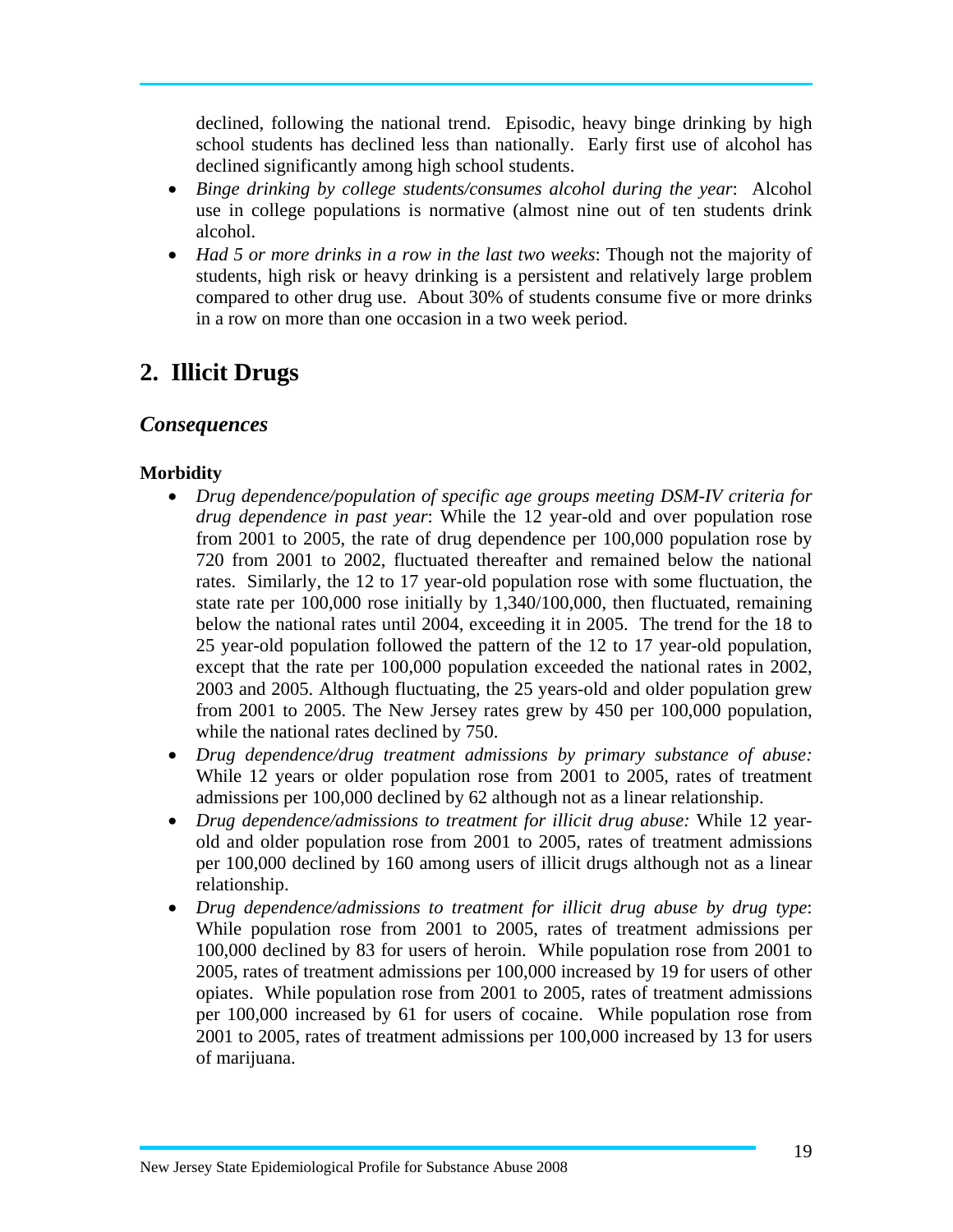declined, following the national trend. Episodic, heavy binge drinking by high school students has declined less than nationally. Early first use of alcohol has declined significantly among high school students.

- *Binge drinking by college students/consumes alcohol during the year*: Alcohol use in college populations is normative (almost nine out of ten students drink alcohol.
- *Had 5 or more drinks in a row in the last two weeks*: Though not the majority of students, high risk or heavy drinking is a persistent and relatively large problem compared to other drug use. About 30% of students consume five or more drinks in a row on more than one occasion in a two week period.

## 2. Illicit Drugs

### *Consequences*

**Morbidity**

- *Drug dependence/population of specific age groups meeting DSM-IV criteria for drug dependence in past year*: While the 12 year-old and over population rose from 2001 to 2005, the rate of drug dependence per 100,000 population rose by 720 from 2001 to 2002, fluctuated thereafter and remained below the national rates. Similarly, the 12 to 17 year-old population rose with some fluctuation, the state rate per 100,000 rose initially by 1,340/100,000, then fluctuated, remaining below the national rates until 2004, exceeding it in 2005. The trend for the 18 to 25 year-old population followed the pattern of the 12 to 17 year-old population, except that the rate per 100,000 population exceeded the national rates in 2002, 2003 and 2005. Although fluctuating, the 25 years-old and older population grew from 2001 to 2005. The New Jersey rates grew by 450 per 100,000 population, while the national rates declined by 750.
- *Drug dependence/drug treatment admissions by primary substance of abuse:* While 12 years or older population rose from 2001 to 2005, rates of treatment admissions per 100,000 declined by 62 although not as a linear relationship.
- *Drug dependence/admissions to treatment for illicit drug abuse:* While 12 year-old and older population rose from 2001 to 2005, rates of treatment admissions per 100,000 declined by 160 among users of illicit drugs although not as a linear relationship.
- *Drug dependence/admissions to treatment for illicit drug abuse by drug type*: While population rose from 2001 to 2005, rates of treatment admissions per 100,000 declined by 83 for users of heroin. While population rose from 2001 to 2005, rates of treatment admissions per 100,000 increased by 19 for users of other opiates. While population rose from 2001 to 2005, rates of treatment admissions per 100,000 increased by 61 for users of cocaine. While population rose from 2001 to 2005, rates of treatment admissions per 100,000 increased by 13 for users of marijuana.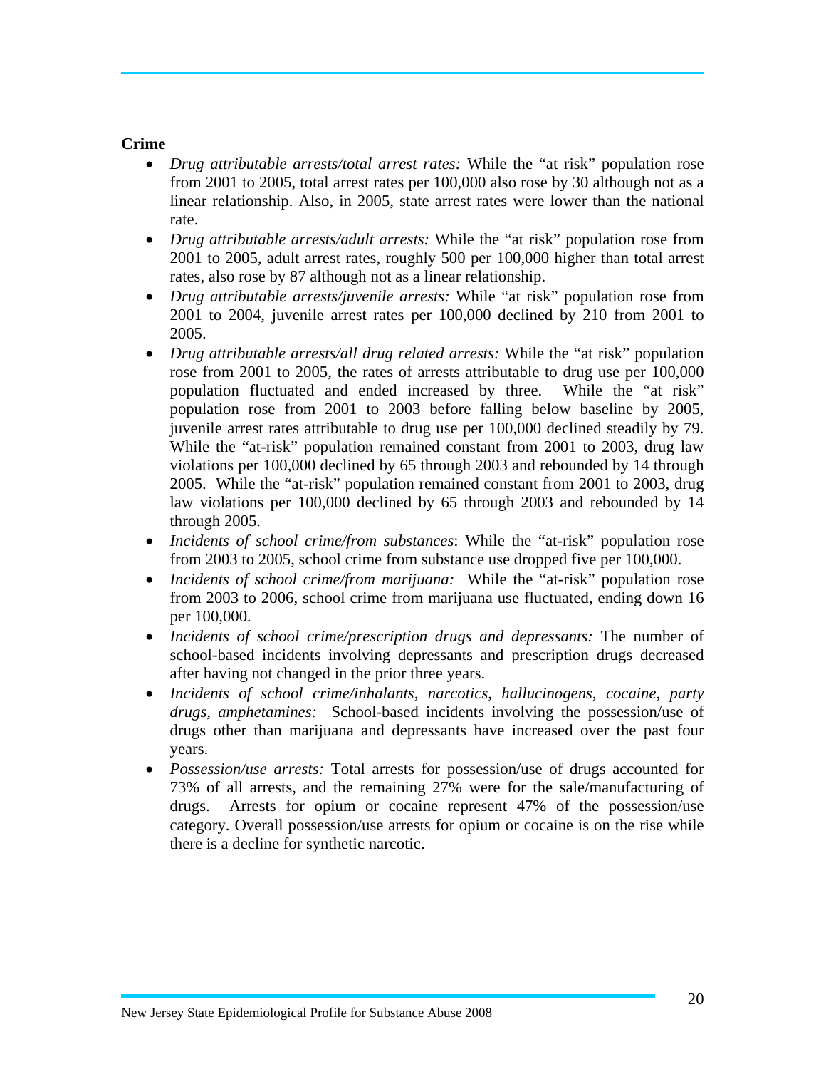**Crime**

- *Drug attributable arrests/total arrest rates:* While the "at risk" population rose from 2001 to 2005, total arrest rates per 100,000 also rose by 30 although not as a linear relationship. Also, in 2005, state arrest rates were lower than the national rate.
- *Drug attributable arrests/adult arrests:* While the "at risk" population rose from 2001 to 2005, adult arrest rates, roughly 500 per 100,000 higher than total arrest rates, also rose by 87 although not as a linear relationship.
- *Drug attributable arrests/juvenile arrests:* While "at risk" population rose from 2001 to 2004, juvenile arrest rates per 100,000 declined by 210 from 2001 to 2005.
- *Drug attributable arrests/all drug related arrests:* While the "at risk" population rose from 2001 to 2005, the rates of arrests attributable to drug use per 100,000 population fluctuated and ended increased by three. While the "at risk" population rose from 2001 to 2003 before falling below baseline by 2005, juvenile arrest rates attributable to drug use per 100,000 declined steadily by 79. While the "at-risk" population remained constant from 2001 to 2003, drug law violations per 100,000 declined by 65 through 2003 and rebounded by 14 through 2005. While the "at-risk" population remained constant from 2001 to 2003, drug law violations per 100,000 declined by 65 through 2003 and rebounded by 14 through 2005.
- *Incidents of school crime/from substances*: While the "at-risk" population rose from 2003 to 2005, school crime from substance use dropped five per 100,000.
- *Incidents of school crime/from marijuana:* While the "at-risk" population rose from 2003 to 2006, school crime from marijuana use fluctuated, ending down 16 per 100,000.
- *Incidents of school crime/prescription drugs and depressants:* The number of school-based incidents involving depressants and prescription drugs decreased after having not changed in the prior three years.
- *Incidents of school crime/inhalants, narcotics, hallucinogens, cocaine, party drugs, amphetamines:* School-based incidents involving the possession/use of drugs other than marijuana and depressants have increased over the past four years.
- *Possession/use arrests:* Total arrests for possession/use of drugs accounted for 73% of all arrests, and the remaining 27% were for the sale/manufacturing of drugs. Arrests for opium or cocaine represent 47% of the possession/use category. Overall possession/use arrests for opium or cocaine is on the rise while there is a decline for synthetic narcotic.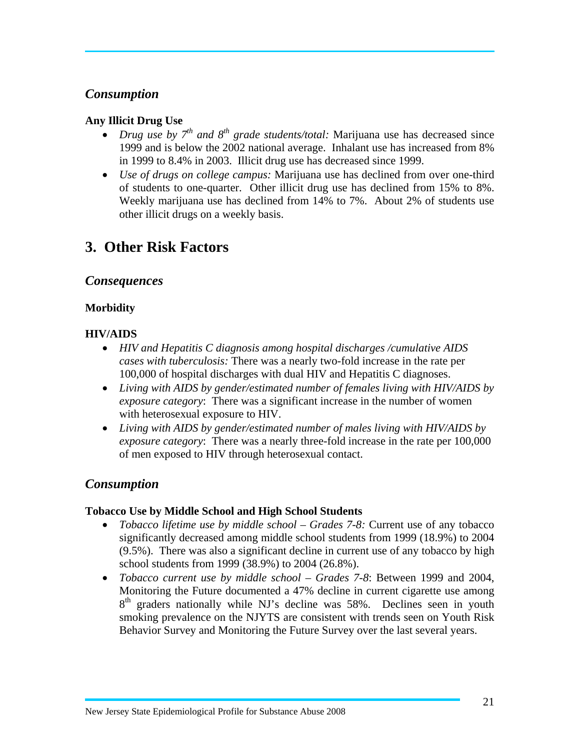### *Consumption*

**Any Illicit Drug Use**

- *Drug use by 7th and 8th grade students/total:* Marijuana use has decreased since 1999 and is below the 2002 national average. Inhalant use has increased from 8% in 1999 to 8.4% in 2003. Illicit drug use has decreased since 1999.
- *Use of drugs on college campus:* Marijuana use has declined from over one-third of students to one-quarter. Other illicit drug use has declined from 15% to 8%. Weekly marijuana use has declined from 14% to 7%. About 2% of students use other illicit drugs on a weekly basis.

## 3. Other Risk Factors

### *Consequences*

**Morbidity**

**HIV/AIDS**

- *HIV and Hepatitis C diagnosis among hospital discharges /cumulative AIDS cases with tuberculosis:* There was a nearly two-fold increase in the rate per 100,000 of hospital discharges with dual HIV and Hepatitis C diagnoses.
- *Living with AIDS by gender/estimated number of females living with HIV/AIDS by exposure category*: There was a significant increase in the number of women with heterosexual exposure to HIV.
- *Living with AIDS by gender/estimated number of males living with HIV/AIDS by exposure category*: There was a nearly three-fold increase in the rate per 100,000 of men exposed to HIV through heterosexual contact.

### *Consumption*

**Tobacco Use by Middle School and High School Students**

- *Tobacco lifetime use by middle school – Grades 7-8:* Current use of any tobacco significantly decreased among middle school students from 1999 (18.9%) to 2004 (9.5%). There was also a significant decline in current use of any tobacco by high school students from 1999 (38.9%) to 2004 (26.8%).
- *Tobacco current use by middle school – Grades 7-8*: Between 1999 and 2004, Monitoring the Future documented a 47% decline in current cigarette use among 8th graders nationally while NJ's decline was 58%. Declines seen in youth smoking prevalence on the NJYTS are consistent with trends seen on Youth Risk Behavior Survey and Monitoring the Future Survey over the last several years.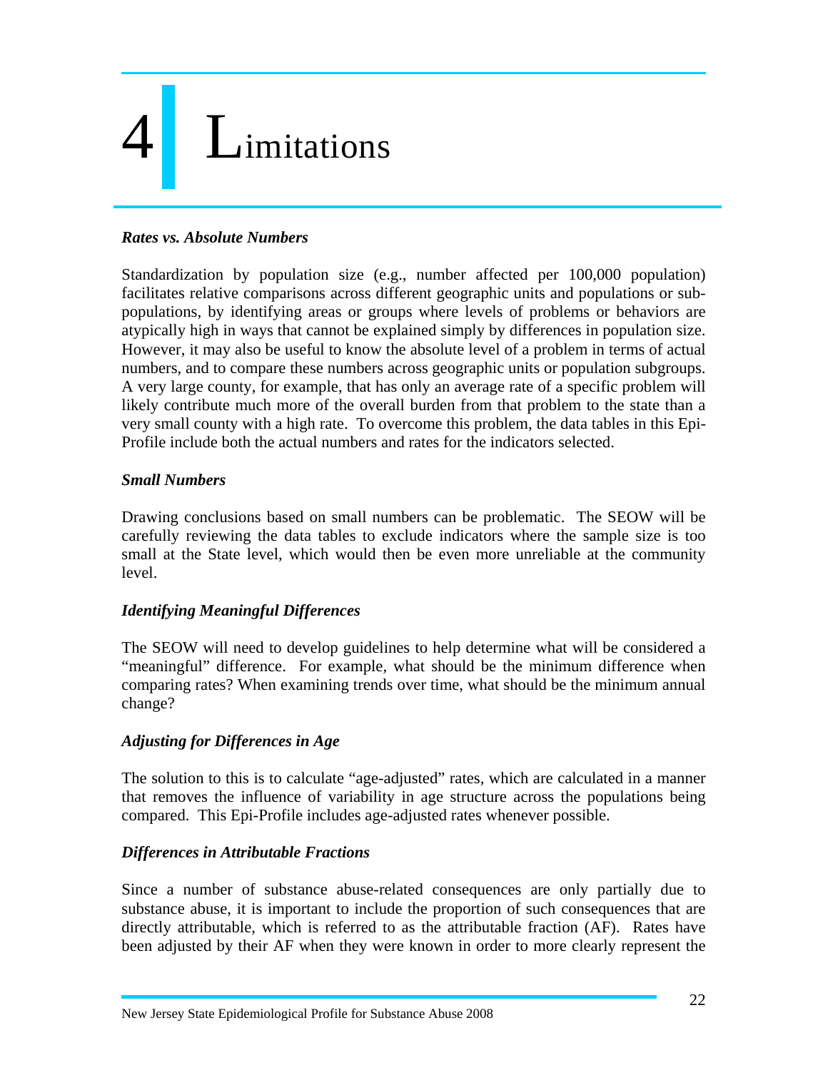# 4 Limitations

***Rates vs. Absolute Numbers***

Standardization by population size (e.g., number affected per 100,000 population) facilitates relative comparisons across different geographic units and populations or sub-populations, by identifying areas or groups where levels of problems or behaviors are atypically high in ways that cannot be explained simply by differences in population size. However, it may also be useful to know the absolute level of a problem in terms of actual numbers, and to compare these numbers across geographic units or population subgroups. A very large county, for example, that has only an average rate of a specific problem will likely contribute much more of the overall burden from that problem to the state than a very small county with a high rate. To overcome this problem, the data tables in this Epi-Profile include both the actual numbers and rates for the indicators selected.

***Small Numbers***

Drawing conclusions based on small numbers can be problematic. The SEOW will be carefully reviewing the data tables to exclude indicators where the sample size is too small at the State level, which would then be even more unreliable at the community level.

***Identifying Meaningful Differences***

The SEOW will need to develop guidelines to help determine what will be considered a "meaningful" difference. For example, what should be the minimum difference when comparing rates? When examining trends over time, what should be the minimum annual change?

***Adjusting for Differences in Age***

The solution to this is to calculate "age-adjusted" rates, which are calculated in a manner that removes the influence of variability in age structure across the populations being compared. This Epi-Profile includes age-adjusted rates whenever possible.

***Differences in Attributable Fractions***

Since a number of substance abuse-related consequences are only partially due to substance abuse, it is important to include the proportion of such consequences that are directly attributable, which is referred to as the attributable fraction (AF). Rates have been adjusted by their AF when they were known in order to more clearly represent the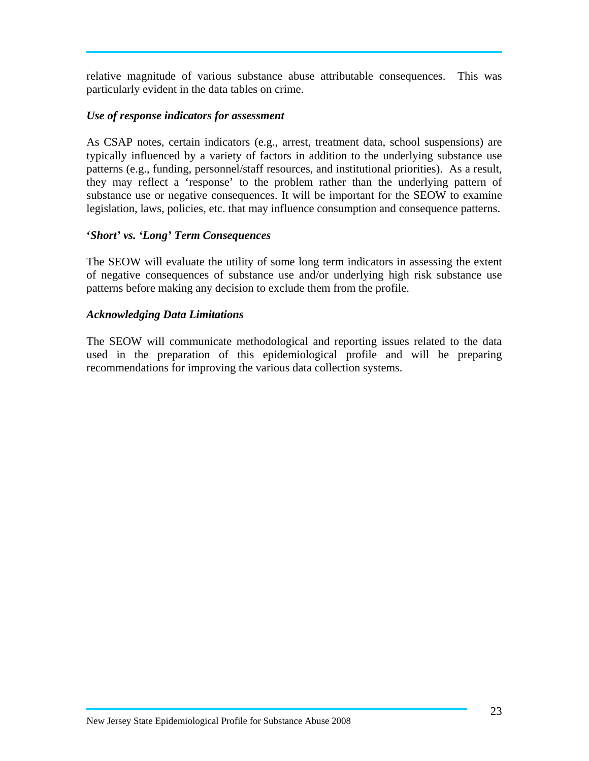relative magnitude of various substance abuse attributable consequences. This was particularly evident in the data tables on crime.

***Use of response indicators for assessment***

As CSAP notes, certain indicators (e.g., arrest, treatment data, school suspensions) are typically influenced by a variety of factors in addition to the underlying substance use patterns (e.g., funding, personnel/staff resources, and institutional priorities). As a result, they may reflect a 'response' to the problem rather than the underlying pattern of substance use or negative consequences. It will be important for the SEOW to examine legislation, laws, policies, etc. that may influence consumption and consequence patterns.

***'Short' vs. 'Long' Term Consequences***

The SEOW will evaluate the utility of some long term indicators in assessing the extent of negative consequences of substance use and/or underlying high risk substance use patterns before making any decision to exclude them from the profile.

***Acknowledging Data Limitations***

The SEOW will communicate methodological and reporting issues related to the data used in the preparation of this epidemiological profile and will be preparing recommendations for improving the various data collection systems.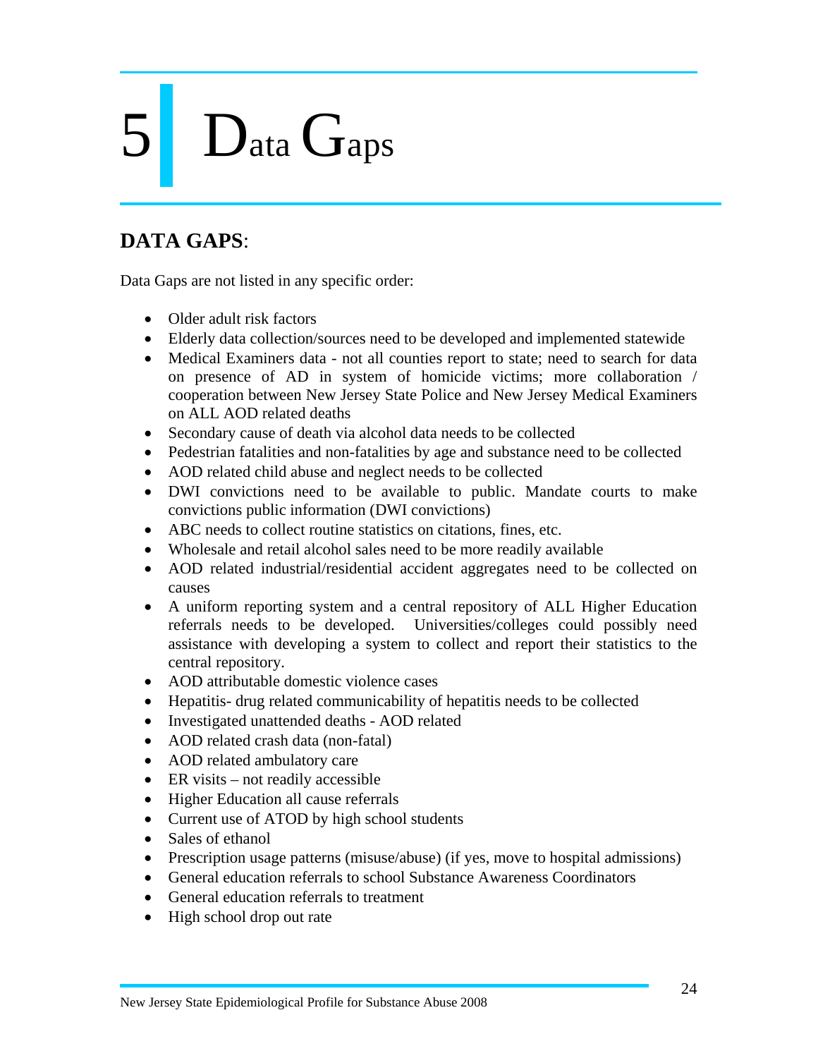# 5 Data Gaps

## DATA GAPS:

Data Gaps are not listed in any specific order:

- Older adult risk factors
- Elderly data collection/sources need to be developed and implemented statewide
- Medical Examiners data - not all counties report to state; need to search for data on presence of AD in system of homicide victims; more collaboration / cooperation between New Jersey State Police and New Jersey Medical Examiners on ALL AOD related deaths
- Secondary cause of death via alcohol data needs to be collected
- Pedestrian fatalities and non-fatalities by age and substance need to be collected
- AOD related child abuse and neglect needs to be collected
- DWI convictions need to be available to public. Mandate courts to make convictions public information (DWI convictions)
- ABC needs to collect routine statistics on citations, fines, etc.
- Wholesale and retail alcohol sales need to be more readily available
- AOD related industrial/residential accident aggregates need to be collected on causes
- A uniform reporting system and a central repository of ALL Higher Education referrals needs to be developed. Universities/colleges could possibly need assistance with developing a system to collect and report their statistics to the central repository.
- AOD attributable domestic violence cases
- Hepatitis- drug related communicability of hepatitis needs to be collected
- Investigated unattended deaths - AOD related
- AOD related crash data (non-fatal)
- AOD related ambulatory care
- ER visits – not readily accessible
- Higher Education all cause referrals
- Current use of ATOD by high school students
- Sales of ethanol
- Prescription usage patterns (misuse/abuse) (if yes, move to hospital admissions)
- General education referrals to school Substance Awareness Coordinators
- General education referrals to treatment
- High school drop out rate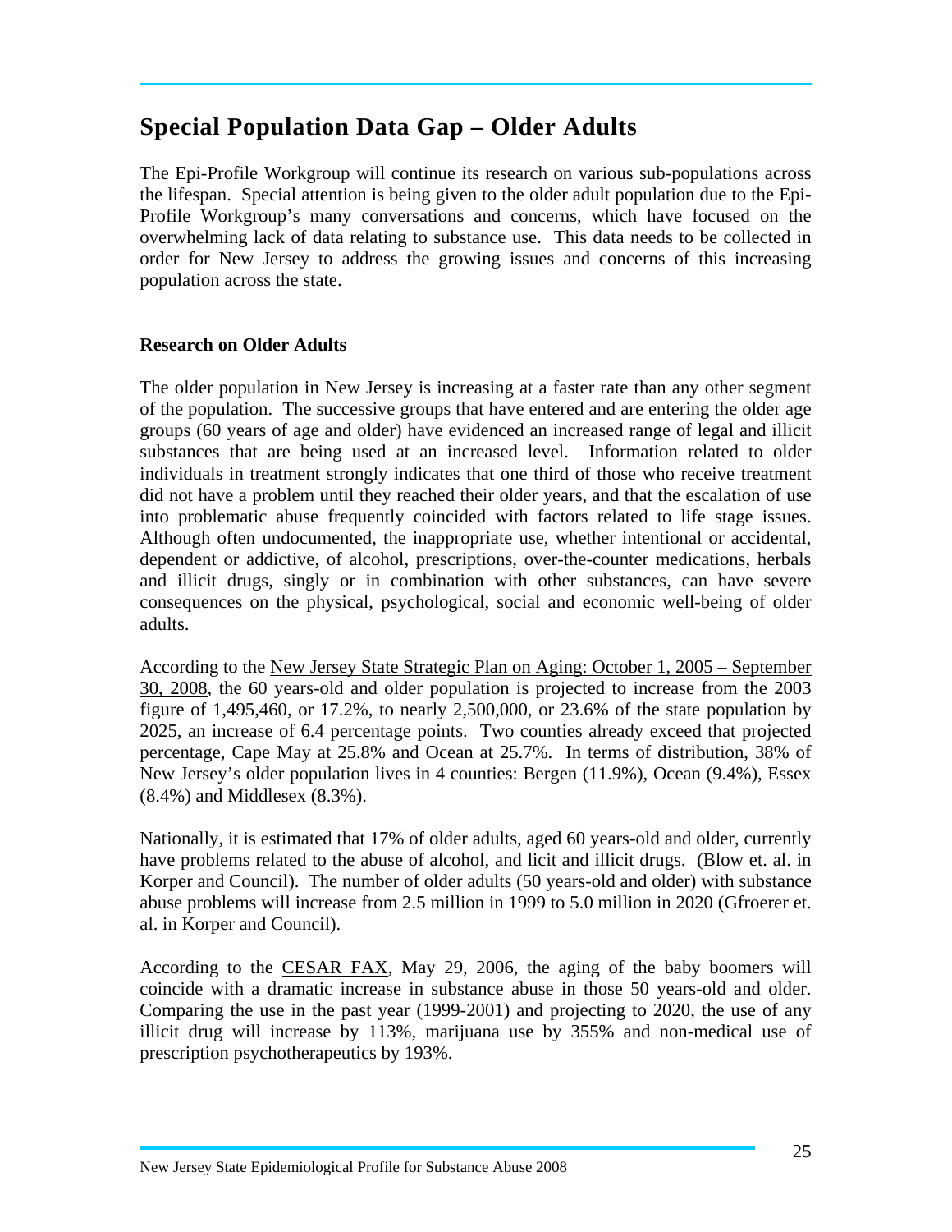## Special Population Data Gap – Older Adults

The Epi-Profile Workgroup will continue its research on various sub-populations across the lifespan. Special attention is being given to the older adult population due to the Epi-Profile Workgroup's many conversations and concerns, which have focused on the overwhelming lack of data relating to substance use. This data needs to be collected in order for New Jersey to address the growing issues and concerns of this increasing population across the state.

**Research on Older Adults**

The older population in New Jersey is increasing at a faster rate than any other segment of the population. The successive groups that have entered and are entering the older age groups (60 years of age and older) have evidenced an increased range of legal and illicit substances that are being used at an increased level. Information related to older individuals in treatment strongly indicates that one third of those who receive treatment did not have a problem until they reached their older years, and that the escalation of use into problematic abuse frequently coincided with factors related to life stage issues. Although often undocumented, the inappropriate use, whether intentional or accidental, dependent or addictive, of alcohol, prescriptions, over-the-counter medications, herbals and illicit drugs, singly or in combination with other substances, can have severe consequences on the physical, psychological, social and economic well-being of older adults.

According to the New Jersey State Strategic Plan on Aging: October 1, 2005 – September 30, 2008, the 60 years-old and older population is projected to increase from the 2003 figure of 1,495,460, or 17.2%, to nearly 2,500,000, or 23.6% of the state population by 2025, an increase of 6.4 percentage points. Two counties already exceed that projected percentage, Cape May at 25.8% and Ocean at 25.7%. In terms of distribution, 38% of New Jersey's older population lives in 4 counties: Bergen (11.9%), Ocean (9.4%), Essex (8.4%) and Middlesex (8.3%).

Nationally, it is estimated that 17% of older adults, aged 60 years-old and older, currently have problems related to the abuse of alcohol, and licit and illicit drugs. (Blow et. al. in Korper and Council). The number of older adults (50 years-old and older) with substance abuse problems will increase from 2.5 million in 1999 to 5.0 million in 2020 (Gfroerer et. al. in Korper and Council).

According to the CESAR FAX, May 29, 2006, the aging of the baby boomers will coincide with a dramatic increase in substance abuse in those 50 years-old and older. Comparing the use in the past year (1999-2001) and projecting to 2020, the use of any illicit drug will increase by 113%, marijuana use by 355% and non-medical use of prescription psychotherapeutics by 193%.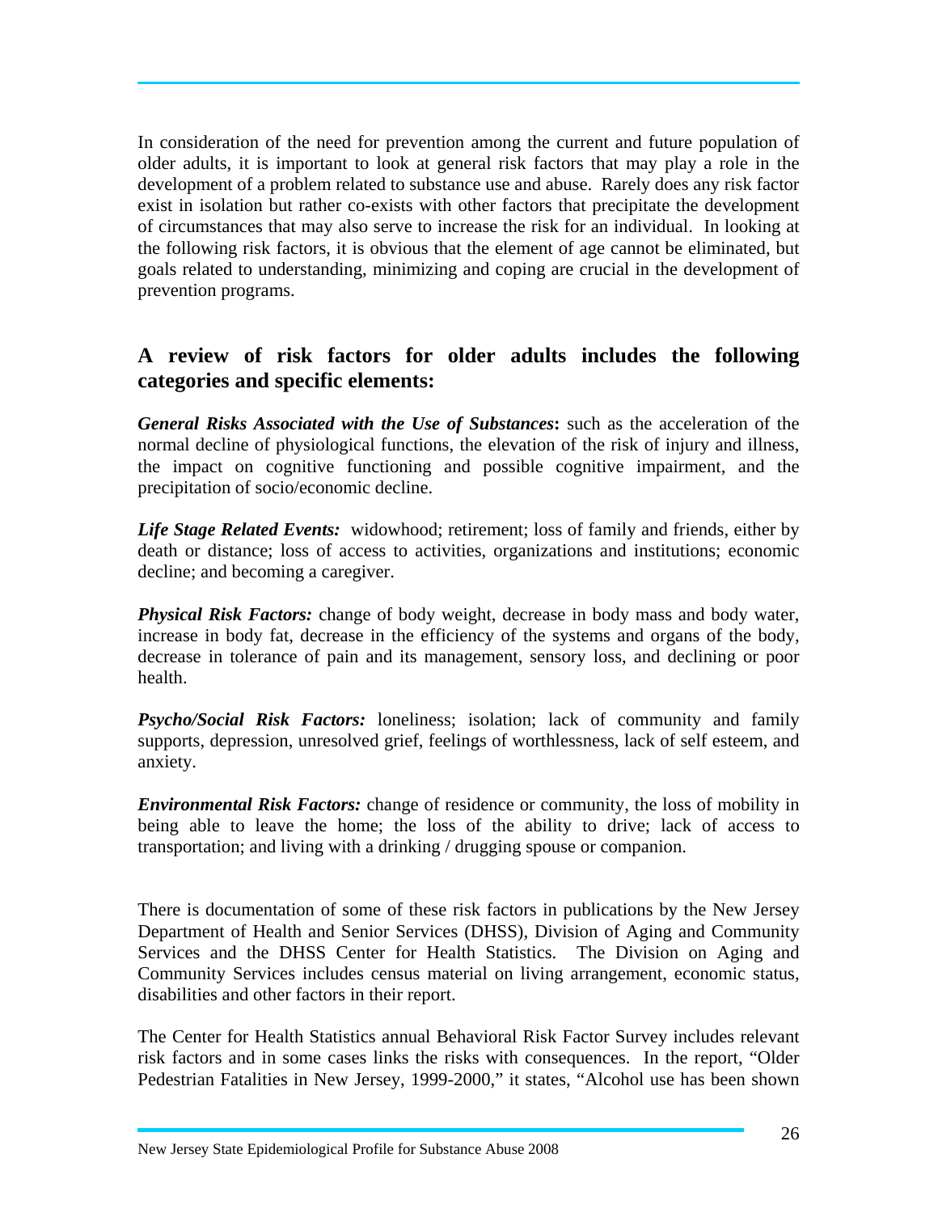In consideration of the need for prevention among the current and future population of older adults, it is important to look at general risk factors that may play a role in the development of a problem related to substance use and abuse. Rarely does any risk factor exist in isolation but rather co-exists with other factors that precipitate the development of circumstances that may also serve to increase the risk for an individual. In looking at the following risk factors, it is obvious that the element of age cannot be eliminated, but goals related to understanding, minimizing and coping are crucial in the development of prevention programs.

## A review of risk factors for older adults includes the following categories and specific elements:

***General Risks Associated with the Use of Substances*:** such as the acceleration of the normal decline of physiological functions, the elevation of the risk of injury and illness, the impact on cognitive functioning and possible cognitive impairment, and the precipitation of socio/economic decline.

***Life Stage Related Events:*** widowhood; retirement; loss of family and friends, either by death or distance; loss of access to activities, organizations and institutions; economic decline; and becoming a caregiver.

***Physical Risk Factors:*** change of body weight, decrease in body mass and body water, increase in body fat, decrease in the efficiency of the systems and organs of the body, decrease in tolerance of pain and its management, sensory loss, and declining or poor health.

***Psycho/Social Risk Factors:*** loneliness; isolation; lack of community and family supports, depression, unresolved grief, feelings of worthlessness, lack of self esteem, and anxiety.

***Environmental Risk Factors:*** change of residence or community, the loss of mobility in being able to leave the home; the loss of the ability to drive; lack of access to transportation; and living with a drinking / drugging spouse or companion.

There is documentation of some of these risk factors in publications by the New Jersey Department of Health and Senior Services (DHSS), Division of Aging and Community Services and the DHSS Center for Health Statistics. The Division on Aging and Community Services includes census material on living arrangement, economic status, disabilities and other factors in their report.

The Center for Health Statistics annual Behavioral Risk Factor Survey includes relevant risk factors and in some cases links the risks with consequences. In the report, "Older Pedestrian Fatalities in New Jersey, 1999-2000," it states, "Alcohol use has been shown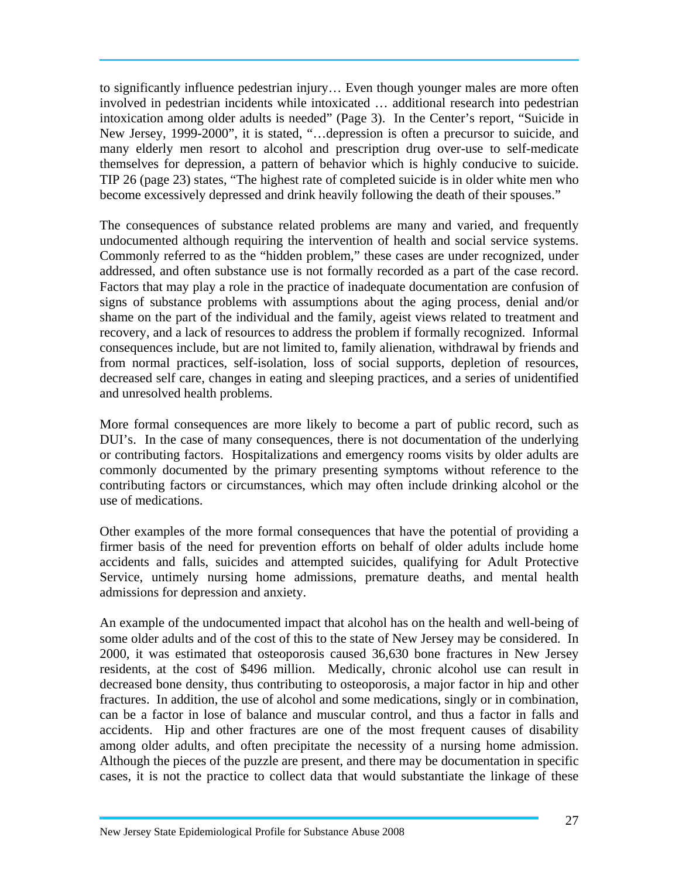to significantly influence pedestrian injury… Even though younger males are more often involved in pedestrian incidents while intoxicated … additional research into pedestrian intoxication among older adults is needed" (Page 3). In the Center's report, "Suicide in New Jersey, 1999-2000", it is stated, "…depression is often a precursor to suicide, and many elderly men resort to alcohol and prescription drug over-use to self-medicate themselves for depression, a pattern of behavior which is highly conducive to suicide. TIP 26 (page 23) states, "The highest rate of completed suicide is in older white men who become excessively depressed and drink heavily following the death of their spouses."

The consequences of substance related problems are many and varied, and frequently undocumented although requiring the intervention of health and social service systems. Commonly referred to as the "hidden problem," these cases are under recognized, under addressed, and often substance use is not formally recorded as a part of the case record. Factors that may play a role in the practice of inadequate documentation are confusion of signs of substance problems with assumptions about the aging process, denial and/or shame on the part of the individual and the family, ageist views related to treatment and recovery, and a lack of resources to address the problem if formally recognized. Informal consequences include, but are not limited to, family alienation, withdrawal by friends and from normal practices, self-isolation, loss of social supports, depletion of resources, decreased self care, changes in eating and sleeping practices, and a series of unidentified and unresolved health problems.

More formal consequences are more likely to become a part of public record, such as DUI's. In the case of many consequences, there is not documentation of the underlying or contributing factors. Hospitalizations and emergency rooms visits by older adults are commonly documented by the primary presenting symptoms without reference to the contributing factors or circumstances, which may often include drinking alcohol or the use of medications.

Other examples of the more formal consequences that have the potential of providing a firmer basis of the need for prevention efforts on behalf of older adults include home accidents and falls, suicides and attempted suicides, qualifying for Adult Protective Service, untimely nursing home admissions, premature deaths, and mental health admissions for depression and anxiety.

An example of the undocumented impact that alcohol has on the health and well-being of some older adults and of the cost of this to the state of New Jersey may be considered. In 2000, it was estimated that osteoporosis caused 36,630 bone fractures in New Jersey residents, at the cost of $496 million. Medically, chronic alcohol use can result in decreased bone density, thus contributing to osteoporosis, a major factor in hip and other fractures. In addition, the use of alcohol and some medications, singly or in combination, can be a factor in lose of balance and muscular control, and thus a factor in falls and accidents. Hip and other fractures are one of the most frequent causes of disability among older adults, and often precipitate the necessity of a nursing home admission. Although the pieces of the puzzle are present, and there may be documentation in specific cases, it is not the practice to collect data that would substantiate the linkage of these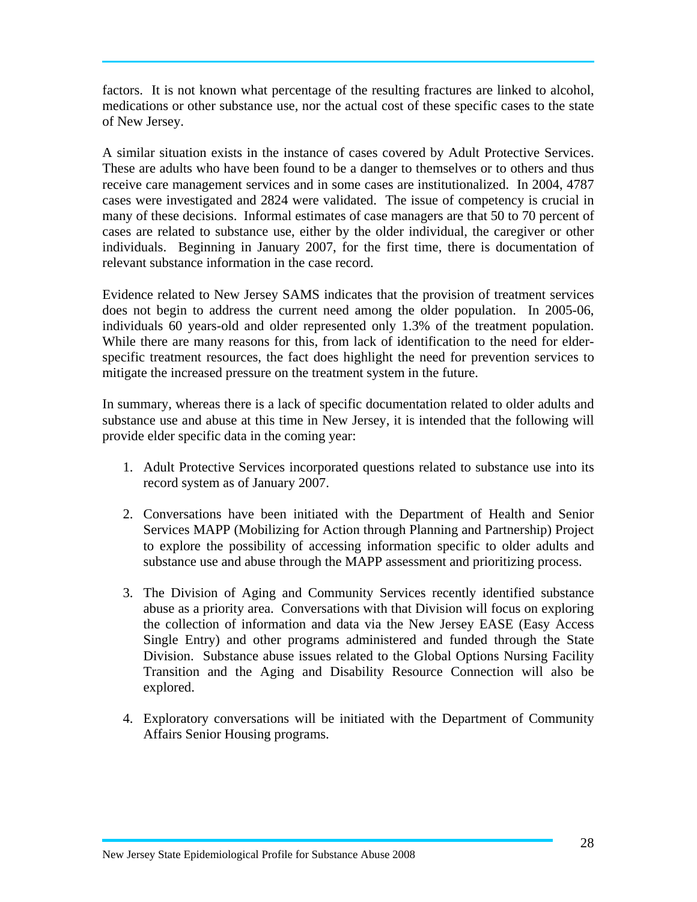factors. It is not known what percentage of the resulting fractures are linked to alcohol, medications or other substance use, nor the actual cost of these specific cases to the state of New Jersey.

A similar situation exists in the instance of cases covered by Adult Protective Services. These are adults who have been found to be a danger to themselves or to others and thus receive care management services and in some cases are institutionalized. In 2004, 4787 cases were investigated and 2824 were validated. The issue of competency is crucial in many of these decisions. Informal estimates of case managers are that 50 to 70 percent of cases are related to substance use, either by the older individual, the caregiver or other individuals. Beginning in January 2007, for the first time, there is documentation of relevant substance information in the case record.

Evidence related to New Jersey SAMS indicates that the provision of treatment services does not begin to address the current need among the older population. In 2005-06, individuals 60 years-old and older represented only 1.3% of the treatment population. While there are many reasons for this, from lack of identification to the need for elder-specific treatment resources, the fact does highlight the need for prevention services to mitigate the increased pressure on the treatment system in the future.

In summary, whereas there is a lack of specific documentation related to older adults and substance use and abuse at this time in New Jersey, it is intended that the following will provide elder specific data in the coming year:

1. Adult Protective Services incorporated questions related to substance use into its record system as of January 2007.

2. Conversations have been initiated with the Department of Health and Senior Services MAPP (Mobilizing for Action through Planning and Partnership) Project to explore the possibility of accessing information specific to older adults and substance use and abuse through the MAPP assessment and prioritizing process.

3. The Division of Aging and Community Services recently identified substance abuse as a priority area. Conversations with that Division will focus on exploring the collection of information and data via the New Jersey EASE (Easy Access Single Entry) and other programs administered and funded through the State Division. Substance abuse issues related to the Global Options Nursing Facility Transition and the Aging and Disability Resource Connection will also be explored.

4. Exploratory conversations will be initiated with the Department of Community Affairs Senior Housing programs.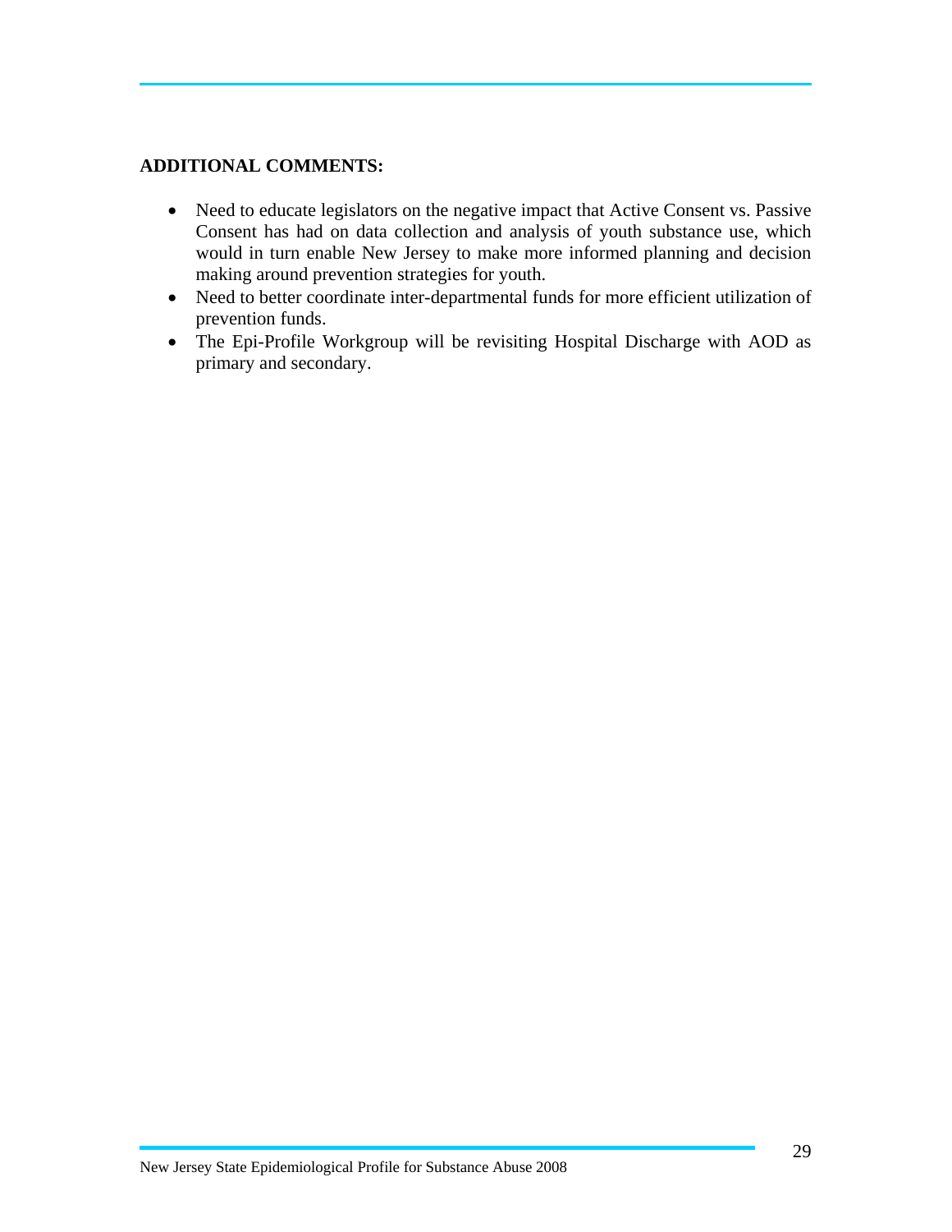**ADDITIONAL COMMENTS:**

- Need to educate legislators on the negative impact that Active Consent vs. Passive Consent has had on data collection and analysis of youth substance use, which would in turn enable New Jersey to make more informed planning and decision making around prevention strategies for youth.
- Need to better coordinate inter-departmental funds for more efficient utilization of prevention funds.
- The Epi-Profile Workgroup will be revisiting Hospital Discharge with AOD as primary and secondary.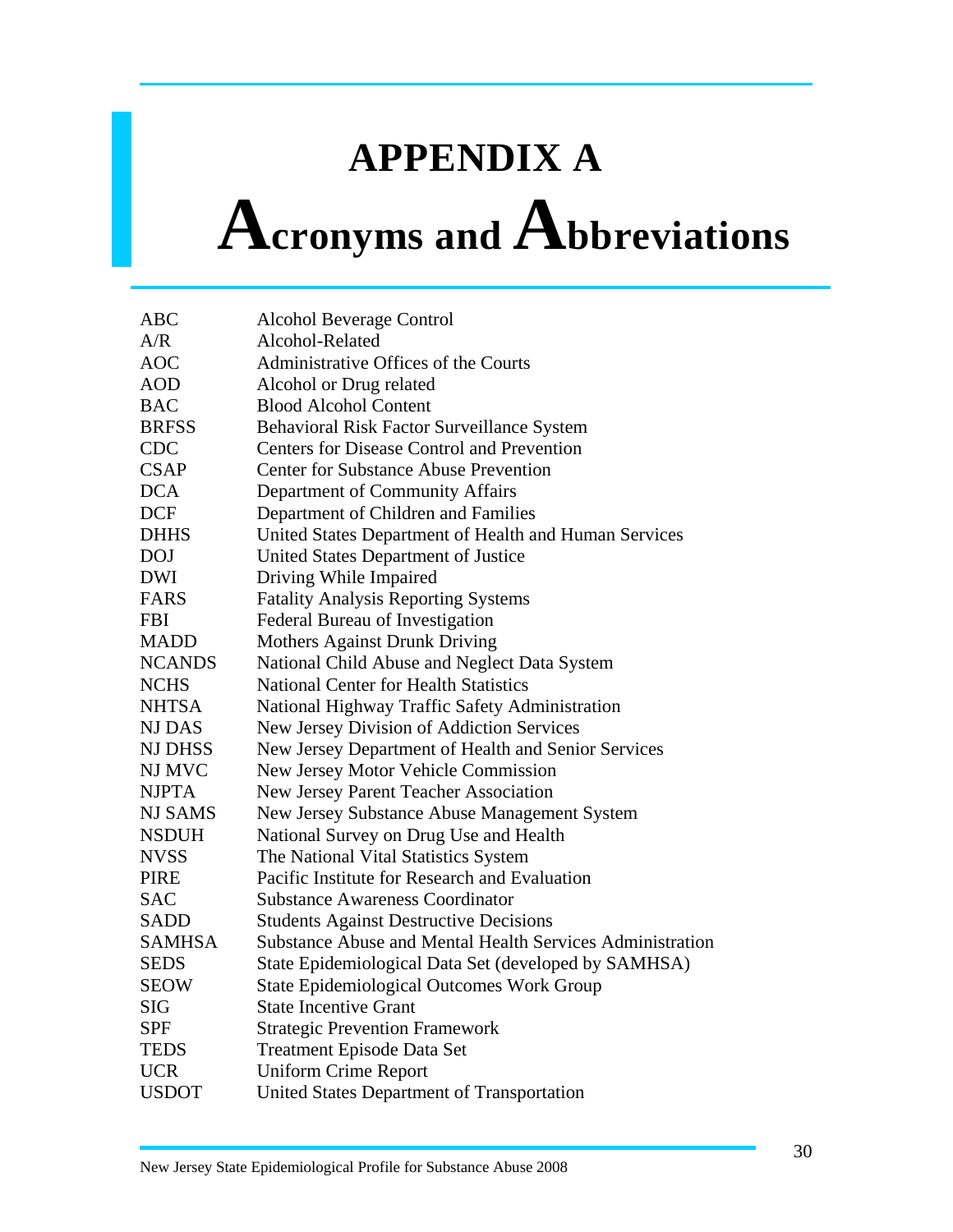# APPENDIX A

# Acronyms and Abbreviations

| | |
|---|---|
| ABC | Alcohol Beverage Control |
| A/R | Alcohol-Related |
| AOC | Administrative Offices of the Courts |
| AOD | Alcohol or Drug related |
| BAC | Blood Alcohol Content |
| BRFSS | Behavioral Risk Factor Surveillance System |
| CDC | Centers for Disease Control and Prevention |
| CSAP | Center for Substance Abuse Prevention |
| DCA | Department of Community Affairs |
| DCF | Department of Children and Families |
| DHHS | United States Department of Health and Human Services |
| DOJ | United States Department of Justice |
| DWI | Driving While Impaired |
| FARS | Fatality Analysis Reporting Systems |
| FBI | Federal Bureau of Investigation |
| MADD | Mothers Against Drunk Driving |
| NCANDS | National Child Abuse and Neglect Data System |
| NCHS | National Center for Health Statistics |
| NHTSA | National Highway Traffic Safety Administration |
| NJ DAS | New Jersey Division of Addiction Services |
| NJ DHSS | New Jersey Department of Health and Senior Services |
| NJ MVC | New Jersey Motor Vehicle Commission |
| NJPTA | New Jersey Parent Teacher Association |
| NJ SAMS | New Jersey Substance Abuse Management System |
| NSDUH | National Survey on Drug Use and Health |
| NVSS | The National Vital Statistics System |
| PIRE | Pacific Institute for Research and Evaluation |
| SAC | Substance Awareness Coordinator |
| SADD | Students Against Destructive Decisions |
| SAMHSA | Substance Abuse and Mental Health Services Administration |
| SEDS | State Epidemiological Data Set (developed by SAMHSA) |
| SEOW | State Epidemiological Outcomes Work Group |
| SIG | State Incentive Grant |
| SPF | Strategic Prevention Framework |
| TEDS | Treatment Episode Data Set |
| UCR | Uniform Crime Report |
| USDOT | United States Department of Transportation |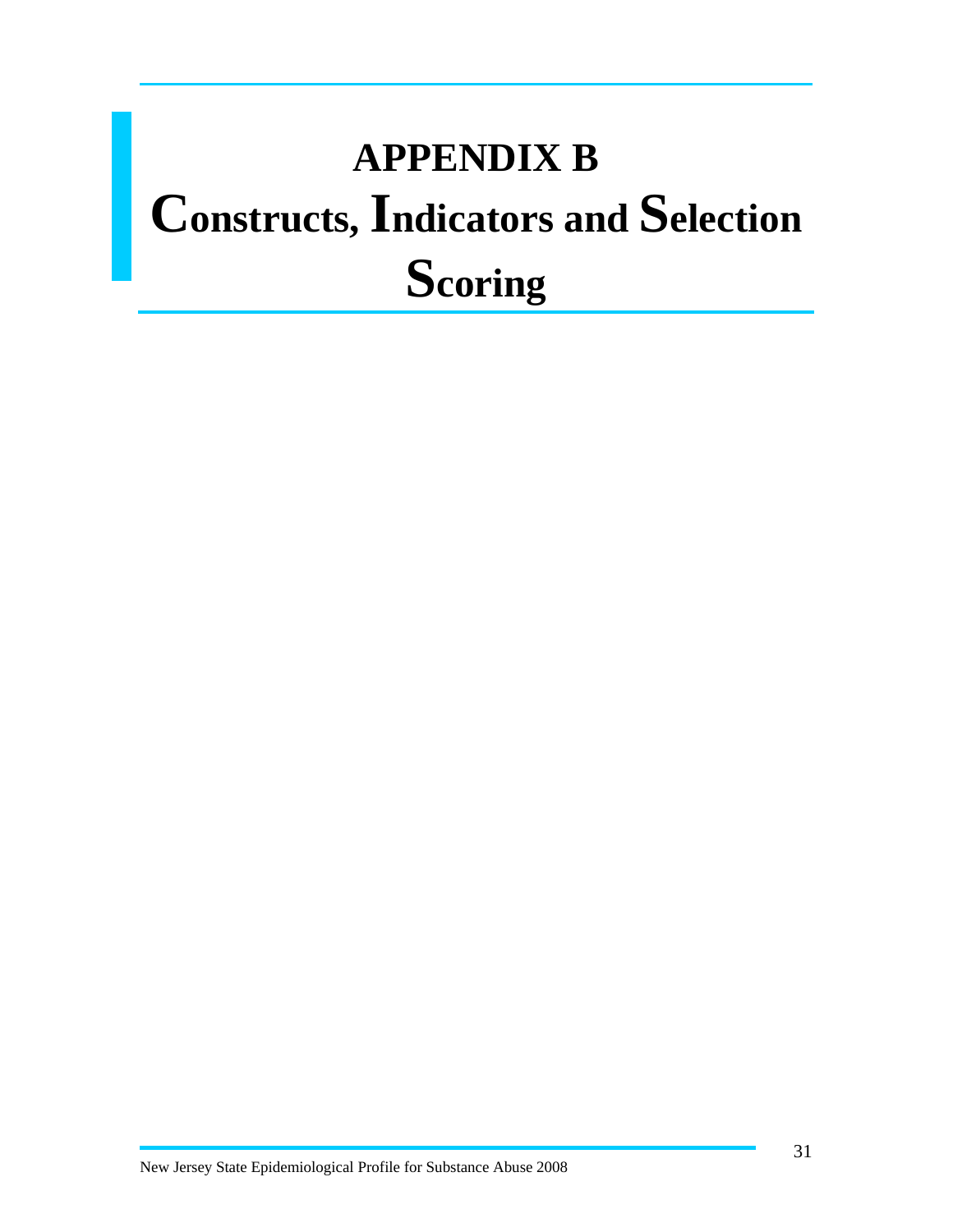# APPENDIX B

# Constructs, Indicators and Selection Scoring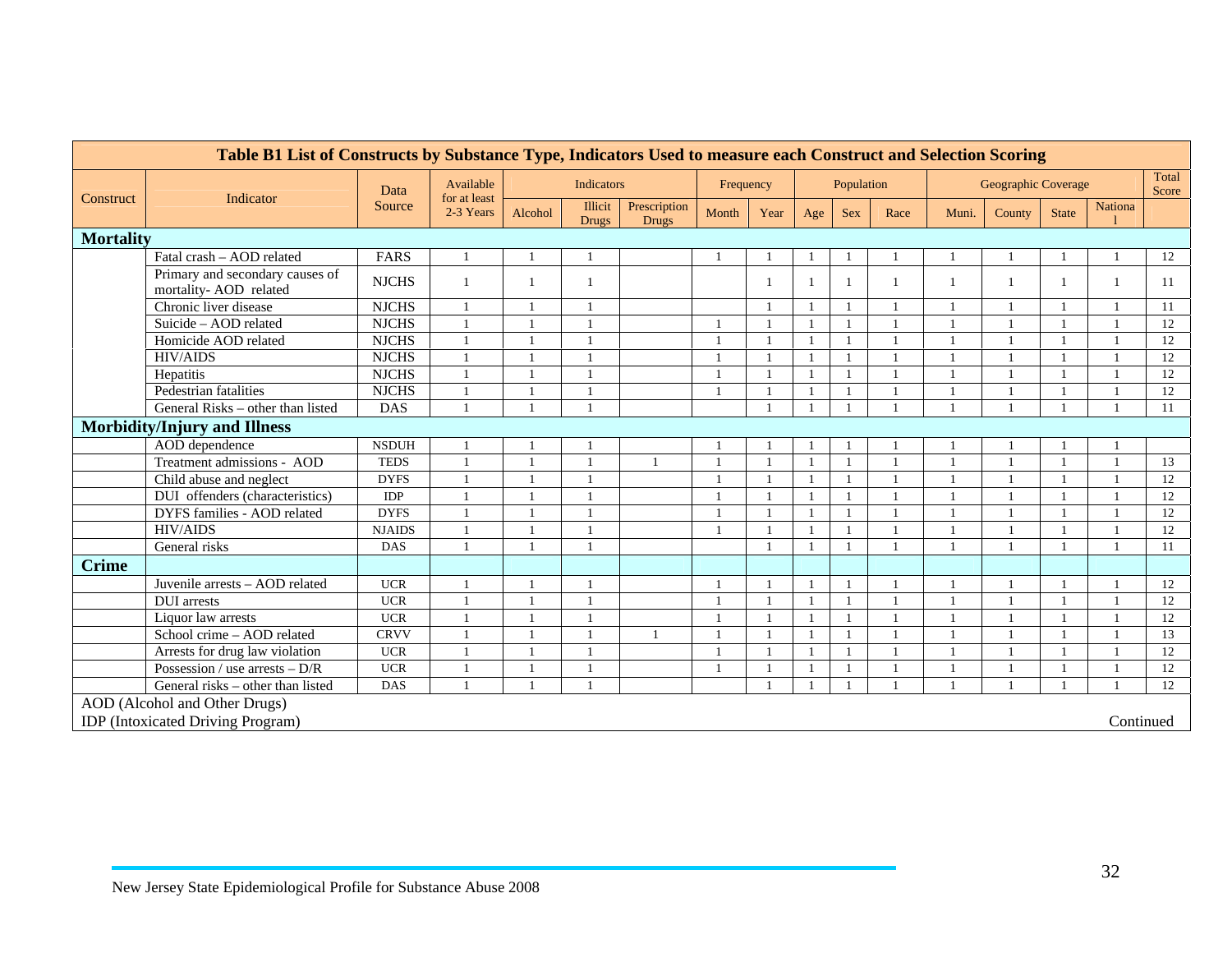| Table B1 List of Constructs by Substance Type, Indicators Used to measure each Construct and Selection Scoring | | | | | | | | | | | | | | | | | |
|---|---|---|---|---|---|---|---|---|---|---|---|---|---|---|---|---|---|
| Construct | Indicator | Data Source | Available for at least 2-3 Years | Indicators | | | Frequency | | Population | | | Geographic Coverage | | | | Total Score |
| | | | | Alcohol | Illicit Drugs | Prescription Drugs | Month | Year | Age | Sex | Race | Muni. | County | State | National | |
| **Mortality** | | | | | | | | | | | | | | | | |
| | Fatal crash – AOD related | FARS | 1 | 1 | 1 | | 1 | 1 | 1 | 1 | 1 | 1 | 1 | 1 | 1 | 12 |
| | Primary and secondary causes of mortality- AOD related | NJCHS | 1 | 1 | 1 | | | 1 | 1 | 1 | 1 | 1 | 1 | 1 | 1 | 11 |
| | Chronic liver disease | NJCHS | 1 | 1 | 1 | | | 1 | 1 | 1 | 1 | 1 | 1 | 1 | 1 | 11 |
| | Suicide – AOD related | NJCHS | 1 | 1 | 1 | | 1 | 1 | 1 | 1 | 1 | 1 | 1 | 1 | 1 | 12 |
| | Homicide AOD related | NJCHS | 1 | 1 | 1 | | 1 | 1 | 1 | 1 | 1 | 1 | 1 | 1 | 1 | 12 |
| | HIV/AIDS | NJCHS | 1 | 1 | 1 | | 1 | 1 | 1 | 1 | 1 | 1 | 1 | 1 | 1 | 12 |
| | Hepatitis | NJCHS | 1 | 1 | 1 | | 1 | 1 | 1 | 1 | 1 | 1 | 1 | 1 | 1 | 12 |
| | Pedestrian fatalities | NJCHS | 1 | 1 | 1 | | 1 | 1 | 1 | 1 | 1 | 1 | 1 | 1 | 1 | 12 |
| | General Risks – other than listed | DAS | 1 | 1 | 1 | | | 1 | 1 | 1 | 1 | 1 | 1 | 1 | 1 | 11 |
| **Morbidity/Injury and Illness** | | | | | | | | | | | | | | | | |
| | AOD dependence | NSDUH | 1 | 1 | 1 | | 1 | 1 | 1 | 1 | 1 | 1 | 1 | 1 | 1 | |
| | Treatment admissions - AOD | TEDS | 1 | 1 | 1 | 1 | 1 | 1 | 1 | 1 | 1 | 1 | 1 | 1 | 1 | 13 |
| | Child abuse and neglect | DYFS | 1 | 1 | 1 | | 1 | 1 | 1 | 1 | 1 | 1 | 1 | 1 | 1 | 12 |
| | DUI offenders (characteristics) | IDP | 1 | 1 | 1 | | 1 | 1 | 1 | 1 | 1 | 1 | 1 | 1 | 1 | 12 |
| | DYFS families - AOD related | DYFS | 1 | 1 | 1 | | 1 | 1 | 1 | 1 | 1 | 1 | 1 | 1 | 1 | 12 |
| | HIV/AIDS | NJAIDS | 1 | 1 | 1 | | 1 | 1 | 1 | 1 | 1 | 1 | 1 | 1 | 1 | 12 |
| | General risks | DAS | 1 | 1 | 1 | | | 1 | 1 | 1 | 1 | 1 | 1 | 1 | 1 | 11 |
| **Crime** | | | | | | | | | | | | | | | | |
| | Juvenile arrests – AOD related | UCR | 1 | 1 | 1 | | 1 | 1 | 1 | 1 | 1 | 1 | 1 | 1 | 1 | 12 |
| | DUI arrests | UCR | 1 | 1 | 1 | | 1 | 1 | 1 | 1 | 1 | 1 | 1 | 1 | 1 | 12 |
| | Liquor law arrests | UCR | 1 | 1 | 1 | | 1 | 1 | 1 | 1 | 1 | 1 | 1 | 1 | 1 | 12 |
| | School crime – AOD related | CRVV | 1 | 1 | 1 | 1 | 1 | 1 | 1 | 1 | 1 | 1 | 1 | 1 | 1 | 13 |
| | Arrests for drug law violation | UCR | 1 | 1 | 1 | | 1 | 1 | 1 | 1 | 1 | 1 | 1 | 1 | 1 | 12 |
| | Possession / use arrests – D/R | UCR | 1 | 1 | 1 | | 1 | 1 | 1 | 1 | 1 | 1 | 1 | 1 | 1 | 12 |
| | General risks – other than listed | DAS | 1 | 1 | 1 | | | 1 | 1 | 1 | 1 | 1 | 1 | 1 | 1 | 12 |

AOD (Alcohol and Other Drugs)

IDP (Intoxicated Driving Program)

Continued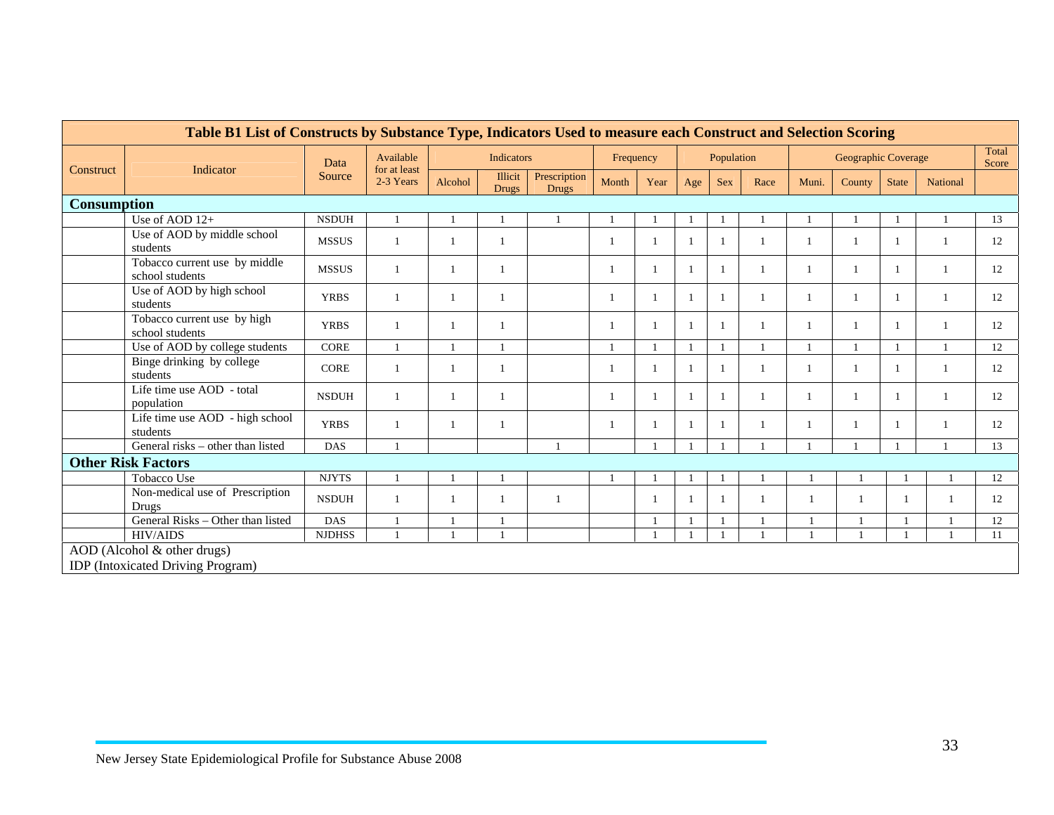**Table B1 List of Constructs by Substance Type, Indicators Used to measure each Construct and Selection Scoring**

| Construct | Indicator | Data Source | Available for at least 2-3 Years | Indicators | | | Frequency | | Population | | | Geographic Coverage | | | | Total Score |
|---|---|---|---|---|---|---|---|---|---|---|---|---|---|---|---|---|
| | | | | Alcohol | Illicit Drugs | Prescription Drugs | Month | Year | Age | Sex | Race | Muni. | County | State | National | |
| **Consumption** | | | | | | | | | | | | | | | | |
| | Use of AOD 12+ | NSDUH | 1 | 1 | 1 | 1 | 1 | 1 | 1 | 1 | 1 | 1 | 1 | 1 | 1 | 13 |
| | Use of AOD by middle school students | MSSUS | 1 | 1 | 1 | | 1 | 1 | 1 | 1 | 1 | 1 | 1 | 1 | 1 | 12 |
| | Tobacco current use by middle school students | MSSUS | 1 | 1 | 1 | | 1 | 1 | 1 | 1 | 1 | 1 | 1 | 1 | 1 | 12 |
| | Use of AOD by high school students | YRBS | 1 | 1 | 1 | | 1 | 1 | 1 | 1 | 1 | 1 | 1 | 1 | 1 | 12 |
| | Tobacco current use by high school students | YRBS | 1 | 1 | 1 | | 1 | 1 | 1 | 1 | 1 | 1 | 1 | 1 | 1 | 12 |
| | Use of AOD by college students | CORE | 1 | 1 | 1 | | 1 | 1 | 1 | 1 | 1 | 1 | 1 | 1 | 1 | 12 |
| | Binge drinking by college students | CORE | 1 | 1 | 1 | | 1 | 1 | 1 | 1 | 1 | 1 | 1 | 1 | 1 | 12 |
| | Life time use AOD - total population | NSDUH | 1 | 1 | 1 | | 1 | 1 | 1 | 1 | 1 | 1 | 1 | 1 | 1 | 12 |
| | Life time use AOD - high school students | YRBS | 1 | 1 | 1 | | 1 | 1 | 1 | 1 | 1 | 1 | 1 | 1 | 1 | 12 |
| | General risks – other than listed | DAS | 1 | | | 1 | | 1 | 1 | 1 | 1 | 1 | 1 | 1 | 1 | 13 |
| **Other Risk Factors** | | | | | | | | | | | | | | | | |
| | Tobacco Use | NJYTS | 1 | 1 | 1 | | 1 | 1 | 1 | 1 | 1 | 1 | 1 | 1 | 1 | 12 |
| | Non-medical use of Prescription Drugs | NSDUH | 1 | 1 | 1 | 1 | | 1 | 1 | 1 | 1 | 1 | 1 | 1 | 1 | 12 |
| | General Risks – Other than listed | DAS | 1 | 1 | 1 | | | 1 | 1 | 1 | 1 | 1 | 1 | 1 | 1 | 12 |
| | HIV/AIDS | NJDHSS | 1 | 1 | 1 | | | 1 | 1 | 1 | 1 | 1 | 1 | 1 | 1 | 11 |

AOD (Alcohol & other drugs)
IDP (Intoxicated Driving Program)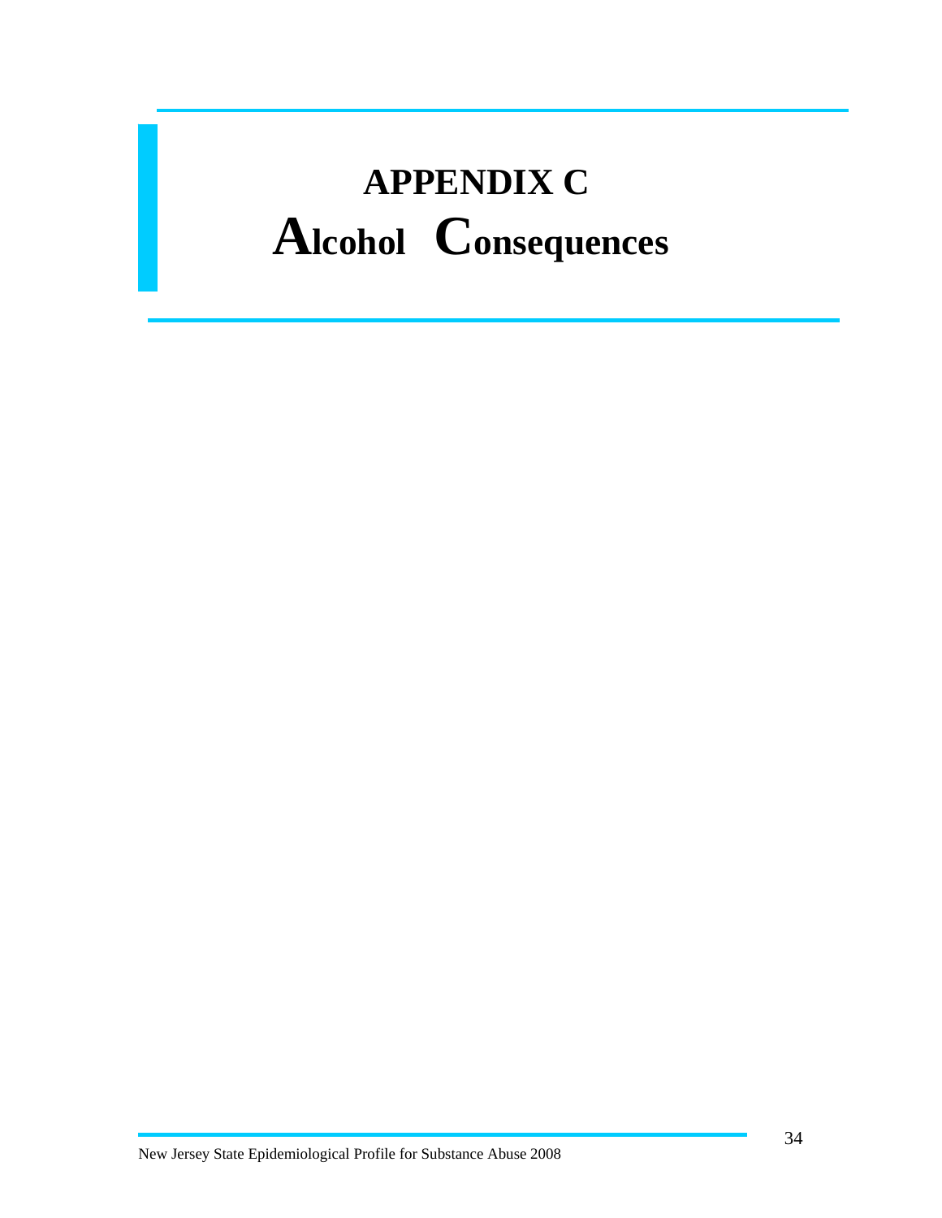# APPENDIX C
# Alcohol Consequences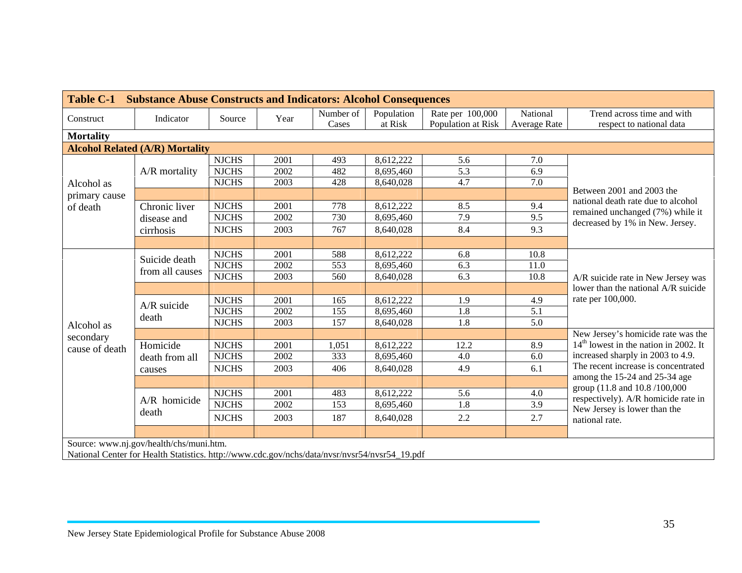**Table C-1 Substance Abuse Constructs and Indicators: Alcohol Consequences**

| Construct | Indicator | Source | Year | Number of Cases | Population at Risk | Rate per 100,000 Population at Risk | National Average Rate | Trend across time and with respect to national data |
|---|---|---|---|---|---|---|---|---|
| **Mortality** | | | | | | | | |
| **Alcohol Related (A/R) Mortality** | | | | | | | | |
| Alcohol as primary cause of death | A/R mortality | NJCHS | 2001 | 493 | 8,612,222 | 5.6 | 7.0 | Between 2001 and 2003 the national death rate due to alcohol remained unchanged (7%) while it decreased by 1% in New Jersey. |
| | | NJCHS | 2002 | 482 | 8,695,460 | 5.3 | 6.9 | |
| | | NJCHS | 2003 | 428 | 8,640,028 | 4.7 | 7.0 | |
| | Chronic liver disease and cirrhosis | NJCHS | 2001 | 778 | 8,612,222 | 8.5 | 9.4 | |
| | | NJCHS | 2002 | 730 | 8,695,460 | 7.9 | 9.5 | |
| | | NJCHS | 2003 | 767 | 8,640,028 | 8.4 | 9.3 | |
| Alcohol as secondary cause of death | Suicide death from all causes | NJCHS | 2001 | 588 | 8,612,222 | 6.8 | 10.8 | A/R suicide rate in New Jersey was lower than the national A/R suicide rate per 100,000. |
| | | NJCHS | 2002 | 553 | 8,695,460 | 6.3 | 11.0 | |
| | | NJCHS | 2003 | 560 | 8,640,028 | 6.3 | 10.8 | |
| | A/R suicide death | NJCHS | 2001 | 165 | 8,612,222 | 1.9 | 4.9 | |
| | | NJCHS | 2002 | 155 | 8,695,460 | 1.8 | 5.1 | |
| | | NJCHS | 2003 | 157 | 8,640,028 | 1.8 | 5.0 | |
| | Homicide death from all causes | NJCHS | 2001 | 1,051 | 8,612,222 | 12.2 | 8.9 | New Jersey's homicide rate was the 14th lowest in the nation in 2002. It increased sharply in 2003 to 4.9. The recent increase is concentrated among the 15-24 and 25-34 age group (11.8 and 10.8 /100,000 respectively). A/R homicide rate in New Jersey is lower than the national rate. |
| | | NJCHS | 2002 | 333 | 8,695,460 | 4.0 | 6.0 | |
| | | NJCHS | 2003 | 406 | 8,640,028 | 4.9 | 6.1 | |
| | A/R homicide death | NJCHS | 2001 | 483 | 8,612,222 | 5.6 | 4.0 | |
| | | NJCHS | 2002 | 153 | 8,695,460 | 1.8 | 3.9 | |
| | | NJCHS | 2003 | 187 | 8,640,028 | 2.2 | 2.7 | |

Source: www.nj.gov/health/chs/muni.htm.
National Center for Health Statistics. http://www.cdc.gov/nchs/data/nvsr/nvsr54/nvsr54_19.pdf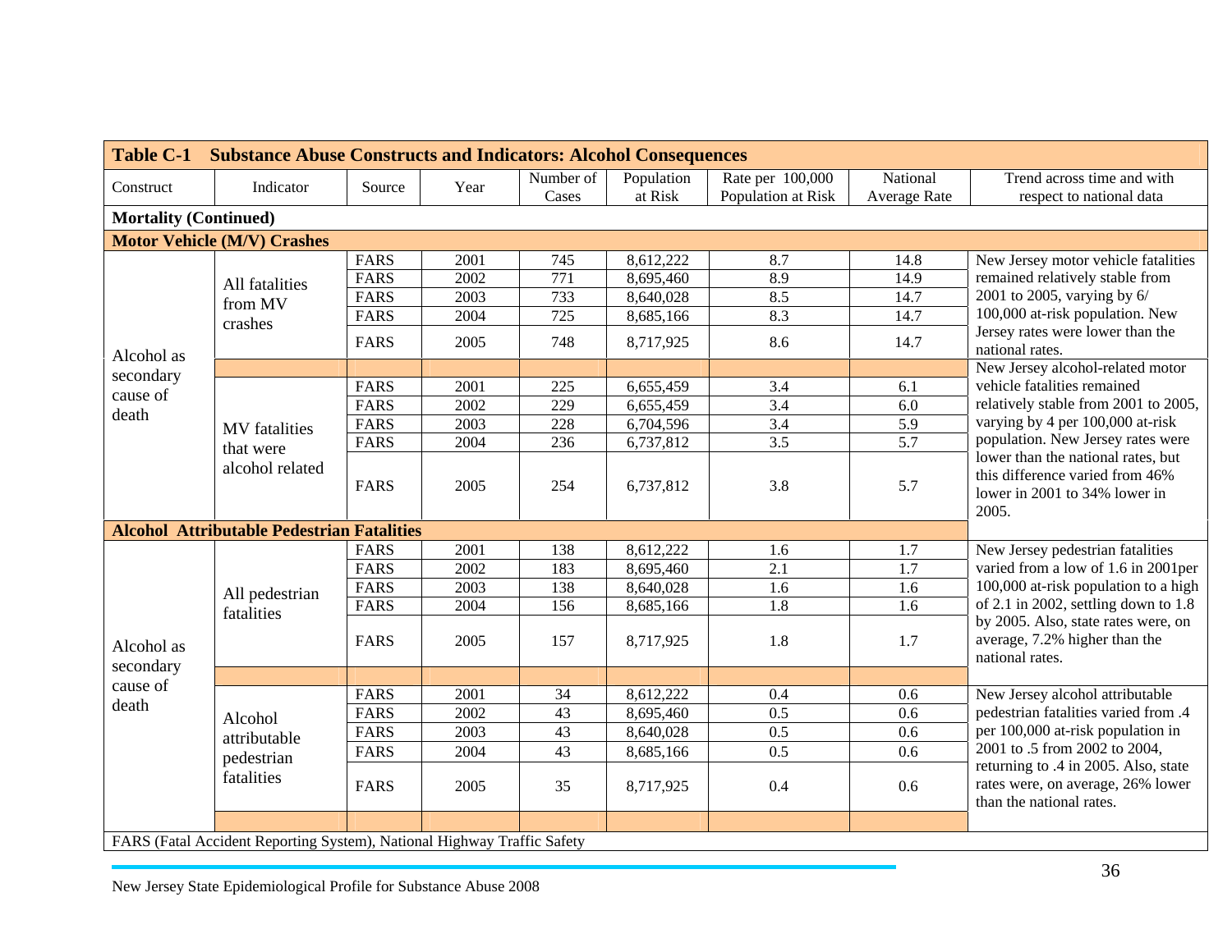**Table C-1 Substance Abuse Constructs and Indicators: Alcohol Consequences**

| Construct | Indicator | Source | Year | Number of Cases | Population at Risk | Rate per 100,000 Population at Risk | National Average Rate | Trend across time and with respect to national data |
|---|---|---|---|---|---|---|---|---|
| **Mortality (Continued)** | | | | | | | | |
| **Motor Vehicle (M/V) Crashes** | | | | | | | | |
| Alcohol as secondary cause of death | All fatalities from MV crashes | FARS | 2001 | 745 | 8,612,222 | 8.7 | 14.8 | New Jersey motor vehicle fatalities remained relatively stable from 2001 to 2005, varying by 6/ 100,000 at-risk population. New Jersey rates were lower than the national rates. |
| | | FARS | 2002 | 771 | 8,695,460 | 8.9 | 14.9 | |
| | | FARS | 2003 | 733 | 8,640,028 | 8.5 | 14.7 | |
| | | FARS | 2004 | 725 | 8,685,166 | 8.3 | 14.7 | |
| | | FARS | 2005 | 748 | 8,717,925 | 8.6 | 14.7 | |
| | MV fatalities that were alcohol related | FARS | 2001 | 225 | 6,655,459 | 3.4 | 6.1 | New Jersey alcohol-related motor vehicle fatalities remained relatively stable from 2001 to 2005, varying by 4 per 100,000 at-risk population. New Jersey rates were lower than the national rates, but this difference varied from 46% lower in 2001 to 34% lower in 2005. |
| | | FARS | 2002 | 229 | 6,655,459 | 3.4 | 6.0 | |
| | | FARS | 2003 | 228 | 6,704,596 | 3.4 | 5.9 | |
| | | FARS | 2004 | 236 | 6,737,812 | 3.5 | 5.7 | |
| | | FARS | 2005 | 254 | 6,737,812 | 3.8 | 5.7 | |
| **Alcohol Attributable Pedestrian Fatalities** | | | | | | | | |
| Alcohol as secondary cause of death | All pedestrian fatalities | FARS | 2001 | 138 | 8,612,222 | 1.6 | 1.7 | New Jersey pedestrian fatalities varied from a low of 1.6 in 2001per 100,000 at-risk population to a high of 2.1 in 2002, settling down to 1.8 by 2005. Also, state rates were, on average, 7.2% higher than the national rates. |
| | | FARS | 2002 | 183 | 8,695,460 | 2.1 | 1.7 | |
| | | FARS | 2003 | 138 | 8,640,028 | 1.6 | 1.6 | |
| | | FARS | 2004 | 156 | 8,685,166 | 1.8 | 1.6 | |
| | | FARS | 2005 | 157 | 8,717,925 | 1.8 | 1.7 | |
| | Alcohol attributable pedestrian fatalities | FARS | 2001 | 34 | 8,612,222 | 0.4 | 0.6 | New Jersey alcohol attributable pedestrian fatalities varied from .4 per 100,000 at-risk population in 2001 to .5 from 2002 to 2004, returning to .4 in 2005. Also, state rates were, on average, 26% lower than the national rates. |
| | | FARS | 2002 | 43 | 8,695,460 | 0.5 | 0.6 | |
| | | FARS | 2003 | 43 | 8,640,028 | 0.5 | 0.6 | |
| | | FARS | 2004 | 43 | 8,685,166 | 0.5 | 0.6 | |
| | | FARS | 2005 | 35 | 8,717,925 | 0.4 | 0.6 | |

FARS (Fatal Accident Reporting System), National Highway Traffic Safety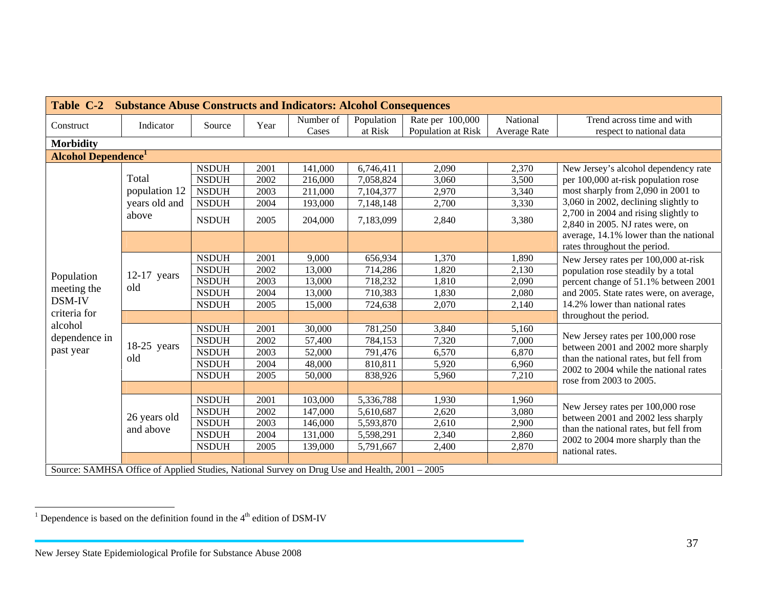| **Table C-2 Substance Abuse Constructs and Indicators: Alcohol Consequences** | | | | | | | | |
|---|---|---|---|---|---|---|---|---|
| Construct | Indicator | Source | Year | Number of Cases | Population at Risk | Rate per 100,000 Population at Risk | National Average Rate | Trend across time and with respect to national data |
| **Morbidity** | | | | | | | | |
| **Alcohol Dependence[1]** | | | | | | | | |
| Population meeting the DSM-IV criteria for alcohol dependence in past year | Total population 12 years old and above | NSDUH | 2001 | 141,000 | 6,746,411 | 2,090 | 2,370 | New Jersey's alcohol dependency rate per 100,000 at-risk population rose most sharply from 2,090 in 2001 to 3,060 in 2002, declining slightly to 2,700 in 2004 and rising slightly to 2,840 in 2005. NJ rates were, on average, 14.1% lower than the national rates throughout the period. |
| | | NSDUH | 2002 | 216,000 | 7,058,824 | 3,060 | 3,500 | |
| | | NSDUH | 2003 | 211,000 | 7,104,377 | 2,970 | 3,340 | |
| | | NSDUH | 2004 | 193,000 | 7,148,148 | 2,700 | 3,330 | |
| | | NSDUH | 2005 | 204,000 | 7,183,099 | 2,840 | 3,380 | |
| | 12-17 years old | NSDUH | 2001 | 9,000 | 656,934 | 1,370 | 1,890 | New Jersey rates per 100,000 at-risk population rose steadily by a total percent change of 51.1% between 2001 and 2005. State rates were, on average, 14.2% lower than national rates throughout the period. |
| | | NSDUH | 2002 | 13,000 | 714,286 | 1,820 | 2,130 | |
| | | NSDUH | 2003 | 13,000 | 718,232 | 1,810 | 2,090 | |
| | | NSDUH | 2004 | 13,000 | 710,383 | 1,830 | 2,080 | |
| | | NSDUH | 2005 | 15,000 | 724,638 | 2,070 | 2,140 | |
| | 18-25 years old | NSDUH | 2001 | 30,000 | 781,250 | 3,840 | 5,160 | New Jersey rates per 100,000 rose between 2001 and 2002 more sharply than the national rates, but fell from 2002 to 2004 while the national rates rose from 2003 to 2005. |
| | | NSDUH | 2002 | 57,400 | 784,153 | 7,320 | 7,000 | |
| | | NSDUH | 2003 | 52,000 | 791,476 | 6,570 | 6,870 | |
| | | NSDUH | 2004 | 48,000 | 810,811 | 5,920 | 6,960 | |
| | | NSDUH | 2005 | 50,000 | 838,926 | 5,960 | 7,210 | |
| | 26 years old and above | NSDUH | 2001 | 103,000 | 5,336,788 | 1,930 | 1,960 | New Jersey rates per 100,000 rose between 2001 and 2002 less sharply than the national rates, but fell from 2002 to 2004 more sharply than the national rates. |
| | | NSDUH | 2002 | 147,000 | 5,610,687 | 2,620 | 3,080 | |
| | | NSDUH | 2003 | 146,000 | 5,593,870 | 2,610 | 2,900 | |
| | | NSDUH | 2004 | 131,000 | 5,598,291 | 2,340 | 2,860 | |
| | | NSDUH | 2005 | 139,000 | 5,791,667 | 2,400 | 2,870 | |

Source: SAMHSA Office of Applied Studies, National Survey on Drug Use and Health, 2001 – 2005

[1] Dependence is based on the definition found in the 4th edition of DSM-IV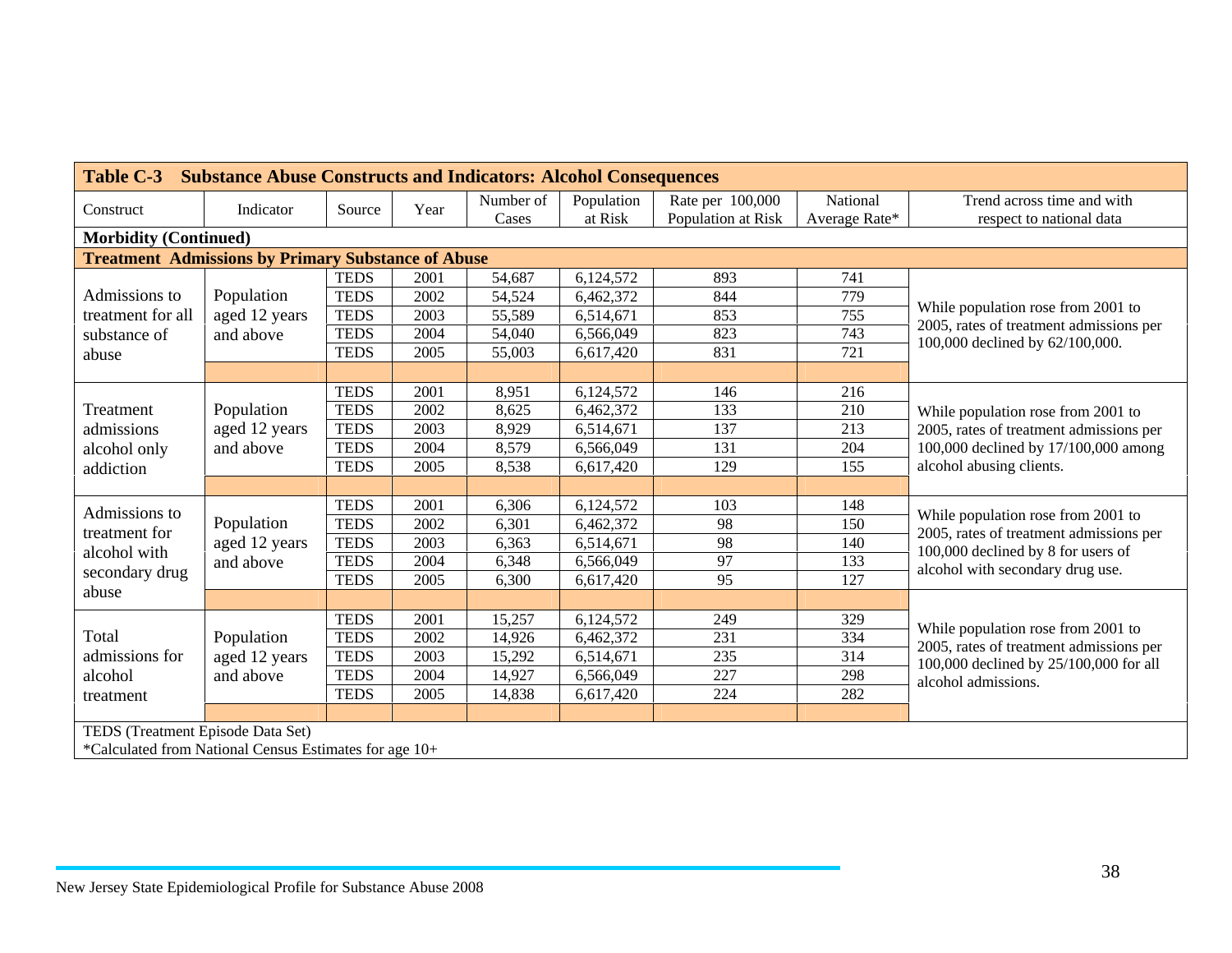| Table C-3 Substance Abuse Constructs and Indicators: Alcohol Consequences | | | | | | | | |
|---|---|---|---|---|---|---|---|---|
| Construct | Indicator | Source | Year | Number of Cases | Population at Risk | Rate per 100,000 Population at Risk | National Average Rate* | Trend across time and with respect to national data |
| **Morbidity (Continued)** | | | | | | | | |
| **Treatment Admissions by Primary Substance of Abuse** | | | | | | | | |
| Admissions to treatment for all substance of abuse | Population aged 12 years and above | TEDS | 2001 | 54,687 | 6,124,572 | 893 | 741 | While population rose from 2001 to 2005, rates of treatment admissions per 100,000 declined by 62/100,000. |
| | | TEDS | 2002 | 54,524 | 6,462,372 | 844 | 779 | |
| | | TEDS | 2003 | 55,589 | 6,514,671 | 853 | 755 | |
| | | TEDS | 2004 | 54,040 | 6,566,049 | 823 | 743 | |
| | | TEDS | 2005 | 55,003 | 6,617,420 | 831 | 721 | |
| Treatment admissions alcohol only addiction | Population aged 12 years and above | TEDS | 2001 | 8,951 | 6,124,572 | 146 | 216 | While population rose from 2001 to 2005, rates of treatment admissions per 100,000 declined by 17/100,000 among alcohol abusing clients. |
| | | TEDS | 2002 | 8,625 | 6,462,372 | 133 | 210 | |
| | | TEDS | 2003 | 8,929 | 6,514,671 | 137 | 213 | |
| | | TEDS | 2004 | 8,579 | 6,566,049 | 131 | 204 | |
| | | TEDS | 2005 | 8,538 | 6,617,420 | 129 | 155 | |
| Admissions to treatment for alcohol with secondary drug abuse | Population aged 12 years and above | TEDS | 2001 | 6,306 | 6,124,572 | 103 | 148 | While population rose from 2001 to 2005, rates of treatment admissions per 100,000 declined by 8 for users of alcohol with secondary drug use. |
| | | TEDS | 2002 | 6,301 | 6,462,372 | 98 | 150 | |
| | | TEDS | 2003 | 6,363 | 6,514,671 | 98 | 140 | |
| | | TEDS | 2004 | 6,348 | 6,566,049 | 97 | 133 | |
| | | TEDS | 2005 | 6,300 | 6,617,420 | 95 | 127 | |
| Total admissions for alcohol treatment | Population aged 12 years and above | TEDS | 2001 | 15,257 | 6,124,572 | 249 | 329 | While population rose from 2001 to 2005, rates of treatment admissions per 100,000 declined by 25/100,000 for all alcohol admissions. |
| | | TEDS | 2002 | 14,926 | 6,462,372 | 231 | 334 | |
| | | TEDS | 2003 | 15,292 | 6,514,671 | 235 | 314 | |
| | | TEDS | 2004 | 14,927 | 6,566,049 | 227 | 298 | |
| | | TEDS | 2005 | 14,838 | 6,617,420 | 224 | 282 | |

TEDS (Treatment Episode Data Set)

*Calculated from National Census Estimates for age 10+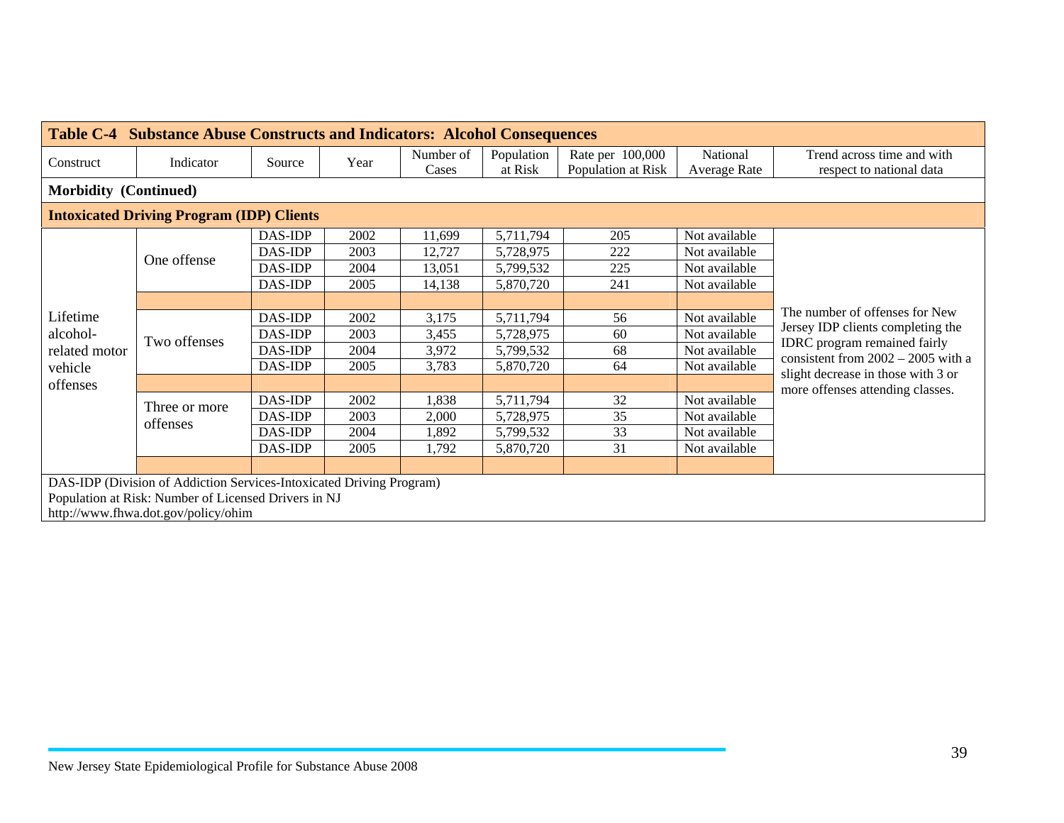| Table C-4 Substance Abuse Constructs and Indicators: Alcohol Consequences | | | | | | | | |
|---|---|---|---|---|---|---|---|---|
| Construct | Indicator | Source | Year | Number of Cases | Population at Risk | Rate per 100,000 Population at Risk | National Average Rate | Trend across time and with respect to national data |
| **Morbidity (Continued)** | | | | | | | | |
| **Intoxicated Driving Program (IDP) Clients** | | | | | | | | |
| Lifetime alcohol-related motor vehicle offenses | One offense | DAS-IDP | 2002 | 11,699 | 5,711,794 | 205 | Not available | The number of offenses for New Jersey IDP clients completing the IDRC program remained fairly consistent from 2002 – 2005 with a slight decrease in those with 3 or more offenses attending classes. |
| | | DAS-IDP | 2003 | 12,727 | 5,728,975 | 222 | Not available | |
| | | DAS-IDP | 2004 | 13,051 | 5,799,532 | 225 | Not available | |
| | | DAS-IDP | 2005 | 14,138 | 5,870,720 | 241 | Not available | |
| | | | | | | | | |
| | Two offenses | DAS-IDP | 2002 | 3,175 | 5,711,794 | 56 | Not available | |
| | | DAS-IDP | 2003 | 3,455 | 5,728,975 | 60 | Not available | |
| | | DAS-IDP | 2004 | 3,972 | 5,799,532 | 68 | Not available | |
| | | DAS-IDP | 2005 | 3,783 | 5,870,720 | 64 | Not available | |
| | | | | | | | | |
| | Three or more offenses | DAS-IDP | 2002 | 1,838 | 5,711,794 | 32 | Not available | |
| | | DAS-IDP | 2003 | 2,000 | 5,728,975 | 35 | Not available | |
| | | DAS-IDP | 2004 | 1,892 | 5,799,532 | 33 | Not available | |
| | | DAS-IDP | 2005 | 1,792 | 5,870,720 | 31 | Not available | |
| | | | | | | | | |

DAS-IDP (Division of Addiction Services-Intoxicated Driving Program)
Population at Risk: Number of Licensed Drivers in NJ
http://www.fhwa.dot.gov/policy/ohim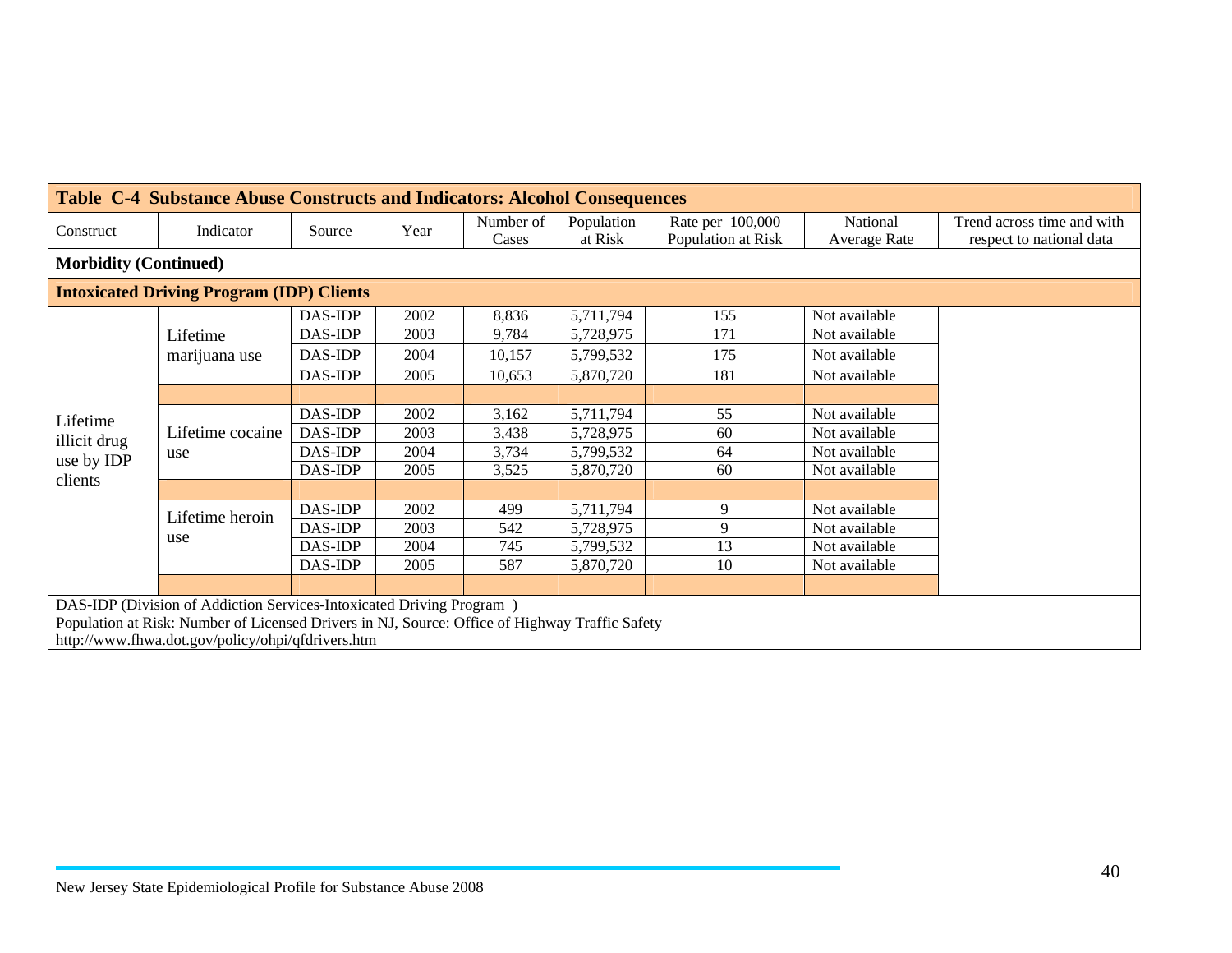| Table C-4 Substance Abuse Constructs and Indicators: Alcohol Consequences | | | | | | | | |
|---|---|---|---|---|---|---|---|---|
| Construct | Indicator | Source | Year | Number of Cases | Population at Risk | Rate per 100,000 Population at Risk | National Average Rate | Trend across time and with respect to national data |
| **Morbidity (Continued)** | | | | | | | | |
| **Intoxicated Driving Program (IDP) Clients** | | | | | | | | |
| Lifetime illicit drug use by IDP clients | Lifetime marijuana use | DAS-IDP | 2002 | 8,836 | 5,711,794 | 155 | Not available | |
| | | DAS-IDP | 2003 | 9,784 | 5,728,975 | 171 | Not available | |
| | | DAS-IDP | 2004 | 10,157 | 5,799,532 | 175 | Not available | |
| | | DAS-IDP | 2005 | 10,653 | 5,870,720 | 181 | Not available | |
| | | | | | | | | |
| | Lifetime cocaine use | DAS-IDP | 2002 | 3,162 | 5,711,794 | 55 | Not available | |
| | | DAS-IDP | 2003 | 3,438 | 5,728,975 | 60 | Not available | |
| | | DAS-IDP | 2004 | 3,734 | 5,799,532 | 64 | Not available | |
| | | DAS-IDP | 2005 | 3,525 | 5,870,720 | 60 | Not available | |
| | | | | | | | | |
| | Lifetime heroin use | DAS-IDP | 2002 | 499 | 5,711,794 | 9 | Not available | |
| | | DAS-IDP | 2003 | 542 | 5,728,975 | 9 | Not available | |
| | | DAS-IDP | 2004 | 745 | 5,799,532 | 13 | Not available | |
| | | DAS-IDP | 2005 | 587 | 5,870,720 | 10 | Not available | |
| | | | | | | | | |

DAS-IDP (Division of Addiction Services-Intoxicated Driving Program )
Population at Risk: Number of Licensed Drivers in NJ, Source: Office of Highway Traffic Safety
http://www.fhwa.dot.gov/policy/ohpi/qfdrivers.htm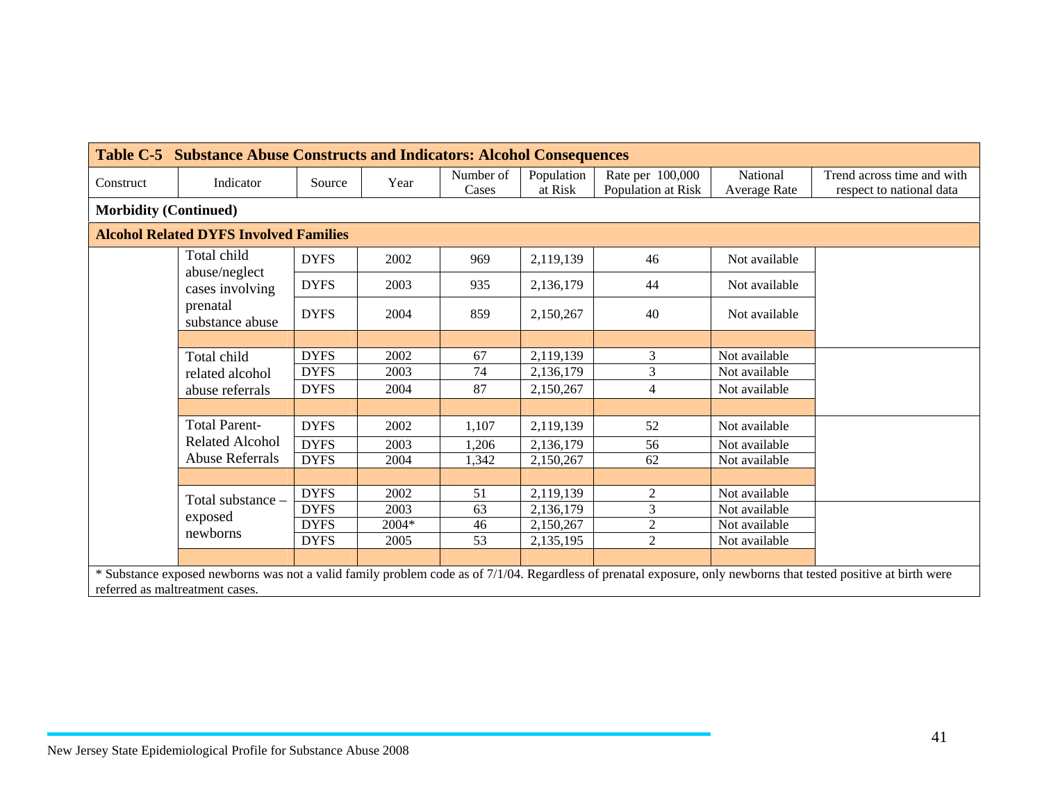| Table C-5 Substance Abuse Constructs and Indicators: Alcohol Consequences | | | | | | | | |
|---|---|---|---|---|---|---|---|---|
| Construct | Indicator | Source | Year | Number of Cases | Population at Risk | Rate per 100,000 Population at Risk | National Average Rate | Trend across time and with respect to national data |
| **Morbidity (Continued)** | | | | | | | | |
| **Alcohol Related DYFS Involved Families** | | | | | | | | |
| | Total child abuse/neglect cases involving prenatal substance abuse | DYFS | 2002 | 969 | 2,119,139 | 46 | Not available | |
| | | DYFS | 2003 | 935 | 2,136,179 | 44 | Not available | |
| | | DYFS | 2004 | 859 | 2,150,267 | 40 | Not available | |
| | Total child related alcohol abuse referrals | DYFS | 2002 | 67 | 2,119,139 | 3 | Not available | |
| | | DYFS | 2003 | 74 | 2,136,179 | 3 | Not available | |
| | | DYFS | 2004 | 87 | 2,150,267 | 4 | Not available | |
| | Total Parent-Related Alcohol Abuse Referrals | DYFS | 2002 | 1,107 | 2,119,139 | 52 | Not available | |
| | | DYFS | 2003 | 1,206 | 2,136,179 | 56 | Not available | |
| | | DYFS | 2004 | 1,342 | 2,150,267 | 62 | Not available | |
| | Total substance – exposed newborns | DYFS | 2002 | 51 | 2,119,139 | 2 | Not available | |
| | | DYFS | 2003 | 63 | 2,136,179 | 3 | Not available | |
| | | DYFS | 2004* | 46 | 2,150,267 | 2 | Not available | |
| | | DYFS | 2005 | 53 | 2,135,195 | 2 | Not available | |

\* Substance exposed newborns was not a valid family problem code as of 7/1/04. Regardless of prenatal exposure, only newborns that tested positive at birth were referred as maltreatment cases.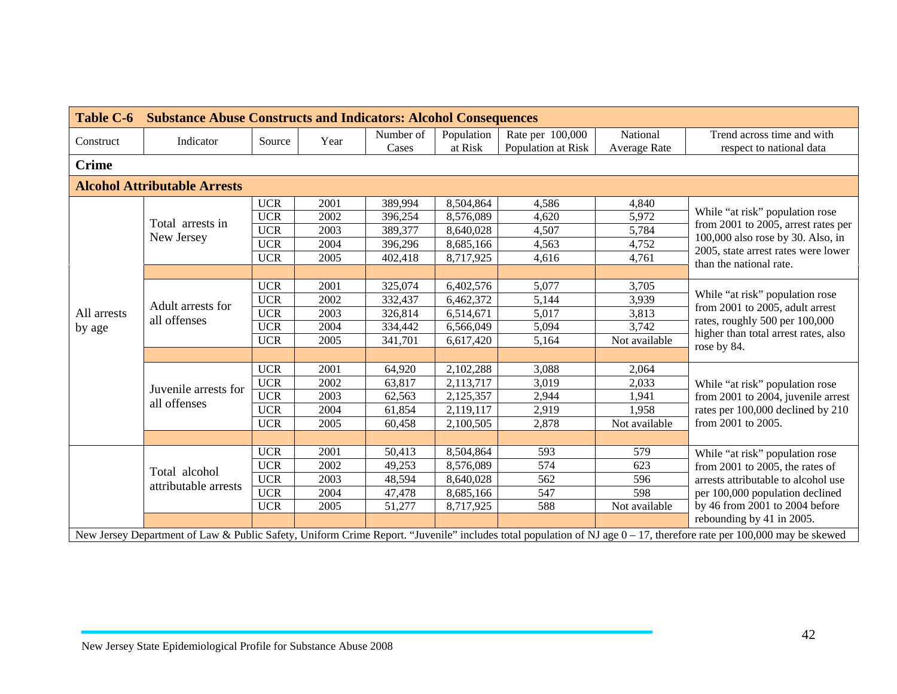| Table C-6 Substance Abuse Constructs and Indicators: Alcohol Consequences | | | | | | | | |
|---|---|---|---|---|---|---|---|---|
| Construct | Indicator | Source | Year | Number of Cases | Population at Risk | Rate per 100,000 Population at Risk | National Average Rate | Trend across time and with respect to national data |
| **Crime** | | | | | | | | |
| **Alcohol Attributable Arrests** | | | | | | | | |
| All arrests by age | Total arrests in New Jersey | UCR | 2001 | 389,994 | 8,504,864 | 4,586 | 4,840 | While "at risk" population rose from 2001 to 2005, arrest rates per 100,000 also rose by 30. Also, in 2005, state arrest rates were lower than the national rate. |
| | | UCR | 2002 | 396,254 | 8,576,089 | 4,620 | 5,972 | |
| | | UCR | 2003 | 389,377 | 8,640,028 | 4,507 | 5,784 | |
| | | UCR | 2004 | 396,296 | 8,685,166 | 4,563 | 4,752 | |
| | | UCR | 2005 | 402,418 | 8,717,925 | 4,616 | 4,761 | |
| | Adult arrests for all offenses | UCR | 2001 | 325,074 | 6,402,576 | 5,077 | 3,705 | While "at risk" population rose from 2001 to 2005, adult arrest rates, roughly 500 per 100,000 higher than total arrest rates, also rose by 84. |
| | | UCR | 2002 | 332,437 | 6,462,372 | 5,144 | 3,939 | |
| | | UCR | 2003 | 326,814 | 6,514,671 | 5,017 | 3,813 | |
| | | UCR | 2004 | 334,442 | 6,566,049 | 5,094 | 3,742 | |
| | | UCR | 2005 | 341,701 | 6,617,420 | 5,164 | Not available | |
| | Juvenile arrests for all offenses | UCR | 2001 | 64,920 | 2,102,288 | 3,088 | 2,064 | While "at risk" population rose from 2001 to 2004, juvenile arrest rates per 100,000 declined by 210 from 2001 to 2005. |
| | | UCR | 2002 | 63,817 | 2,113,717 | 3,019 | 2,033 | |
| | | UCR | 2003 | 62,563 | 2,125,357 | 2,944 | 1,941 | |
| | | UCR | 2004 | 61,854 | 2,119,117 | 2,919 | 1,958 | |
| | | UCR | 2005 | 60,458 | 2,100,505 | 2,878 | Not available | |
| | Total alcohol attributable arrests | UCR | 2001 | 50,413 | 8,504,864 | 593 | 579 | While "at risk" population rose from 2001 to 2005, the rates of arrests attributable to alcohol use per 100,000 population declined by 46 from 2001 to 2004 before rebounding by 41 in 2005. |
| | | UCR | 2002 | 49,253 | 8,576,089 | 574 | 623 | |
| | | UCR | 2003 | 48,594 | 8,640,028 | 562 | 596 | |
| | | UCR | 2004 | 47,478 | 8,685,166 | 547 | 598 | |
| | | UCR | 2005 | 51,277 | 8,717,925 | 588 | Not available | |

New Jersey Department of Law & Public Safety, Uniform Crime Report. "Juvenile" includes total population of NJ age 0 – 17, therefore rate per 100,000 may be skewed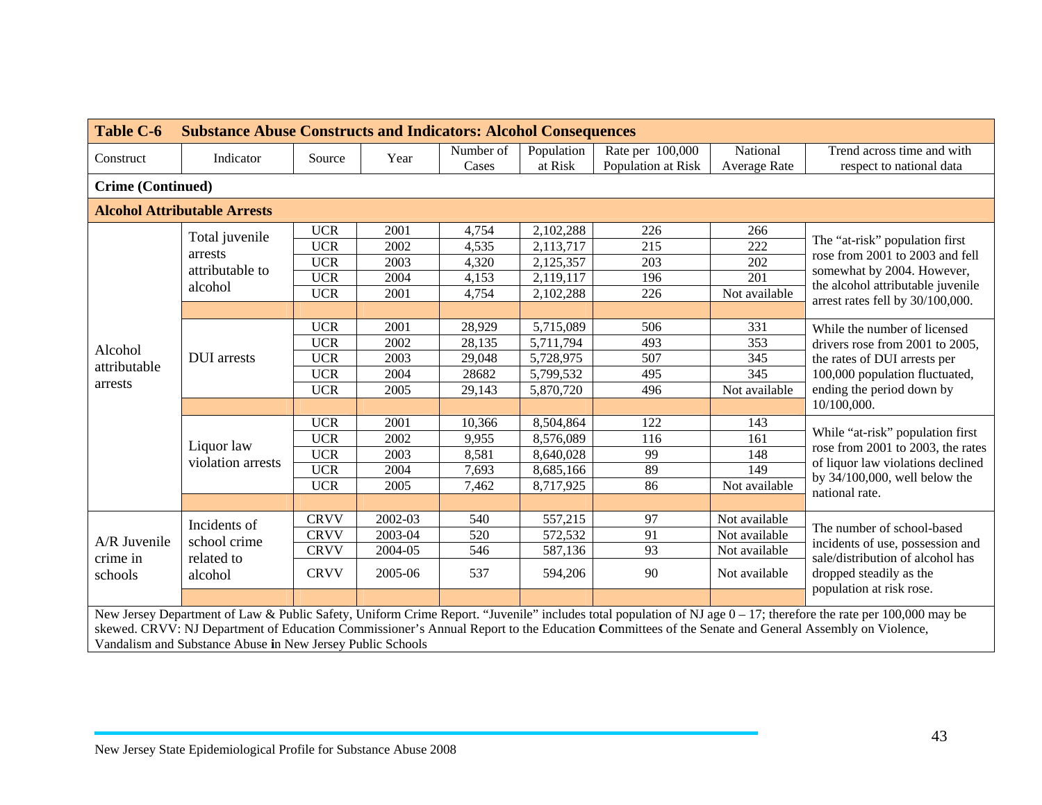| Table C-6 | Substance Abuse Constructs and Indicators: Alcohol Consequences | | | | | | | |
|---|---|---|---|---|---|---|---|---|
| Construct | Indicator | Source | Year | Number of Cases | Population at Risk | Rate per 100,000 Population at Risk | National Average Rate | Trend across time and with respect to national data |
| **Crime (Continued)** | | | | | | | | |
| **Alcohol Attributable Arrests** | | | | | | | | |
| Alcohol attributable arrests | Total juvenile arrests attributable to alcohol | UCR | 2001 | 4,754 | 2,102,288 | 226 | 266 | The "at-risk" population first rose from 2001 to 2003 and fell somewhat by 2004. However, the alcohol attributable juvenile arrest rates fell by 30/100,000. |
| | | UCR | 2002 | 4,535 | 2,113,717 | 215 | 222 | |
| | | UCR | 2003 | 4,320 | 2,125,357 | 203 | 202 | |
| | | UCR | 2004 | 4,153 | 2,119,117 | 196 | 201 | |
| | | UCR | 2001 | 4,754 | 2,102,288 | 226 | Not available | |
| | DUI arrests | UCR | 2001 | 28,929 | 5,715,089 | 506 | 331 | While the number of licensed drivers rose from 2001 to 2005, the rates of DUI arrests per 100,000 population fluctuated, ending the period down by 10/100,000. |
| | | UCR | 2002 | 28,135 | 5,711,794 | 493 | 353 | |
| | | UCR | 2003 | 29,048 | 5,728,975 | 507 | 345 | |
| | | UCR | 2004 | 28682 | 5,799,532 | 495 | 345 | |
| | | UCR | 2005 | 29,143 | 5,870,720 | 496 | Not available | |
| | Liquor law violation arrests | UCR | 2001 | 10,366 | 8,504,864 | 122 | 143 | While "at-risk" population first rose from 2001 to 2003, the rates of liquor law violations declined by 34/100,000, well below the national rate. |
| | | UCR | 2002 | 9,955 | 8,576,089 | 116 | 161 | |
| | | UCR | 2003 | 8,581 | 8,640,028 | 99 | 148 | |
| | | UCR | 2004 | 7,693 | 8,685,166 | 89 | 149 | |
| | | UCR | 2005 | 7,462 | 8,717,925 | 86 | Not available | |
| A/R Juvenile crime in schools | Incidents of school crime related to alcohol | CRVV | 2002-03 | 540 | 557,215 | 97 | Not available | The number of school-based incidents of use, possession and sale/distribution of alcohol has dropped steadily as the population at risk rose. |
| | | CRVV | 2003-04 | 520 | 572,532 | 91 | Not available | |
| | | CRVV | 2004-05 | 546 | 587,136 | 93 | Not available | |
| | | CRVV | 2005-06 | 537 | 594,206 | 90 | Not available | |

New Jersey Department of Law & Public Safety, Uniform Crime Report. "Juvenile" includes total population of NJ age 0 – 17; therefore the rate per 100,000 may be skewed. CRVV: NJ Department of Education Commissioner's Annual Report to the Education Committees of the Senate and General Assembly on Violence, Vandalism and Substance Abuse in New Jersey Public Schools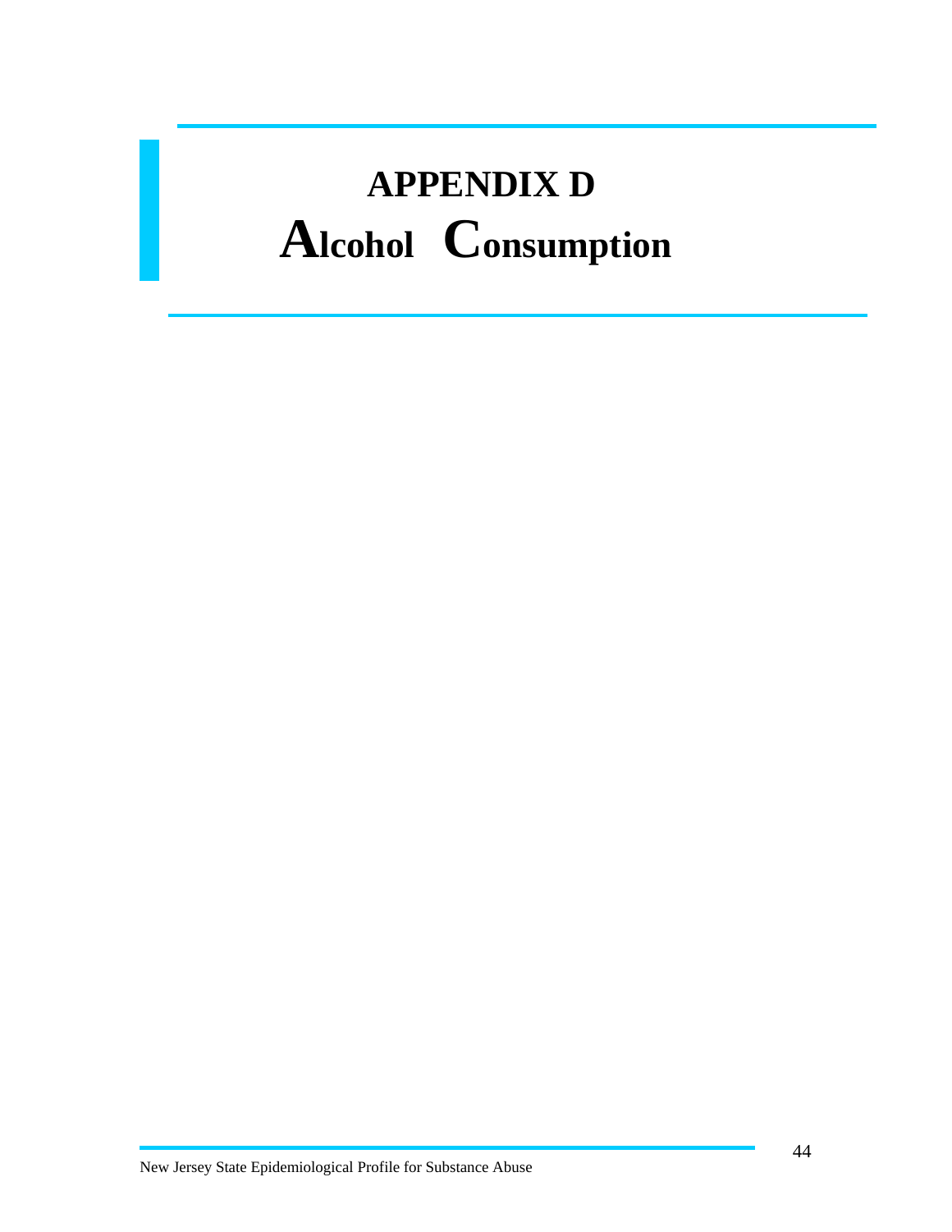# APPENDIX D
# Alcohol Consumption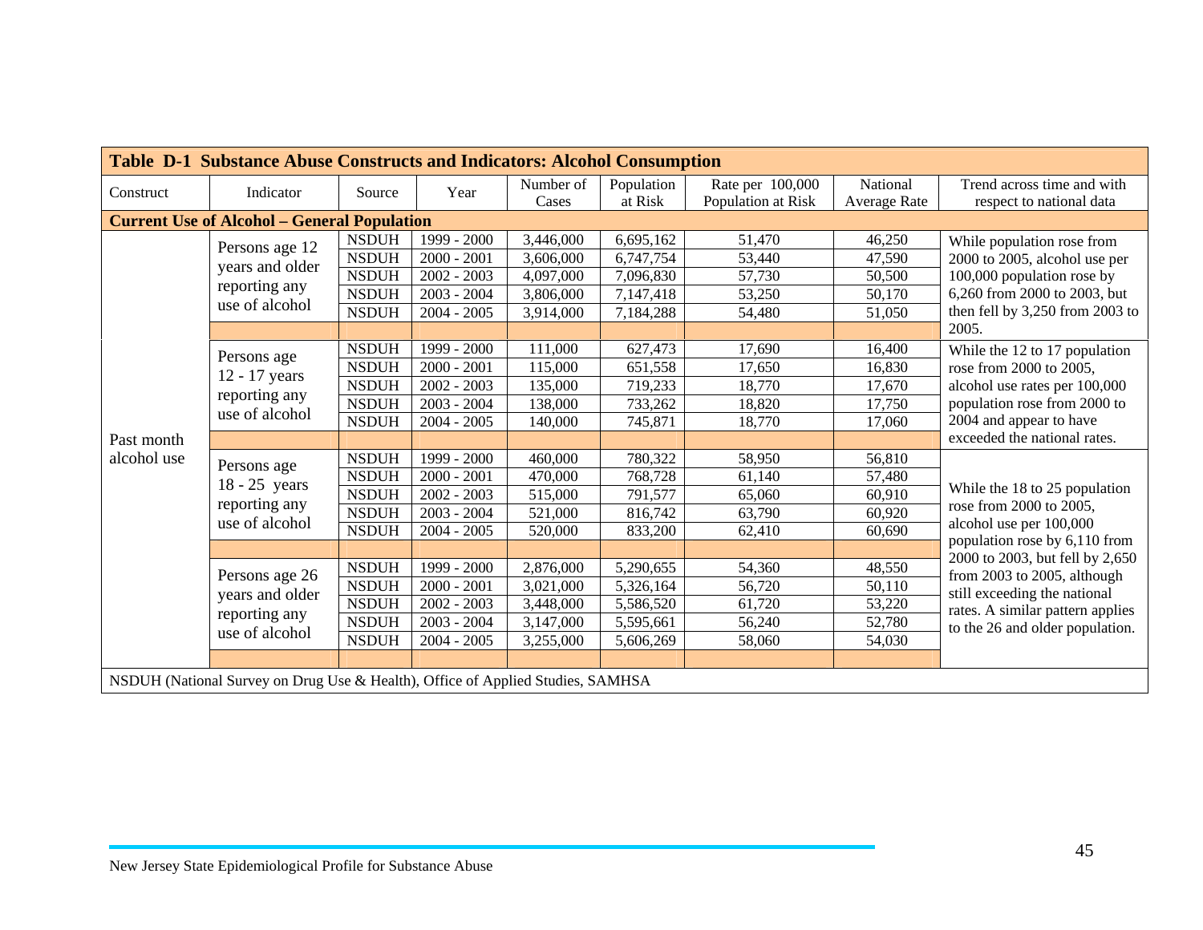**Table D-1 Substance Abuse Constructs and Indicators: Alcohol Consumption**

| Construct | Indicator | Source | Year | Number of Cases | Population at Risk | Rate per 100,000 Population at Risk | National Average Rate | Trend across time and with respect to national data |
|---|---|---|---|---|---|---|---|---|
| **Current Use of Alcohol – General Population** | | | | | | | | |
| Past month alcohol use | Persons age 12 years and older reporting any use of alcohol | NSDUH | 1999 - 2000 | 3,446,000 | 6,695,162 | 51,470 | 46,250 | While population rose from 2000 to 2005, alcohol use per 100,000 population rose by 6,260 from 2000 to 2003, but then fell by 3,250 from 2003 to 2005. |
| | | NSDUH | 2000 - 2001 | 3,606,000 | 6,747,754 | 53,440 | 47,590 | |
| | | NSDUH | 2002 - 2003 | 4,097,000 | 7,096,830 | 57,730 | 50,500 | |
| | | NSDUH | 2003 - 2004 | 3,806,000 | 7,147,418 | 53,250 | 50,170 | |
| | | NSDUH | 2004 - 2005 | 3,914,000 | 7,184,288 | 54,480 | 51,050 | |
| | Persons age 12 - 17 years reporting any use of alcohol | NSDUH | 1999 - 2000 | 111,000 | 627,473 | 17,690 | 16,400 | While the 12 to 17 population rose from 2000 to 2005, alcohol use rates per 100,000 population rose from 2000 to 2004 and appear to have exceeded the national rates. |
| | | NSDUH | 2000 - 2001 | 115,000 | 651,558 | 17,650 | 16,830 | |
| | | NSDUH | 2002 - 2003 | 135,000 | 719,233 | 18,770 | 17,670 | |
| | | NSDUH | 2003 - 2004 | 138,000 | 733,262 | 18,820 | 17,750 | |
| | | NSDUH | 2004 - 2005 | 140,000 | 745,871 | 18,770 | 17,060 | |
| | Persons age 18 - 25 years reporting any use of alcohol | NSDUH | 1999 - 2000 | 460,000 | 780,322 | 58,950 | 56,810 | While the 18 to 25 population rose from 2000 to 2005, alcohol use per 100,000 population rose by 6,110 from 2000 to 2003, but fell by 2,650 from 2003 to 2005, although still exceeding the national rates. A similar pattern applies to the 26 and older population. |
| | | NSDUH | 2000 - 2001 | 470,000 | 768,728 | 61,140 | 57,480 | |
| | | NSDUH | 2002 - 2003 | 515,000 | 791,577 | 65,060 | 60,910 | |
| | | NSDUH | 2003 - 2004 | 521,000 | 816,742 | 63,790 | 60,920 | |
| | | NSDUH | 2004 - 2005 | 520,000 | 833,200 | 62,410 | 60,690 | |
| | Persons age 26 years and older reporting any use of alcohol | NSDUH | 1999 - 2000 | 2,876,000 | 5,290,655 | 54,360 | 48,550 | |
| | | NSDUH | 2000 - 2001 | 3,021,000 | 5,326,164 | 56,720 | 50,110 | |
| | | NSDUH | 2002 - 2003 | 3,448,000 | 5,586,520 | 61,720 | 53,220 | |
| | | NSDUH | 2003 - 2004 | 3,147,000 | 5,595,661 | 56,240 | 52,780 | |
| | | NSDUH | 2004 - 2005 | 3,255,000 | 5,606,269 | 58,060 | 54,030 | |

NSDUH (National Survey on Drug Use & Health), Office of Applied Studies, SAMHSA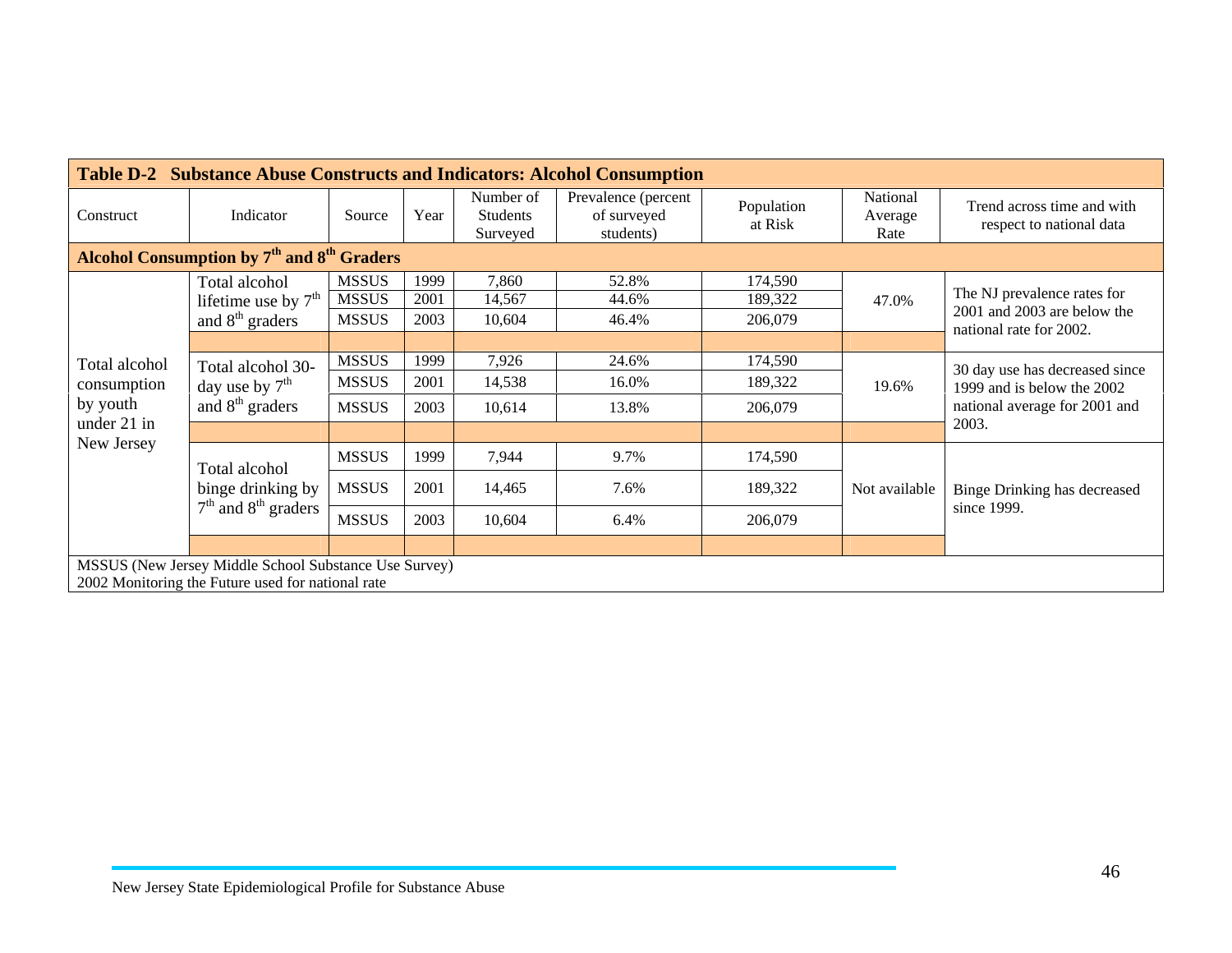**Table D-2 Substance Abuse Constructs and Indicators: Alcohol Consumption**

| Construct | Indicator | Source | Year | Number of Students Surveyed | Prevalence (percent of surveyed students) | Population at Risk | National Average Rate | Trend across time and with respect to national data |
|---|---|---|---|---|---|---|---|---|
| **Alcohol Consumption by 7th and 8th Graders** | | | | | | | | |
| Total alcohol consumption by youth under 21 in New Jersey | Total alcohol lifetime use by 7th and 8th graders | MSSUS | 1999 | 7,860 | 52.8% | 174,590 | 47.0% | The NJ prevalence rates for 2001 and 2003 are below the national rate for 2002. |
| | | MSSUS | 2001 | 14,567 | 44.6% | 189,322 | | |
| | | MSSUS | 2003 | 10,604 | 46.4% | 206,079 | | |
| | Total alcohol 30-day use by 7th and 8th graders | MSSUS | 1999 | 7,926 | 24.6% | 174,590 | 19.6% | 30 day use has decreased since 1999 and is below the 2002 national average for 2001 and 2003. |
| | | MSSUS | 2001 | 14,538 | 16.0% | 189,322 | | |
| | | MSSUS | 2003 | 10,614 | 13.8% | 206,079 | | |
| | Total alcohol binge drinking by 7th and 8th graders | MSSUS | 1999 | 7,944 | 9.7% | 174,590 | Not available | Binge Drinking has decreased since 1999. |
| | | MSSUS | 2001 | 14,465 | 7.6% | 189,322 | | |
| | | MSSUS | 2003 | 10,604 | 6.4% | 206,079 | | |

MSSUS (New Jersey Middle School Substance Use Survey)
2002 Monitoring the Future used for national rate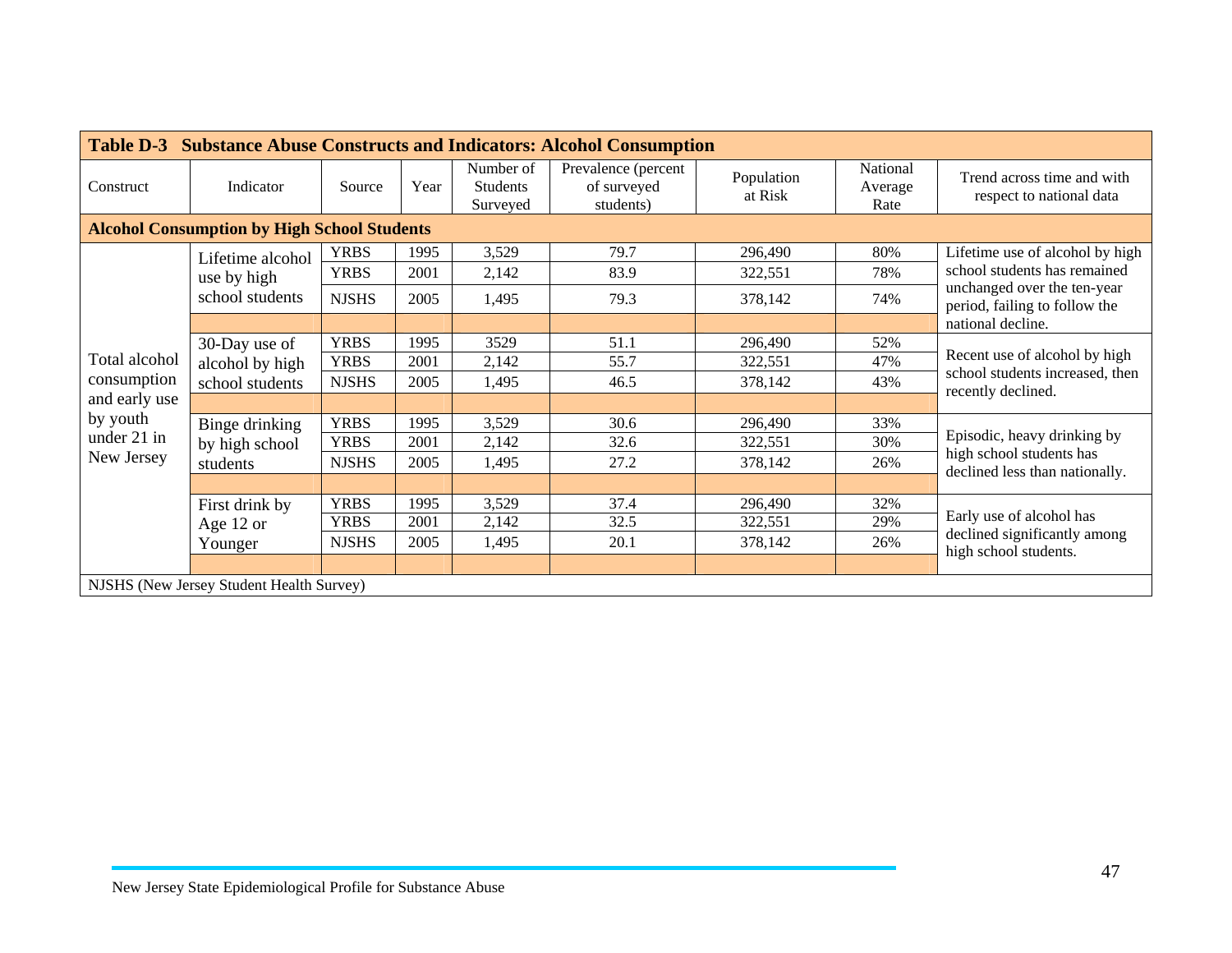**Table D-3 Substance Abuse Constructs and Indicators: Alcohol Consumption**

| Construct | Indicator | Source | Year | Number of Students Surveyed | Prevalence (percent of surveyed students) | Population at Risk | National Average Rate | Trend across time and with respect to national data |
|---|---|---|---|---|---|---|---|---|
| **Alcohol Consumption by High School Students** | | | | | | | | |
| Total alcohol consumption and early use by youth under 21 in New Jersey | Lifetime alcohol use by high school students | YRBS | 1995 | 3,529 | 79.7 | 296,490 | 80% | Lifetime use of alcohol by high school students has remained unchanged over the ten-year period, failing to follow the national decline. |
| | | YRBS | 2001 | 2,142 | 83.9 | 322,551 | 78% | |
| | | NJSHS | 2005 | 1,495 | 79.3 | 378,142 | 74% | |
| | 30-Day use of alcohol by high school students | YRBS | 1995 | 3529 | 51.1 | 296,490 | 52% | Recent use of alcohol by high school students increased, then recently declined. |
| | | YRBS | 2001 | 2,142 | 55.7 | 322,551 | 47% | |
| | | NJSHS | 2005 | 1,495 | 46.5 | 378,142 | 43% | |
| | Binge drinking by high school students | YRBS | 1995 | 3,529 | 30.6 | 296,490 | 33% | Episodic, heavy drinking by high school students has declined less than nationally. |
| | | YRBS | 2001 | 2,142 | 32.6 | 322,551 | 30% | |
| | | NJSHS | 2005 | 1,495 | 27.2 | 378,142 | 26% | |
| | First drink by Age 12 or Younger | YRBS | 1995 | 3,529 | 37.4 | 296,490 | 32% | Early use of alcohol has declined significantly among high school students. |
| | | YRBS | 2001 | 2,142 | 32.5 | 322,551 | 29% | |
| | | NJSHS | 2005 | 1,495 | 20.1 | 378,142 | 26% | |

NJSHS (New Jersey Student Health Survey)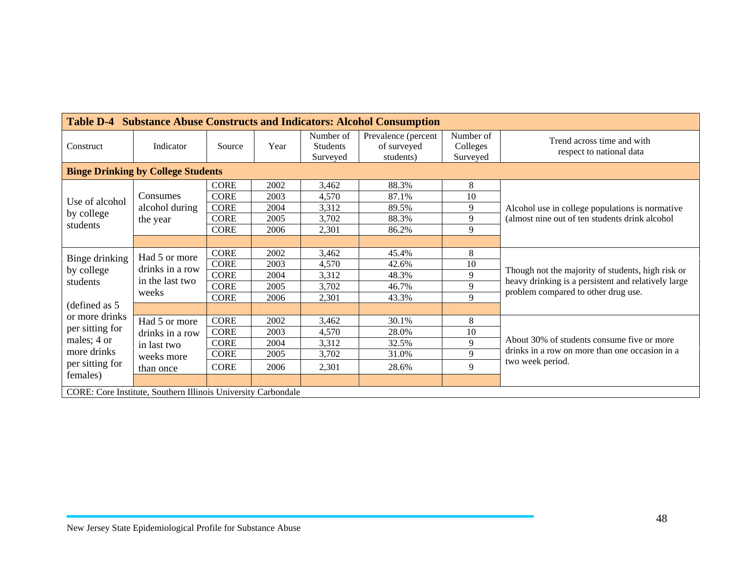**Table D-4 Substance Abuse Constructs and Indicators: Alcohol Consumption**

| Construct | Indicator | Source | Year | Number of Students Surveyed | Prevalence (percent of surveyed students) | Number of Colleges Surveyed | Trend across time and with respect to national data |
|---|---|---|---|---|---|---|---|
| **Binge Drinking by College Students** | | | | | | | |
| Use of alcohol by college students | Consumes alcohol during the year | CORE | 2002 | 3,462 | 88.3% | 8 | Alcohol use in college populations is normative (almost nine out of ten students drink alcohol |
| | | CORE | 2003 | 4,570 | 87.1% | 10 | |
| | | CORE | 2004 | 3,312 | 89.5% | 9 | |
| | | CORE | 2005 | 3,702 | 88.3% | 9 | |
| | | CORE | 2006 | 2,301 | 86.2% | 9 | |
| Binge drinking by college students (defined as 5 or more drinks per sitting for males; 4 or more drinks per sitting for females) | Had 5 or more drinks in a row in the last two weeks | CORE | 2002 | 3,462 | 45.4% | 8 | Though not the majority of students, high risk or heavy drinking is a persistent and relatively large problem compared to other drug use. |
| | | CORE | 2003 | 4,570 | 42.6% | 10 | |
| | | CORE | 2004 | 3,312 | 48.3% | 9 | |
| | | CORE | 2005 | 3,702 | 46.7% | 9 | |
| | | CORE | 2006 | 2,301 | 43.3% | 9 | |
| | Had 5 or more drinks in a row in last two weeks more than once | CORE | 2002 | 3,462 | 30.1% | 8 | About 30% of students consume five or more drinks in a row on more than one occasion in a two week period. |
| | | CORE | 2003 | 4,570 | 28.0% | 10 | |
| | | CORE | 2004 | 3,312 | 32.5% | 9 | |
| | | CORE | 2005 | 3,702 | 31.0% | 9 | |
| | | CORE | 2006 | 2,301 | 28.6% | 9 | |

CORE: Core Institute, Southern Illinois University Carbondale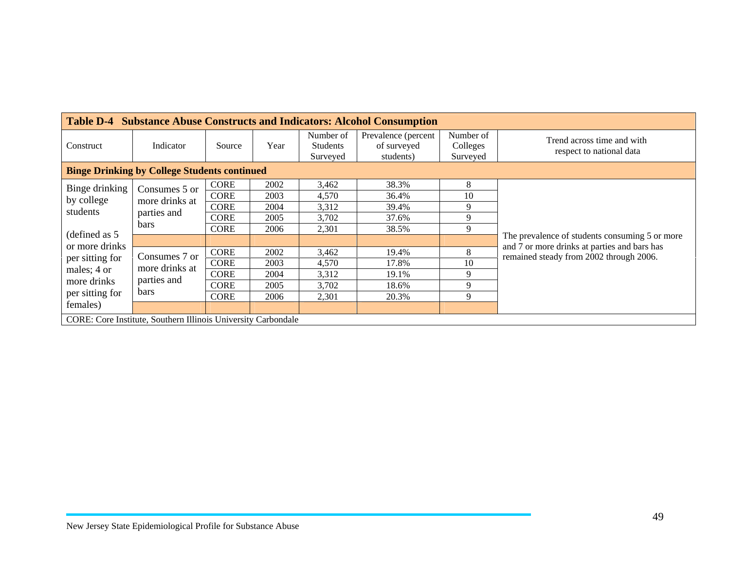| Table D-4 Substance Abuse Constructs and Indicators: Alcohol Consumption | | | | | | | |
|---|---|---|---|---|---|---|---|
| Construct | Indicator | Source | Year | Number of Students Surveyed | Prevalence (percent of surveyed students) | Number of Colleges Surveyed | Trend across time and with respect to national data |
| **Binge Drinking by College Students continued** | | | | | | | |
| Binge drinking by college students (defined as 5 or more drinks per sitting for males; 4 or more drinks per sitting for females) | Consumes 5 or more drinks at parties and bars | CORE | 2002 | 3,462 | 38.3% | 8 | The prevalence of students consuming 5 or more and 7 or more drinks at parties and bars has remained steady from 2002 through 2006. |
| | | CORE | 2003 | 4,570 | 36.4% | 10 | |
| | | CORE | 2004 | 3,312 | 39.4% | 9 | |
| | | CORE | 2005 | 3,702 | 37.6% | 9 | |
| | | CORE | 2006 | 2,301 | 38.5% | 9 | |
| | Consumes 7 or more drinks at parties and bars | CORE | 2002 | 3,462 | 19.4% | 8 | |
| | | CORE | 2003 | 4,570 | 17.8% | 10 | |
| | | CORE | 2004 | 3,312 | 19.1% | 9 | |
| | | CORE | 2005 | 3,702 | 18.6% | 9 | |
| | | CORE | 2006 | 2,301 | 20.3% | 9 | |

CORE: Core Institute, Southern Illinois University Carbondale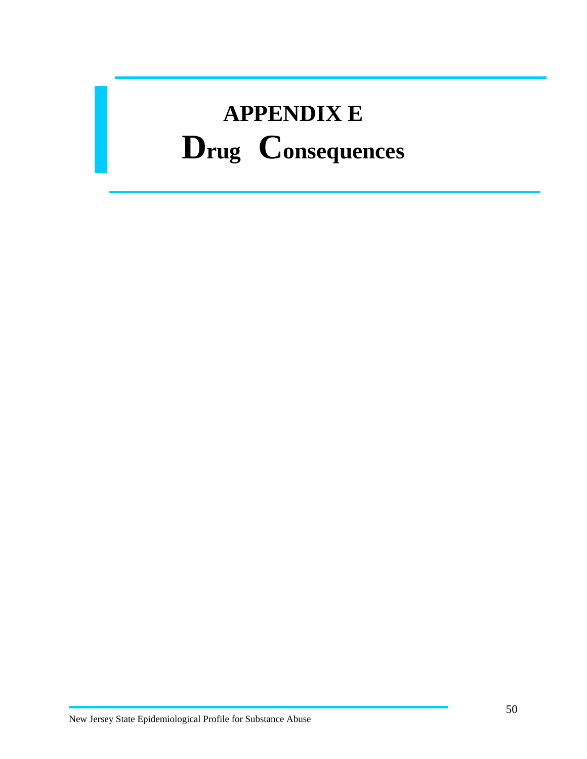# APPENDIX E

# Drug Consequences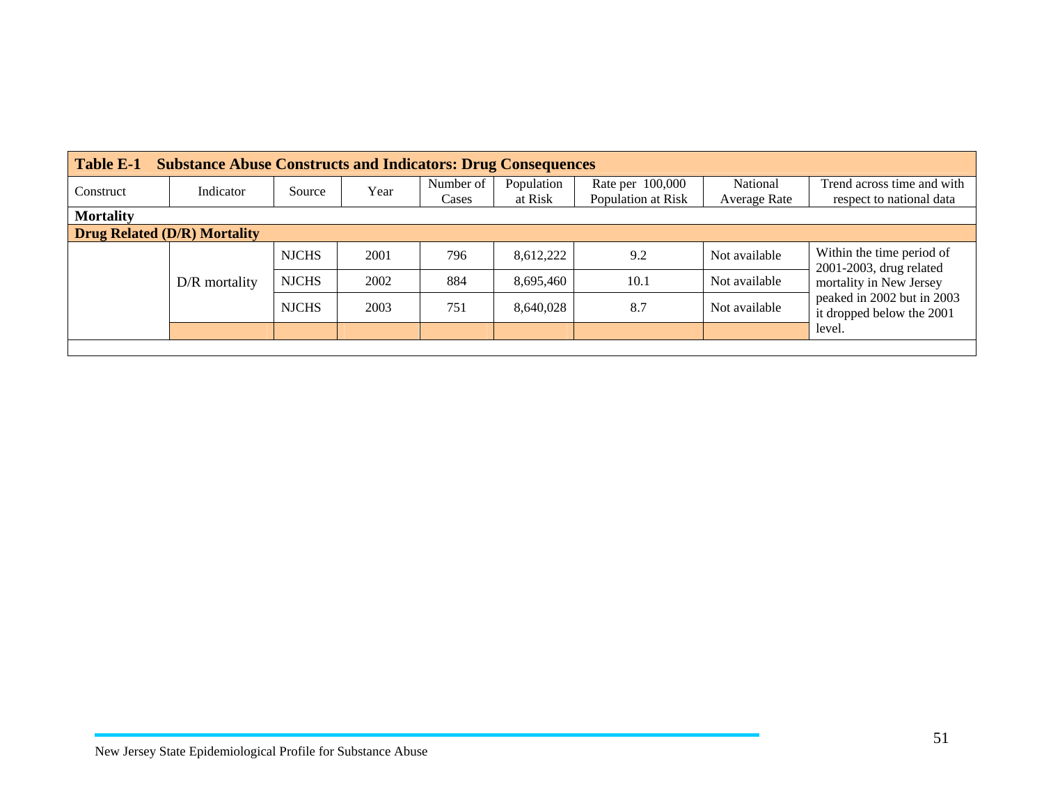| **Table E-1 Substance Abuse Constructs and Indicators: Drug Consequences** | | | | | | | | |
|---|---|---|---|---|---|---|---|---|
| Construct | Indicator | Source | Year | Number of Cases | Population at Risk | Rate per 100,000 Population at Risk | National Average Rate | Trend across time and with respect to national data |
| **Mortality** | | | | | | | | |
| **Drug Related (D/R) Mortality** | | | | | | | | |
| | D/R mortality | NJCHS | 2001 | 796 | 8,612,222 | 9.2 | Not available | Within the time period of 2001-2003, drug related mortality in New Jersey peaked in 2002 but in 2003 it dropped below the 2001 level. |
| | | NJCHS | 2002 | 884 | 8,695,460 | 10.1 | Not available | |
| | | NJCHS | 2003 | 751 | 8,640,028 | 8.7 | Not available | |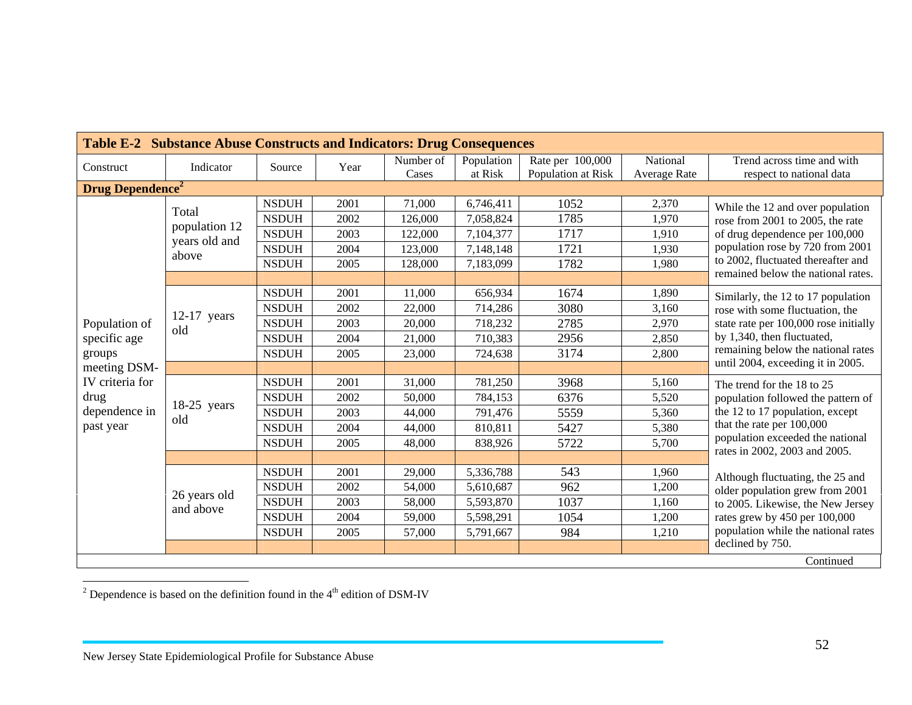| Table E-2 Substance Abuse Constructs and Indicators: Drug Consequences | | | | | | | | |
|---|---|---|---|---|---|---|---|---|
| Construct | Indicator | Source | Year | Number of Cases | Population at Risk | Rate per 100,000 Population at Risk | National Average Rate | Trend across time and with respect to national data |
| **Drug Dependence[2]** | | | | | | | | |
| Population of specific age groups meeting DSM-IV criteria for drug dependence in past year | Total population 12 years old and above | NSDUH | 2001 | 71,000 | 6,746,411 | 1052 | 2,370 | While the 12 and over population rose from 2001 to 2005, the rate of drug dependence per 100,000 population rose by 720 from 2001 to 2002, fluctuated thereafter and remained below the national rates. |
| | | NSDUH | 2002 | 126,000 | 7,058,824 | 1785 | 1,970 | |
| | | NSDUH | 2003 | 122,000 | 7,104,377 | 1717 | 1,910 | |
| | | NSDUH | 2004 | 123,000 | 7,148,148 | 1721 | 1,930 | |
| | | NSDUH | 2005 | 128,000 | 7,183,099 | 1782 | 1,980 | |
| | 12-17 years old | NSDUH | 2001 | 11,000 | 656,934 | 1674 | 1,890 | Similarly, the 12 to 17 population rose with some fluctuation, the state rate per 100,000 rose initially by 1,340, then fluctuated, remaining below the national rates until 2004, exceeding it in 2005. |
| | | NSDUH | 2002 | 22,000 | 714,286 | 3080 | 3,160 | |
| | | NSDUH | 2003 | 20,000 | 718,232 | 2785 | 2,970 | |
| | | NSDUH | 2004 | 21,000 | 710,383 | 2956 | 2,850 | |
| | | NSDUH | 2005 | 23,000 | 724,638 | 3174 | 2,800 | |
| | 18-25 years old | NSDUH | 2001 | 31,000 | 781,250 | 3968 | 5,160 | The trend for the 18 to 25 population followed the pattern of the 12 to 17 population, except that the rate per 100,000 population exceeded the national rates in 2002, 2003 and 2005. |
| | | NSDUH | 2002 | 50,000 | 784,153 | 6376 | 5,520 | |
| | | NSDUH | 2003 | 44,000 | 791,476 | 5559 | 5,360 | |
| | | NSDUH | 2004 | 44,000 | 810,811 | 5427 | 5,380 | |
| | | NSDUH | 2005 | 48,000 | 838,926 | 5722 | 5,700 | |
| | 26 years old and above | NSDUH | 2001 | 29,000 | 5,336,788 | 543 | 1,960 | Although fluctuating, the 25 and older population grew from 2001 to 2005. Likewise, the New Jersey rates grew by 450 per 100,000 population while the national rates declined by 750. |
| | | NSDUH | 2002 | 54,000 | 5,610,687 | 962 | 1,200 | |
| | | NSDUH | 2003 | 58,000 | 5,593,870 | 1037 | 1,160 | |
| | | NSDUH | 2004 | 59,000 | 5,598,291 | 1054 | 1,200 | |
| | | NSDUH | 2005 | 57,000 | 5,791,667 | 984 | 1,210 | |
| | | | | | | | | Continued |

[2] Dependence is based on the definition found in the 4th edition of DSM-IV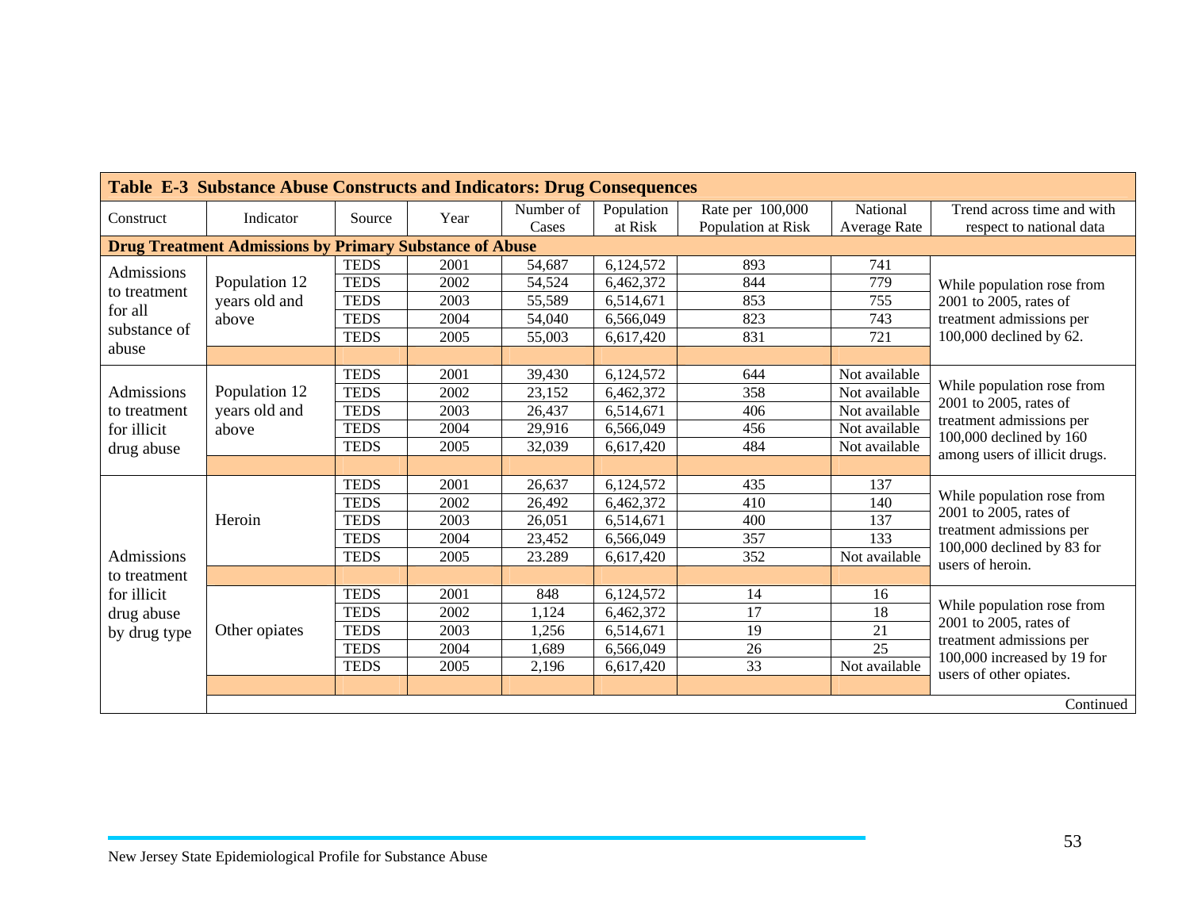| Table E-3 Substance Abuse Constructs and Indicators: Drug Consequences | | | | | | | | |
|---|---|---|---|---|---|---|---|---|
| Construct | Indicator | Source | Year | Number of Cases | Population at Risk | Rate per 100,000 Population at Risk | National Average Rate | Trend across time and with respect to national data |
| **Drug Treatment Admissions by Primary Substance of Abuse** | | | | | | | | |
| Admissions to treatment for all substance of abuse | Population 12 years old and above | TEDS | 2001 | 54,687 | 6,124,572 | 893 | 741 | While population rose from 2001 to 2005, rates of treatment admissions per 100,000 declined by 62. |
| | | TEDS | 2002 | 54,524 | 6,462,372 | 844 | 779 | |
| | | TEDS | 2003 | 55,589 | 6,514,671 | 853 | 755 | |
| | | TEDS | 2004 | 54,040 | 6,566,049 | 823 | 743 | |
| | | TEDS | 2005 | 55,003 | 6,617,420 | 831 | 721 | |
| Admissions to treatment for illicit drug abuse | Population 12 years old and above | TEDS | 2001 | 39,430 | 6,124,572 | 644 | Not available | While population rose from 2001 to 2005, rates of treatment admissions per 100,000 declined by 160 among users of illicit drugs. |
| | | TEDS | 2002 | 23,152 | 6,462,372 | 358 | Not available | |
| | | TEDS | 2003 | 26,437 | 6,514,671 | 406 | Not available | |
| | | TEDS | 2004 | 29,916 | 6,566,049 | 456 | Not available | |
| | | TEDS | 2005 | 32,039 | 6,617,420 | 484 | Not available | |
| Admissions to treatment for illicit drug abuse by drug type | Heroin | TEDS | 2001 | 26,637 | 6,124,572 | 435 | 137 | While population rose from 2001 to 2005, rates of treatment admissions per 100,000 declined by 83 for users of heroin. |
| | | TEDS | 2002 | 26,492 | 6,462,372 | 410 | 140 | |
| | | TEDS | 2003 | 26,051 | 6,514,671 | 400 | 137 | |
| | | TEDS | 2004 | 23,452 | 6,566,049 | 357 | 133 | |
| | | TEDS | 2005 | 23.289 | 6,617,420 | 352 | Not available | |
| | Other opiates | TEDS | 2001 | 848 | 6,124,572 | 14 | 16 | While population rose from 2001 to 2005, rates of treatment admissions per 100,000 increased by 19 for users of other opiates. |
| | | TEDS | 2002 | 1,124 | 6,462,372 | 17 | 18 | |
| | | TEDS | 2003 | 1,256 | 6,514,671 | 19 | 21 | |
| | | TEDS | 2004 | 1,689 | 6,566,049 | 26 | 25 | |
| | | TEDS | 2005 | 2,196 | 6,617,420 | 33 | Not available | |

Continued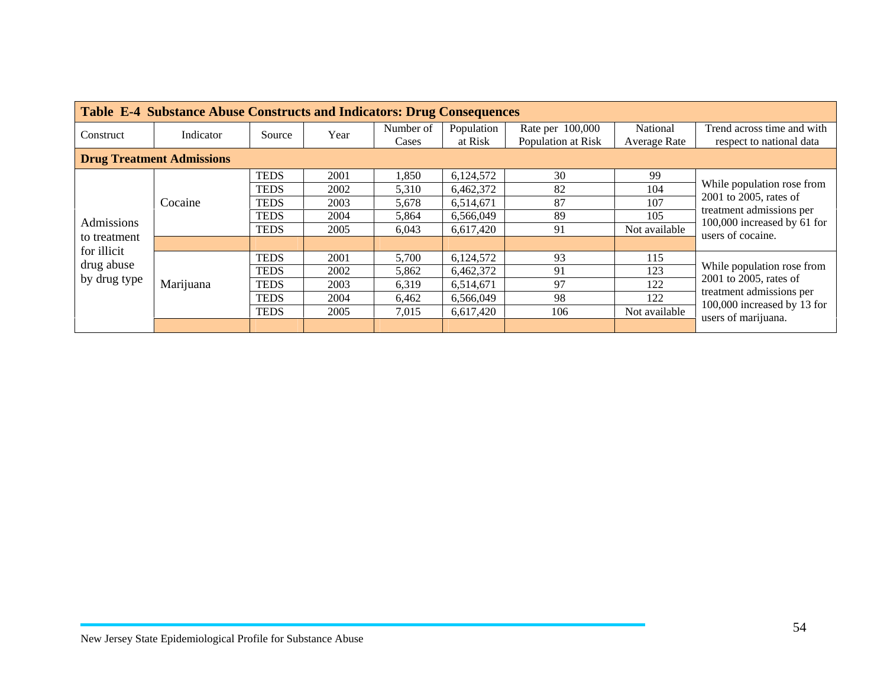| Table E-4 Substance Abuse Constructs and Indicators: Drug Consequences | | | | | | | | |
|---|---|---|---|---|---|---|---|---|
| Construct | Indicator | Source | Year | Number of Cases | Population at Risk | Rate per 100,000 Population at Risk | National Average Rate | Trend across time and with respect to national data |
| **Drug Treatment Admissions** | | | | | | | | |
| Admissions to treatment for illicit drug abuse by drug type | Cocaine | TEDS | 2001 | 1,850 | 6,124,572 | 30 | 99 | While population rose from 2001 to 2005, rates of treatment admissions per 100,000 increased by 61 for users of cocaine. |
| | | TEDS | 2002 | 5,310 | 6,462,372 | 82 | 104 | |
| | | TEDS | 2003 | 5,678 | 6,514,671 | 87 | 107 | |
| | | TEDS | 2004 | 5,864 | 6,566,049 | 89 | 105 | |
| | | TEDS | 2005 | 6,043 | 6,617,420 | 91 | Not available | |
| | | | | | | | | |
| | Marijuana | TEDS | 2001 | 5,700 | 6,124,572 | 93 | 115 | While population rose from 2001 to 2005, rates of treatment admissions per 100,000 increased by 13 for users of marijuana. |
| | | TEDS | 2002 | 5,862 | 6,462,372 | 91 | 123 | |
| | | TEDS | 2003 | 6,319 | 6,514,671 | 97 | 122 | |
| | | TEDS | 2004 | 6,462 | 6,566,049 | 98 | 122 | |
| | | TEDS | 2005 | 7,015 | 6,617,420 | 106 | Not available | |
| | | | | | | | | |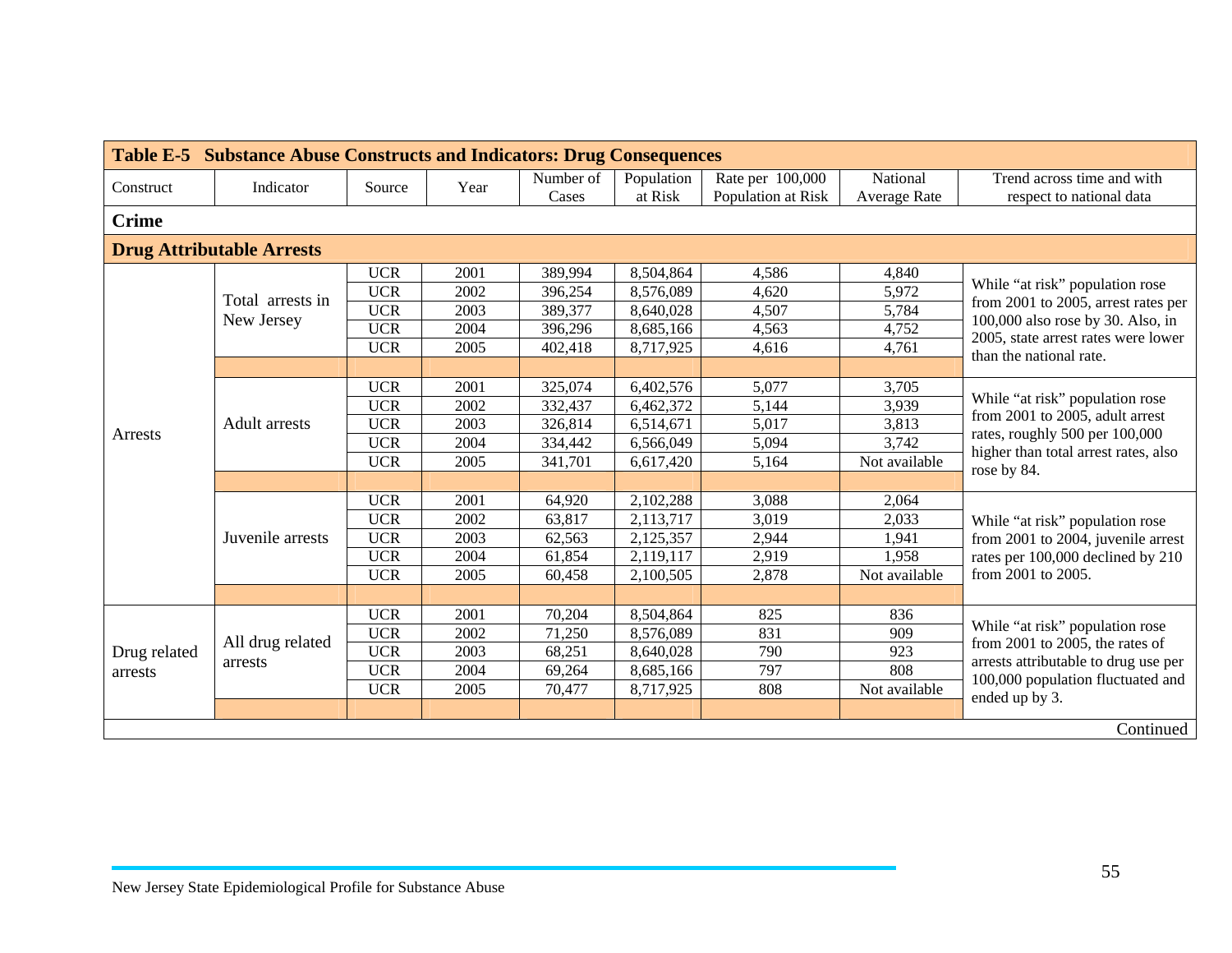**Table E-5 Substance Abuse Constructs and Indicators: Drug Consequences**

| Construct | Indicator | Source | Year | Number of Cases | Population at Risk | Rate per 100,000 Population at Risk | National Average Rate | Trend across time and with respect to national data |
|---|---|---|---|---|---|---|---|---|
| **Crime** | | | | | | | | |
| **Drug Attributable Arrests** | | | | | | | | |
| Arrests | Total arrests in New Jersey | UCR | 2001 | 389,994 | 8,504,864 | 4,586 | 4,840 | While "at risk" population rose from 2001 to 2005, arrest rates per 100,000 also rose by 30. Also, in 2005, state arrest rates were lower than the national rate. |
| | | UCR | 2002 | 396,254 | 8,576,089 | 4,620 | 5,972 | |
| | | UCR | 2003 | 389,377 | 8,640,028 | 4,507 | 5,784 | |
| | | UCR | 2004 | 396,296 | 8,685,166 | 4,563 | 4,752 | |
| | | UCR | 2005 | 402,418 | 8,717,925 | 4,616 | 4,761 | |
| | Adult arrests | UCR | 2001 | 325,074 | 6,402,576 | 5,077 | 3,705 | While "at risk" population rose from 2001 to 2005, adult arrest rates, roughly 500 per 100,000 higher than total arrest rates, also rose by 84. |
| | | UCR | 2002 | 332,437 | 6,462,372 | 5,144 | 3,939 | |
| | | UCR | 2003 | 326,814 | 6,514,671 | 5,017 | 3,813 | |
| | | UCR | 2004 | 334,442 | 6,566,049 | 5,094 | 3,742 | |
| | | UCR | 2005 | 341,701 | 6,617,420 | 5,164 | Not available | |
| | Juvenile arrests | UCR | 2001 | 64,920 | 2,102,288 | 3,088 | 2,064 | While "at risk" population rose from 2001 to 2004, juvenile arrest rates per 100,000 declined by 210 from 2001 to 2005. |
| | | UCR | 2002 | 63,817 | 2,113,717 | 3,019 | 2,033 | |
| | | UCR | 2003 | 62,563 | 2,125,357 | 2,944 | 1,941 | |
| | | UCR | 2004 | 61,854 | 2,119,117 | 2,919 | 1,958 | |
| | | UCR | 2005 | 60,458 | 2,100,505 | 2,878 | Not available | |
| Drug related arrests | All drug related arrests | UCR | 2001 | 70,204 | 8,504,864 | 825 | 836 | While "at risk" population rose from 2001 to 2005, the rates of arrests attributable to drug use per 100,000 population fluctuated and ended up by 3. |
| | | UCR | 2002 | 71,250 | 8,576,089 | 831 | 909 | |
| | | UCR | 2003 | 68,251 | 8,640,028 | 790 | 923 | |
| | | UCR | 2004 | 69,264 | 8,685,166 | 797 | 808 | |
| | | UCR | 2005 | 70,477 | 8,717,925 | 808 | Not available | |

Continued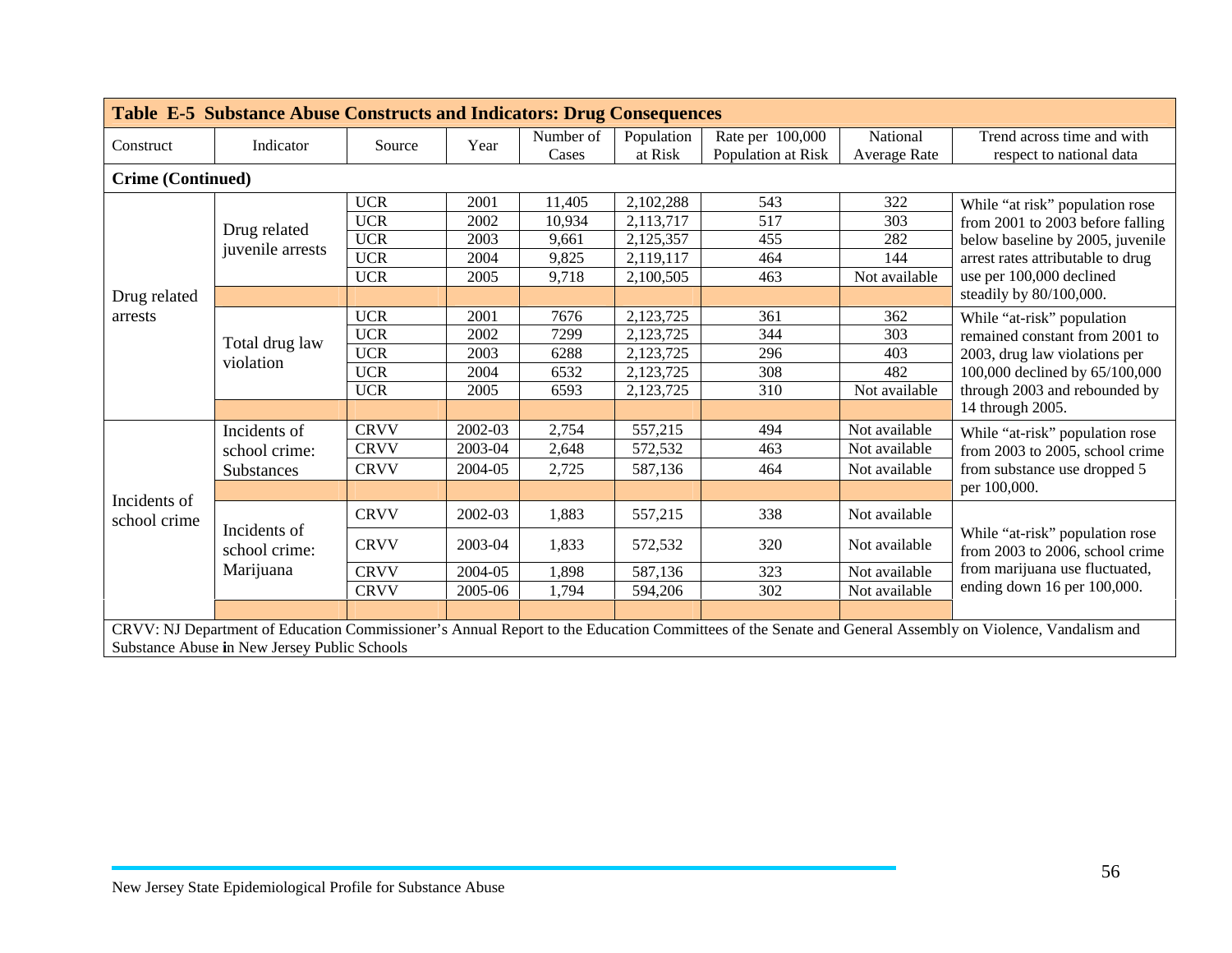**Table E-5 Substance Abuse Constructs and Indicators: Drug Consequences**

| Construct | Indicator | Source | Year | Number of Cases | Population at Risk | Rate per 100,000 Population at Risk | National Average Rate | Trend across time and with respect to national data |
|---|---|---|---|---|---|---|---|---|
| **Crime (Continued)** | | | | | | | | |
| Drug related arrests | Drug related juvenile arrests | UCR | 2001 | 11,405 | 2,102,288 | 543 | 322 | While "at risk" population rose from 2001 to 2003 before falling below baseline by 2005, juvenile arrest rates attributable to drug use per 100,000 declined steadily by 80/100,000. |
| | | UCR | 2002 | 10,934 | 2,113,717 | 517 | 303 | |
| | | UCR | 2003 | 9,661 | 2,125,357 | 455 | 282 | |
| | | UCR | 2004 | 9,825 | 2,119,117 | 464 | 144 | |
| | | UCR | 2005 | 9,718 | 2,100,505 | 463 | Not available | |
| | Total drug law violation | UCR | 2001 | 7676 | 2,123,725 | 361 | 362 | While "at-risk" population remained constant from 2001 to 2003, drug law violations per 100,000 declined by 65/100,000 through 2003 and rebounded by 14 through 2005. |
| | | UCR | 2002 | 7299 | 2,123,725 | 344 | 303 | |
| | | UCR | 2003 | 6288 | 2,123,725 | 296 | 403 | |
| | | UCR | 2004 | 6532 | 2,123,725 | 308 | 482 | |
| | | UCR | 2005 | 6593 | 2,123,725 | 310 | Not available | |
| Incidents of school crime | Incidents of school crime: Substances | CRVV | 2002-03 | 2,754 | 557,215 | 494 | Not available | While "at-risk" population rose from 2003 to 2005, school crime from substance use dropped 5 per 100,000. |
| | | CRVV | 2003-04 | 2,648 | 572,532 | 463 | Not available | |
| | | CRVV | 2004-05 | 2,725 | 587,136 | 464 | Not available | |
| | Incidents of school crime: Marijuana | CRVV | 2002-03 | 1,883 | 557,215 | 338 | Not available | While "at-risk" population rose from 2003 to 2006, school crime from marijuana use fluctuated, ending down 16 per 100,000. |
| | | CRVV | 2003-04 | 1,833 | 572,532 | 320 | Not available | |
| | | CRVV | 2004-05 | 1,898 | 587,136 | 323 | Not available | |
| | | CRVV | 2005-06 | 1,794 | 594,206 | 302 | Not available | |

CRVV: NJ Department of Education Commissioner's Annual Report to the Education Committees of the Senate and General Assembly on Violence, Vandalism and Substance Abuse in New Jersey Public Schools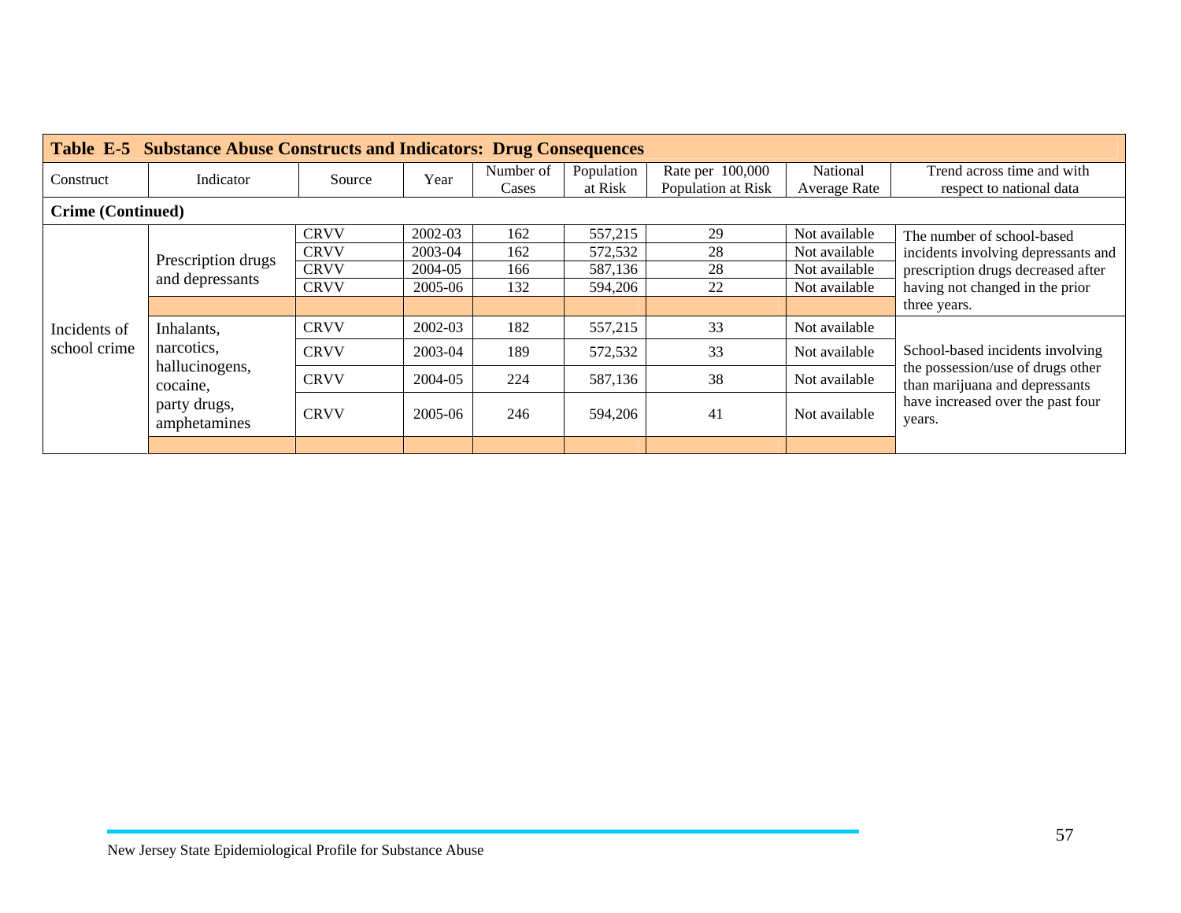| Table E-5 Substance Abuse Constructs and Indicators: Drug Consequences | | | | | | | | |
|---|---|---|---|---|---|---|---|---|
| Construct | Indicator | Source | Year | Number of Cases | Population at Risk | Rate per 100,000 Population at Risk | National Average Rate | Trend across time and with respect to national data |
| **Crime (Continued)** | | | | | | | | |
| Incidents of school crime | Prescription drugs and depressants | CRVV | 2002-03 | 162 | 557,215 | 29 | Not available | The number of school-based incidents involving depressants and prescription drugs decreased after having not changed in the prior three years. |
| | | CRVV | 2003-04 | 162 | 572,532 | 28 | Not available | |
| | | CRVV | 2004-05 | 166 | 587,136 | 28 | Not available | |
| | | CRVV | 2005-06 | 132 | 594,206 | 22 | Not available | |
| | Inhalants, narcotics, hallucinogens, cocaine, party drugs, amphetamines | CRVV | 2002-03 | 182 | 557,215 | 33 | Not available | School-based incidents involving the possession/use of drugs other than marijuana and depressants have increased over the past four years. |
| | | CRVV | 2003-04 | 189 | 572,532 | 33 | Not available | |
| | | CRVV | 2004-05 | 224 | 587,136 | 38 | Not available | |
| | | CRVV | 2005-06 | 246 | 594,206 | 41 | Not available | |

New Jersey State Epidemiological Profile for Substance Abuse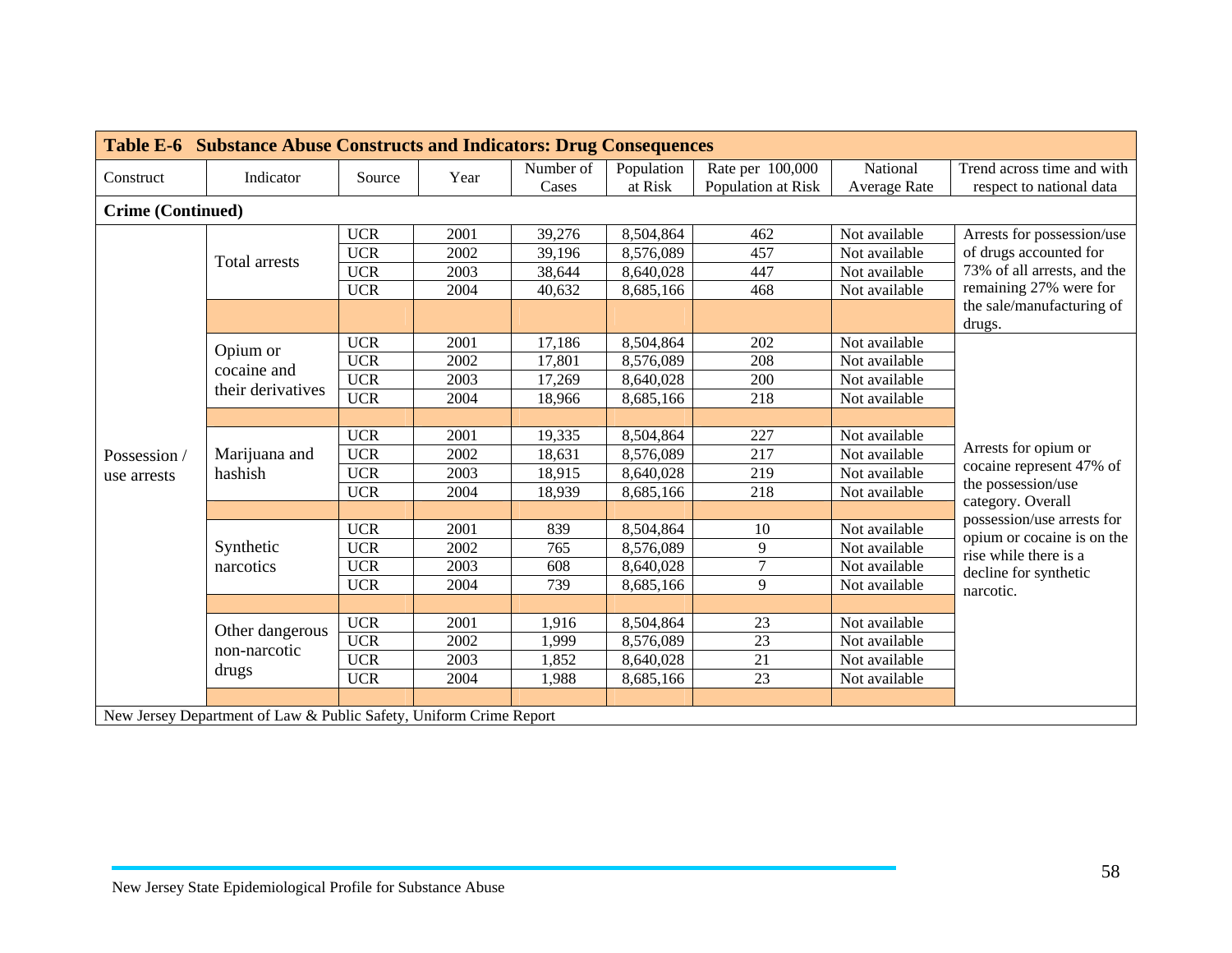| Table E-6 Substance Abuse Constructs and Indicators: Drug Consequences | | | | | | | | |
|---|---|---|---|---|---|---|---|---|
| Construct | Indicator | Source | Year | Number of Cases | Population at Risk | Rate per 100,000 Population at Risk | National Average Rate | Trend across time and with respect to national data |
| **Crime (Continued)** | | | | | | | | |
| Possession / use arrests | Total arrests | UCR | 2001 | 39,276 | 8,504,864 | 462 | Not available | Arrests for possession/use of drugs accounted for 73% of all arrests, and the remaining 27% were for the sale/manufacturing of drugs. |
| | | UCR | 2002 | 39,196 | 8,576,089 | 457 | Not available | |
| | | UCR | 2003 | 38,644 | 8,640,028 | 447 | Not available | |
| | | UCR | 2004 | 40,632 | 8,685,166 | 468 | Not available | |
| | Opium or cocaine and their derivatives | UCR | 2001 | 17,186 | 8,504,864 | 202 | Not available | Arrests for opium or cocaine represent 47% of the possession/use category. Overall possession/use arrests for opium or cocaine is on the rise while there is a decline for synthetic narcotic. |
| | | UCR | 2002 | 17,801 | 8,576,089 | 208 | Not available | |
| | | UCR | 2003 | 17,269 | 8,640,028 | 200 | Not available | |
| | | UCR | 2004 | 18,966 | 8,685,166 | 218 | Not available | |
| | Marijuana and hashish | UCR | 2001 | 19,335 | 8,504,864 | 227 | Not available | |
| | | UCR | 2002 | 18,631 | 8,576,089 | 217 | Not available | |
| | | UCR | 2003 | 18,915 | 8,640,028 | 219 | Not available | |
| | | UCR | 2004 | 18,939 | 8,685,166 | 218 | Not available | |
| | Synthetic narcotics | UCR | 2001 | 839 | 8,504,864 | 10 | Not available | |
| | | UCR | 2002 | 765 | 8,576,089 | 9 | Not available | |
| | | UCR | 2003 | 608 | 8,640,028 | 7 | Not available | |
| | | UCR | 2004 | 739 | 8,685,166 | 9 | Not available | |
| | Other dangerous non-narcotic drugs | UCR | 2001 | 1,916 | 8,504,864 | 23 | Not available | |
| | | UCR | 2002 | 1,999 | 8,576,089 | 23 | Not available | |
| | | UCR | 2003 | 1,852 | 8,640,028 | 21 | Not available | |
| | | UCR | 2004 | 1,988 | 8,685,166 | 23 | Not available | |
| New Jersey Department of Law & Public Safety, Uniform Crime Report | | | | | | | | |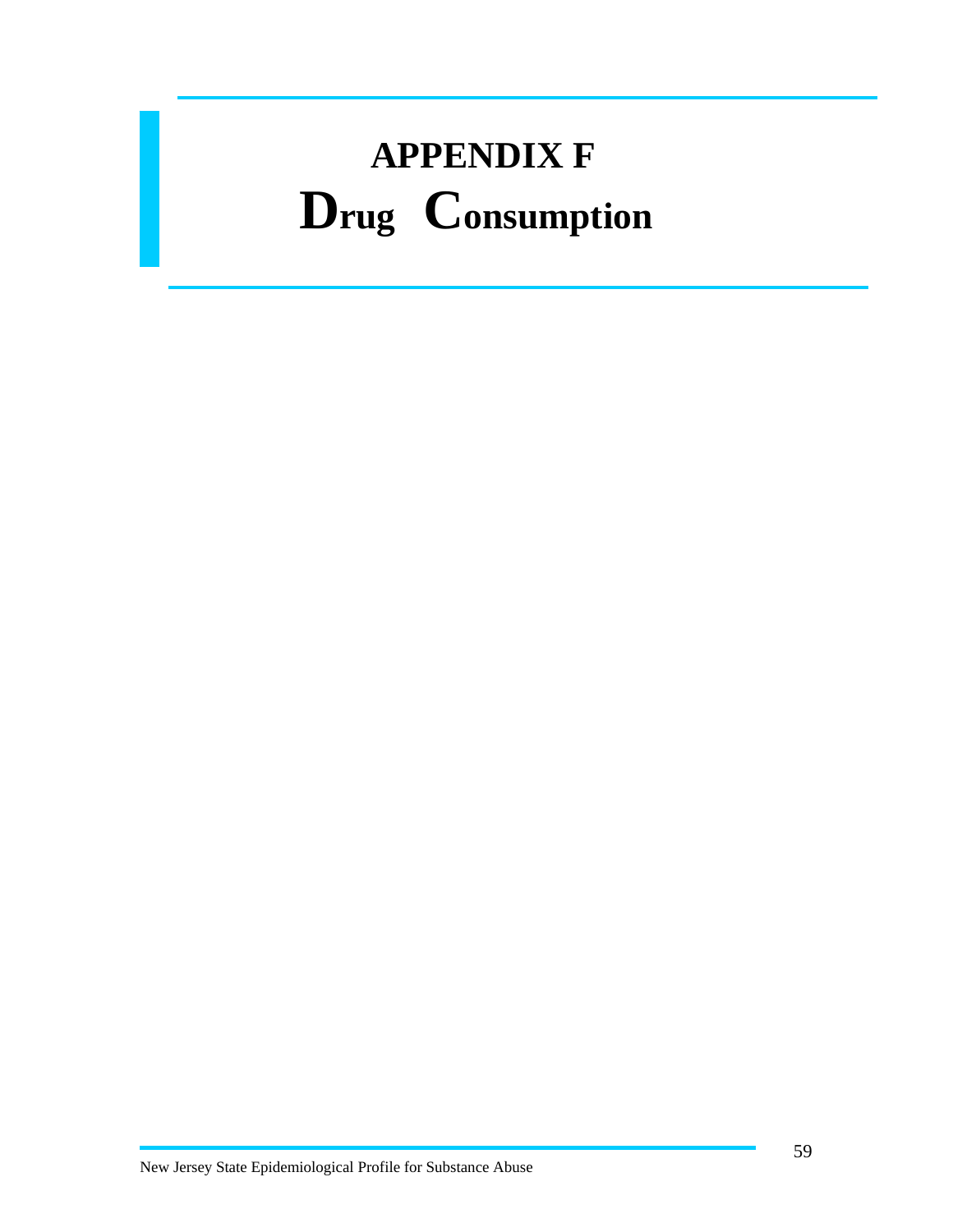# APPENDIX F
# Drug Consumption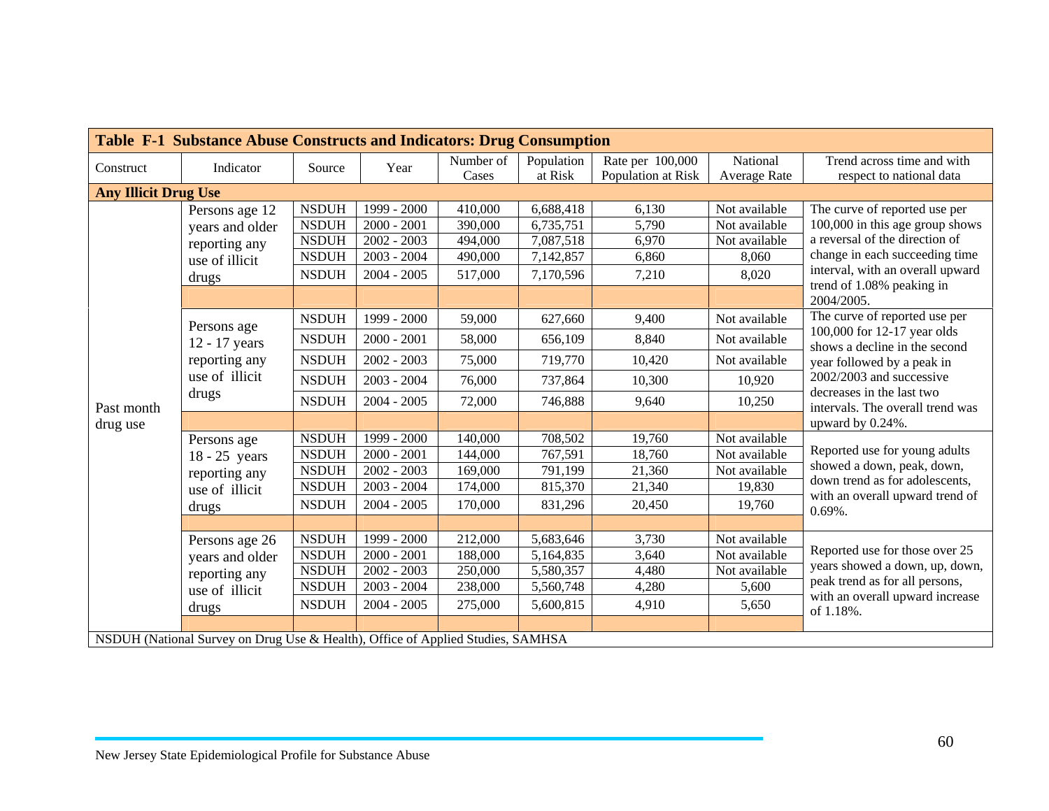**Table F-1 Substance Abuse Constructs and Indicators: Drug Consumption**

| Construct | Indicator | Source | Year | Number of Cases | Population at Risk | Rate per 100,000 Population at Risk | National Average Rate | Trend across time and with respect to national data |
|---|---|---|---|---|---|---|---|---|
| **Any Illicit Drug Use** | | | | | | | | |
| Past month drug use | Persons age 12 years and older reporting any use of illicit drugs | NSDUH | 1999 - 2000 | 410,000 | 6,688,418 | 6,130 | Not available | The curve of reported use per 100,000 in this age group shows a reversal of the direction of change in each succeeding time interval, with an overall upward trend of 1.08% peaking in 2004/2005. |
| | | NSDUH | 2000 - 2001 | 390,000 | 6,735,751 | 5,790 | Not available | |
| | | NSDUH | 2002 - 2003 | 494,000 | 7,087,518 | 6,970 | Not available | |
| | | NSDUH | 2003 - 2004 | 490,000 | 7,142,857 | 6,860 | 8,060 | |
| | | NSDUH | 2004 - 2005 | 517,000 | 7,170,596 | 7,210 | 8,020 | |
| | Persons age 12 - 17 years reporting any use of illicit drugs | NSDUH | 1999 - 2000 | 59,000 | 627,660 | 9,400 | Not available | The curve of reported use per 100,000 for 12-17 year olds shows a decline in the second year followed by a peak in 2002/2003 and successive decreases in the last two intervals. The overall trend was upward by 0.24%. |
| | | NSDUH | 2000 - 2001 | 58,000 | 656,109 | 8,840 | Not available | |
| | | NSDUH | 2002 - 2003 | 75,000 | 719,770 | 10,420 | Not available | |
| | | NSDUH | 2003 - 2004 | 76,000 | 737,864 | 10,300 | 10,920 | |
| | | NSDUH | 2004 - 2005 | 72,000 | 746,888 | 9,640 | 10,250 | |
| | Persons age 18 - 25 years reporting any use of illicit drugs | NSDUH | 1999 - 2000 | 140,000 | 708,502 | 19,760 | Not available | Reported use for young adults showed a down, peak, down, down trend as for adolescents, with an overall upward trend of 0.69%. |
| | | NSDUH | 2000 - 2001 | 144,000 | 767,591 | 18,760 | Not available | |
| | | NSDUH | 2002 - 2003 | 169,000 | 791,199 | 21,360 | Not available | |
| | | NSDUH | 2003 - 2004 | 174,000 | 815,370 | 21,340 | 19,830 | |
| | | NSDUH | 2004 - 2005 | 170,000 | 831,296 | 20,450 | 19,760 | |
| | Persons age 26 years and older reporting any use of illicit drugs | NSDUH | 1999 - 2000 | 212,000 | 5,683,646 | 3,730 | Not available | Reported use for those over 25 years showed a down, up, down, peak trend as for all persons, with an overall upward increase of 1.18%. |
| | | NSDUH | 2000 - 2001 | 188,000 | 5,164,835 | 3,640 | Not available | |
| | | NSDUH | 2002 - 2003 | 250,000 | 5,580,357 | 4,480 | Not available | |
| | | NSDUH | 2003 - 2004 | 238,000 | 5,560,748 | 4,280 | 5,600 | |
| | | NSDUH | 2004 - 2005 | 275,000 | 5,600,815 | 4,910 | 5,650 | |

NSDUH (National Survey on Drug Use & Health), Office of Applied Studies, SAMHSA

New Jersey State Epidemiological Profile for Substance Abuse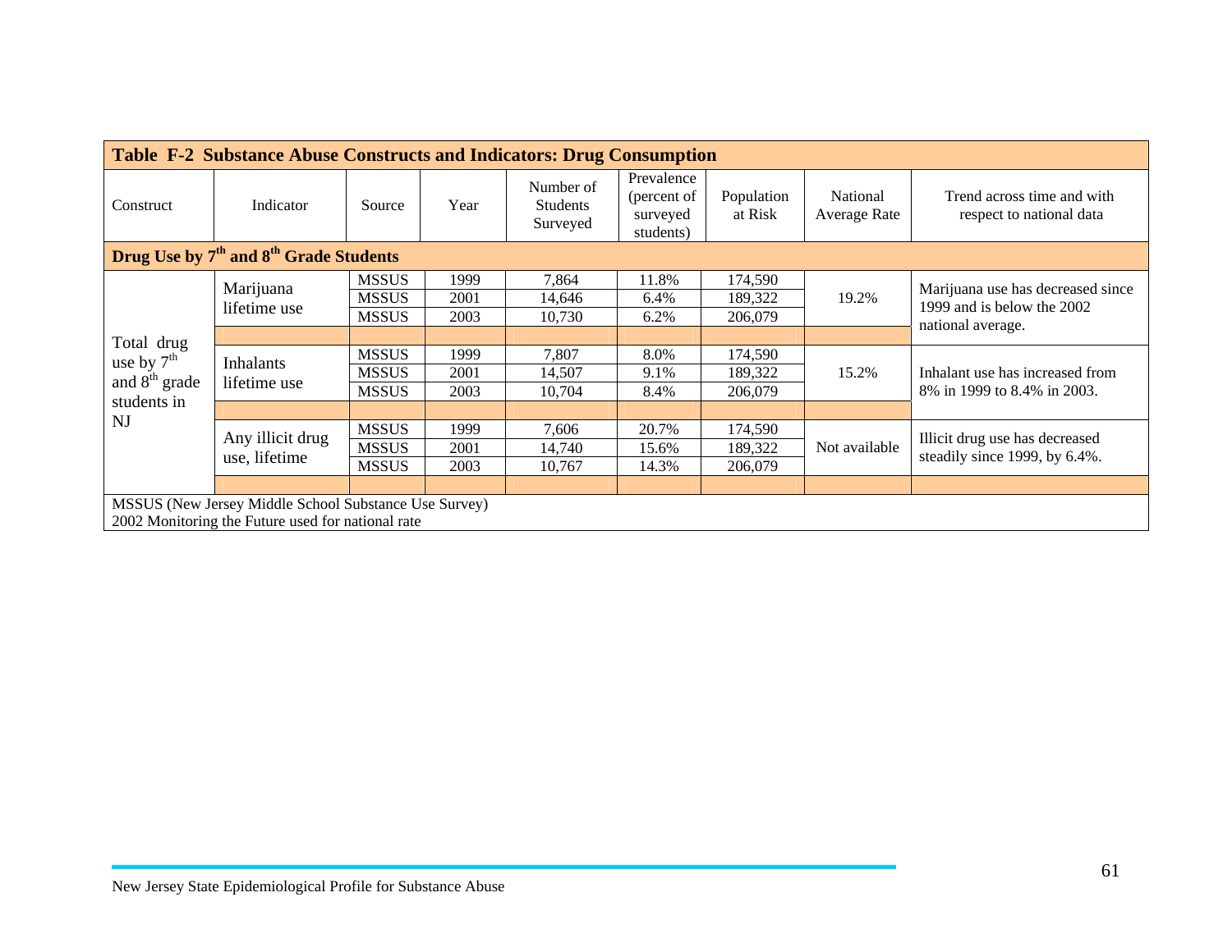**Table F-2 Substance Abuse Constructs and Indicators: Drug Consumption**

| Construct | Indicator | Source | Year | Number of Students Surveyed | Prevalence (percent of surveyed students) | Population at Risk | National Average Rate | Trend across time and with respect to national data |
|---|---|---|---|---|---|---|---|---|
| **Drug Use by 7th and 8th Grade Students** | | | | | | | | |
| Total drug use by 7th and 8th grade students in NJ | Marijuana lifetime use | MSSUS | 1999 | 7,864 | 11.8% | 174,590 | 19.2% | Marijuana use has decreased since 1999 and is below the 2002 national average. |
| | | MSSUS | 2001 | 14,646 | 6.4% | 189,322 | | |
| | | MSSUS | 2003 | 10,730 | 6.2% | 206,079 | | |
| | Inhalants lifetime use | MSSUS | 1999 | 7,807 | 8.0% | 174,590 | 15.2% | Inhalant use has increased from 8% in 1999 to 8.4% in 2003. |
| | | MSSUS | 2001 | 14,507 | 9.1% | 189,322 | | |
| | | MSSUS | 2003 | 10,704 | 8.4% | 206,079 | | |
| | Any illicit drug use, lifetime | MSSUS | 1999 | 7,606 | 20.7% | 174,590 | Not available | Illicit drug use has decreased steadily since 1999, by 6.4%. |
| | | MSSUS | 2001 | 14,740 | 15.6% | 189,322 | | |
| | | MSSUS | 2003 | 10,767 | 14.3% | 206,079 | | |

MSSUS (New Jersey Middle School Substance Use Survey)
2002 Monitoring the Future used for national rate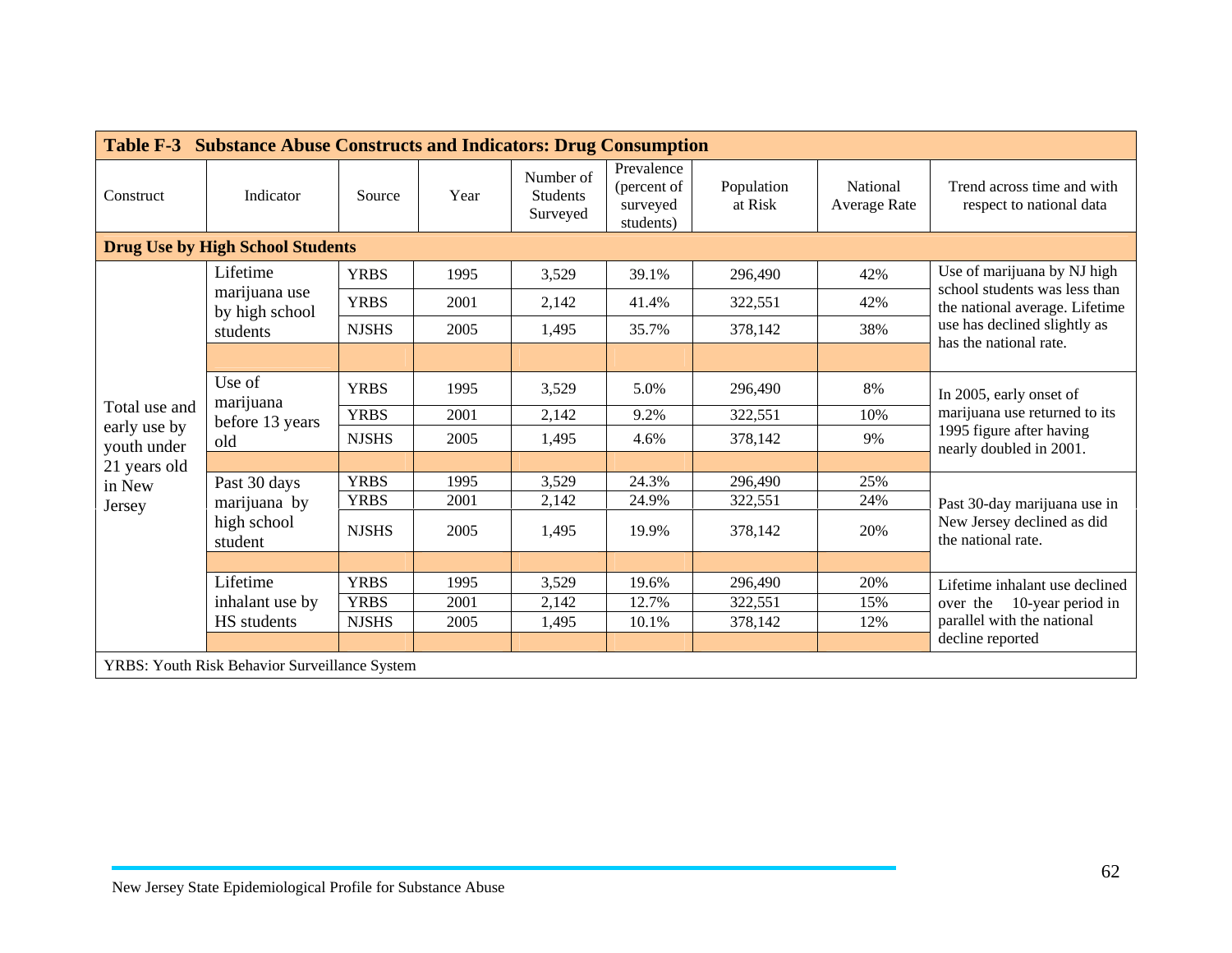| Table F-3 Substance Abuse Constructs and Indicators: Drug Consumption | | | | | | | | |
|---|---|---|---|---|---|---|---|---|
| Construct | Indicator | Source | Year | Number of Students Surveyed | Prevalence (percent of surveyed students) | Population at Risk | National Average Rate | Trend across time and with respect to national data |
| **Drug Use by High School Students** | | | | | | | | |
| Total use and early use by youth under 21 years old in New Jersey | Lifetime marijuana use by high school students | YRBS | 1995 | 3,529 | 39.1% | 296,490 | 42% | Use of marijuana by NJ high school students was less than the national average. Lifetime use has declined slightly as has the national rate. |
| | | YRBS | 2001 | 2,142 | 41.4% | 322,551 | 42% | |
| | | NJSHS | 2005 | 1,495 | 35.7% | 378,142 | 38% | |
| | Use of marijuana before 13 years old | YRBS | 1995 | 3,529 | 5.0% | 296,490 | 8% | In 2005, early onset of marijuana use returned to its 1995 figure after having nearly doubled in 2001. |
| | | YRBS | 2001 | 2,142 | 9.2% | 322,551 | 10% | |
| | | NJSHS | 2005 | 1,495 | 4.6% | 378,142 | 9% | |
| | Past 30 days marijuana by high school student | YRBS | 1995 | 3,529 | 24.3% | 296,490 | 25% | Past 30-day marijuana use in New Jersey declined as did the national rate. |
| | | YRBS | 2001 | 2,142 | 24.9% | 322,551 | 24% | |
| | | NJSHS | 2005 | 1,495 | 19.9% | 378,142 | 20% | |
| | Lifetime inhalant use by HS students | YRBS | 1995 | 3,529 | 19.6% | 296,490 | 20% | Lifetime inhalant use declined over the 10-year period in parallel with the national decline reported |
| | | YRBS | 2001 | 2,142 | 12.7% | 322,551 | 15% | |
| | | NJSHS | 2005 | 1,495 | 10.1% | 378,142 | 12% | |

YRBS: Youth Risk Behavior Surveillance System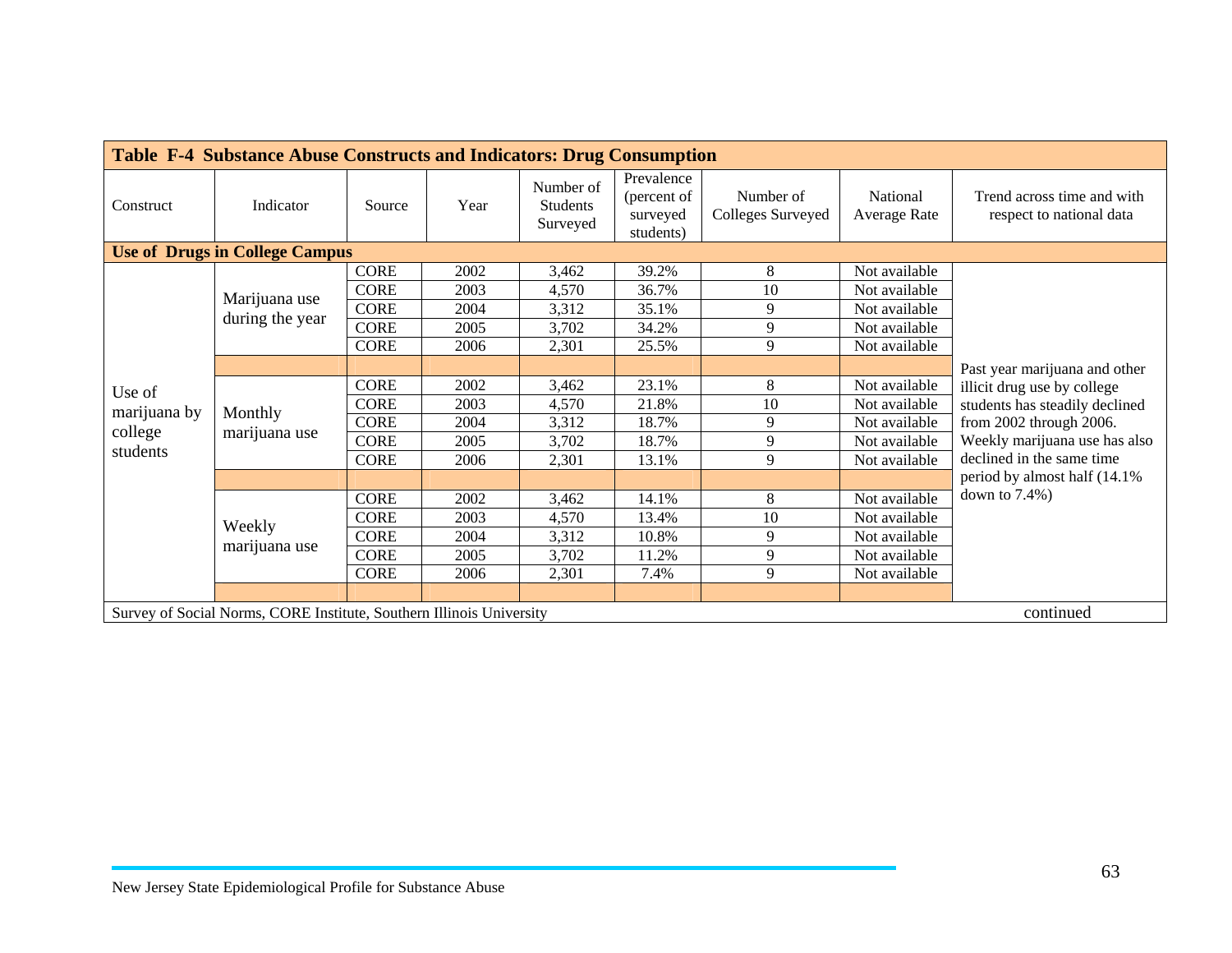**Table F-4 Substance Abuse Constructs and Indicators: Drug Consumption**

| Construct | Indicator | Source | Year | Number of Students Surveyed | Prevalence (percent of surveyed students) | Number of Colleges Surveyed | National Average Rate | Trend across time and with respect to national data |
|---|---|---|---|---|---|---|---|---|
| **Use of Drugs in College Campus** | | | | | | | | |
| Use of marijuana by college students | Marijuana use during the year | CORE | 2002 | 3,462 | 39.2% | 8 | Not available | Past year marijuana and other illicit drug use by college students has steadily declined from 2002 through 2006. Weekly marijuana use has also declined in the same time period by almost half (14.1% down to 7.4%) |
| | | CORE | 2003 | 4,570 | 36.7% | 10 | Not available | |
| | | CORE | 2004 | 3,312 | 35.1% | 9 | Not available | |
| | | CORE | 2005 | 3,702 | 34.2% | 9 | Not available | |
| | | CORE | 2006 | 2,301 | 25.5% | 9 | Not available | |
| | Monthly marijuana use | CORE | 2002 | 3,462 | 23.1% | 8 | Not available | |
| | | CORE | 2003 | 4,570 | 21.8% | 10 | Not available | |
| | | CORE | 2004 | 3,312 | 18.7% | 9 | Not available | |
| | | CORE | 2005 | 3,702 | 18.7% | 9 | Not available | |
| | | CORE | 2006 | 2,301 | 13.1% | 9 | Not available | |
| | Weekly marijuana use | CORE | 2002 | 3,462 | 14.1% | 8 | Not available | |
| | | CORE | 2003 | 4,570 | 13.4% | 10 | Not available | |
| | | CORE | 2004 | 3,312 | 10.8% | 9 | Not available | |
| | | CORE | 2005 | 3,702 | 11.2% | 9 | Not available | |
| | | CORE | 2006 | 2,301 | 7.4% | 9 | Not available | |

Survey of Social Norms, CORE Institute, Southern Illinois University

continued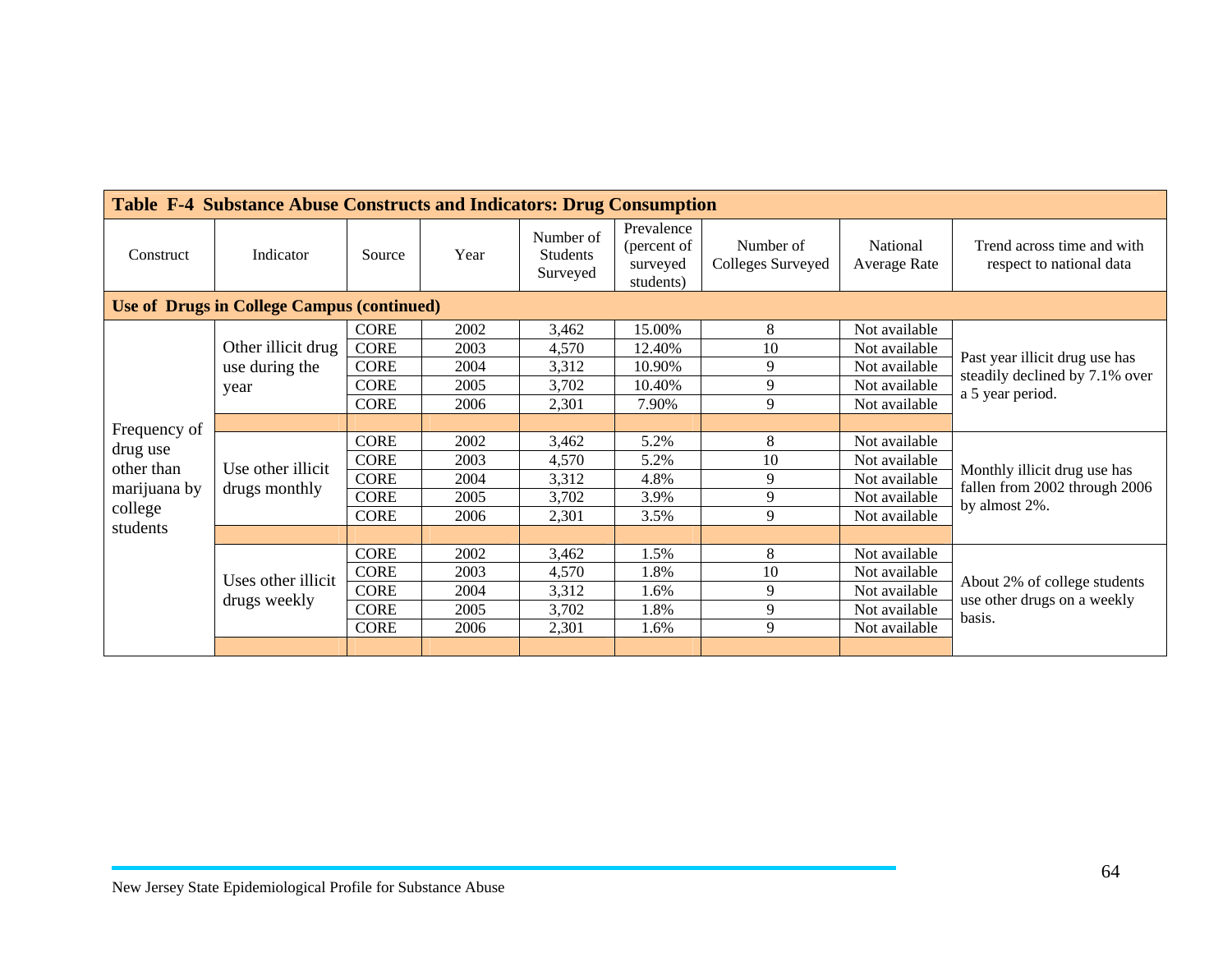**Table F-4 Substance Abuse Constructs and Indicators: Drug Consumption**

| Construct | Indicator | Source | Year | Number of Students Surveyed | Prevalence (percent of surveyed students) | Number of Colleges Surveyed | National Average Rate | Trend across time and with respect to national data |
|---|---|---|---|---|---|---|---|---|
| **Use of Drugs in College Campus (continued)** | | | | | | | | |
| Frequency of drug use other than marijuana by college students | Other illicit drug use during the year | CORE | 2002 | 3,462 | 15.00% | 8 | Not available | Past year illicit drug use has steadily declined by 7.1% over a 5 year period. |
| | | CORE | 2003 | 4,570 | 12.40% | 10 | Not available | |
| | | CORE | 2004 | 3,312 | 10.90% | 9 | Not available | |
| | | CORE | 2005 | 3,702 | 10.40% | 9 | Not available | |
| | | CORE | 2006 | 2,301 | 7.90% | 9 | Not available | |
| | Use other illicit drugs monthly | CORE | 2002 | 3,462 | 5.2% | 8 | Not available | Monthly illicit drug use has fallen from 2002 through 2006 by almost 2%. |
| | | CORE | 2003 | 4,570 | 5.2% | 10 | Not available | |
| | | CORE | 2004 | 3,312 | 4.8% | 9 | Not available | |
| | | CORE | 2005 | 3,702 | 3.9% | 9 | Not available | |
| | | CORE | 2006 | 2,301 | 3.5% | 9 | Not available | |
| | Uses other illicit drugs weekly | CORE | 2002 | 3,462 | 1.5% | 8 | Not available | About 2% of college students use other drugs on a weekly basis. |
| | | CORE | 2003 | 4,570 | 1.8% | 10 | Not available | |
| | | CORE | 2004 | 3,312 | 1.6% | 9 | Not available | |
| | | CORE | 2005 | 3,702 | 1.8% | 9 | Not available | |
| | | CORE | 2006 | 2,301 | 1.6% | 9 | Not available | |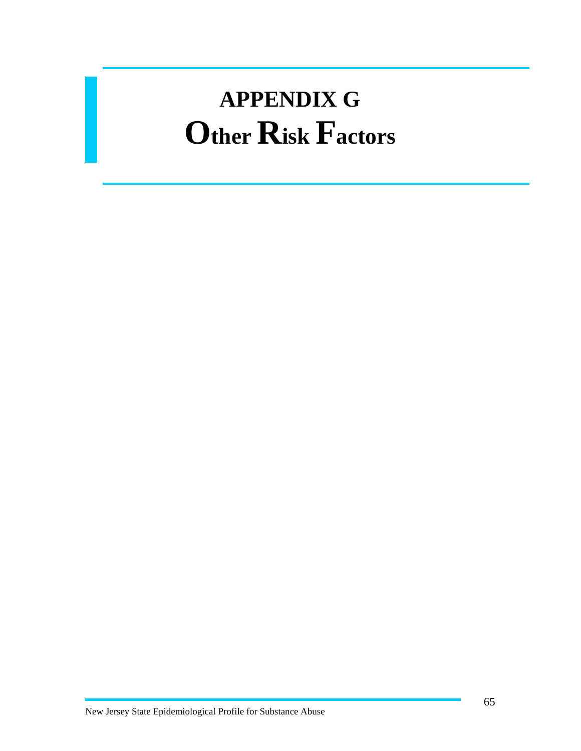# APPENDIX G
# Other Risk Factors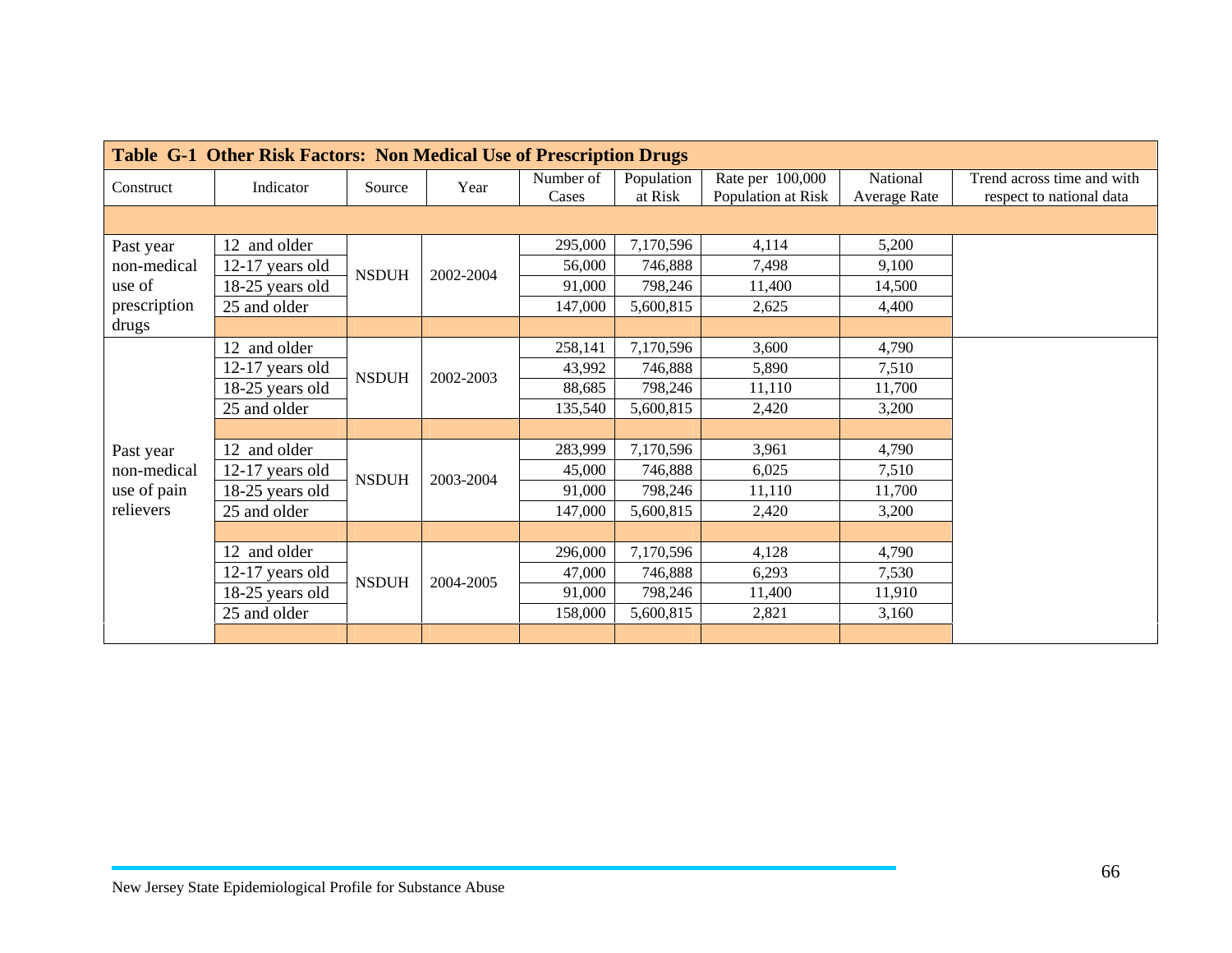| Table G-1 Other Risk Factors: Non Medical Use of Prescription Drugs | | | | | | | | |
|---|---|---|---|---|---|---|---|---|
| Construct | Indicator | Source | Year | Number of Cases | Population at Risk | Rate per 100,000 Population at Risk | National Average Rate | Trend across time and with respect to national data |
| | | | | | | | | |
| Past year non-medical use of prescription drugs | 12 and older | NSDUH | 2002-2004 | 295,000 | 7,170,596 | 4,114 | 5,200 | |
| | 12-17 years old | | | 56,000 | 746,888 | 7,498 | 9,100 | |
| | 18-25 years old | | | 91,000 | 798,246 | 11,400 | 14,500 | |
| | 25 and older | | | 147,000 | 5,600,815 | 2,625 | 4,400 | |
| | | | | | | | | |
| Past year non-medical use of pain relievers | 12 and older | NSDUH | 2002-2003 | 258,141 | 7,170,596 | 3,600 | 4,790 | |
| | 12-17 years old | | | 43,992 | 746,888 | 5,890 | 7,510 | |
| | 18-25 years old | | | 88,685 | 798,246 | 11,110 | 11,700 | |
| | 25 and older | | | 135,540 | 5,600,815 | 2,420 | 3,200 | |
| | | | | | | | | |
| | 12 and older | NSDUH | 2003-2004 | 283,999 | 7,170,596 | 3,961 | 4,790 | |
| | 12-17 years old | | | 45,000 | 746,888 | 6,025 | 7,510 | |
| | 18-25 years old | | | 91,000 | 798,246 | 11,110 | 11,700 | |
| | 25 and older | | | 147,000 | 5,600,815 | 2,420 | 3,200 | |
| | | | | | | | | |
| | 12 and older | NSDUH | 2004-2005 | 296,000 | 7,170,596 | 4,128 | 4,790 | |
| | 12-17 years old | | | 47,000 | 746,888 | 6,293 | 7,530 | |
| | 18-25 years old | | | 91,000 | 798,246 | 11,400 | 11,910 | |
| | 25 and older | | | 158,000 | 5,600,815 | 2,821 | 3,160 | |
| | | | | | | | | |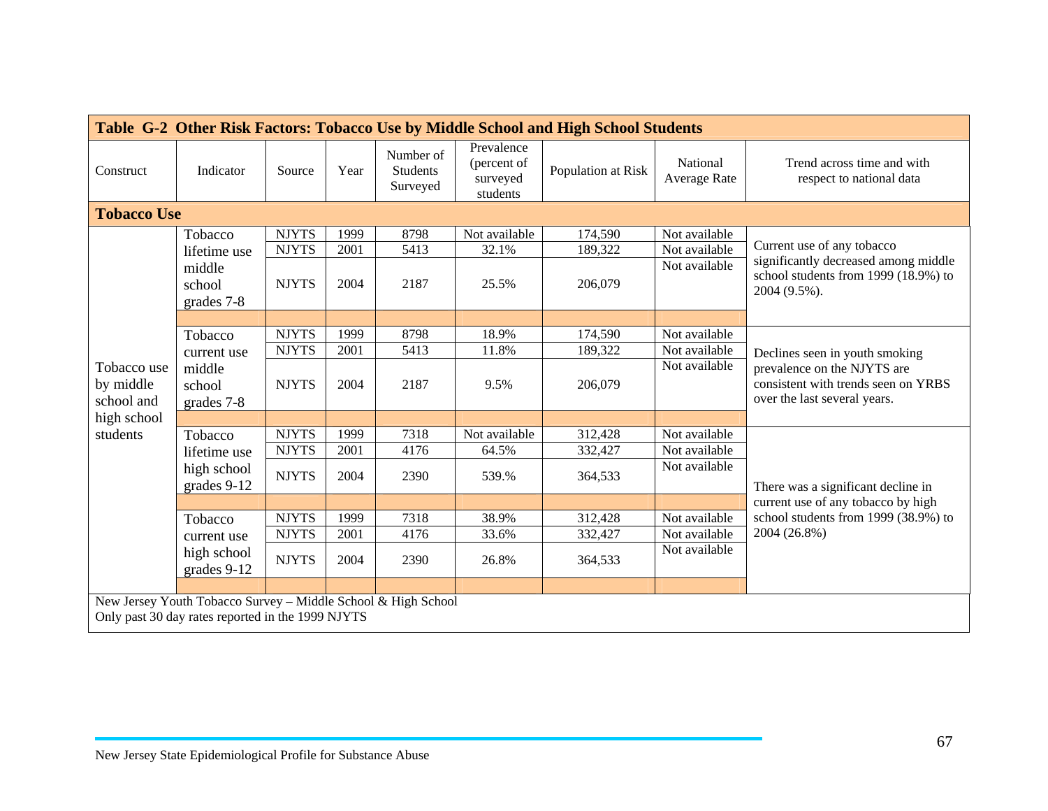## Table G-2 Other Risk Factors: Tobacco Use by Middle School and High School Students

| Construct | Indicator | Source | Year | Number of Students Surveyed | Prevalence (percent of surveyed students | Population at Risk | National Average Rate | Trend across time and with respect to national data |
|---|---|---|---|---|---|---|---|---|
| **Tobacco Use** | | | | | | | | |
| Tobacco use by middle school and high school students | Tobacco lifetime use middle school grades 7-8 | NJYTS | 1999 | 8798 | Not available | 174,590 | Not available | Current use of any tobacco significantly decreased among middle school students from 1999 (18.9%) to 2004 (9.5%). |
| | | NJYTS | 2001 | 5413 | 32.1% | 189,322 | Not available | |
| | | NJYTS | 2004 | 2187 | 25.5% | 206,079 | Not available | |
| | Tobacco current use middle school grades 7-8 | NJYTS | 1999 | 8798 | 18.9% | 174,590 | Not available | Declines seen in youth smoking prevalence on the NJYTS are consistent with trends seen on YRBS over the last several years. |
| | | NJYTS | 2001 | 5413 | 11.8% | 189,322 | Not available | |
| | | NJYTS | 2004 | 2187 | 9.5% | 206,079 | Not available | |
| | Tobacco lifetime use high school grades 9-12 | NJYTS | 1999 | 7318 | Not available | 312,428 | Not available | There was a significant decline in current use of any tobacco by high school students from 1999 (38.9%) to 2004 (26.8%) |
| | | NJYTS | 2001 | 4176 | 64.5% | 332,427 | Not available | |
| | | NJYTS | 2004 | 2390 | 539.% | 364,533 | Not available | |
| | Tobacco current use high school grades 9-12 | NJYTS | 1999 | 7318 | 38.9% | 312,428 | Not available | |
| | | NJYTS | 2001 | 4176 | 33.6% | 332,427 | Not available | |
| | | NJYTS | 2004 | 2390 | 26.8% | 364,533 | Not available | |

New Jersey Youth Tobacco Survey – Middle School & High School
Only past 30 day rates reported in the 1999 NJYTS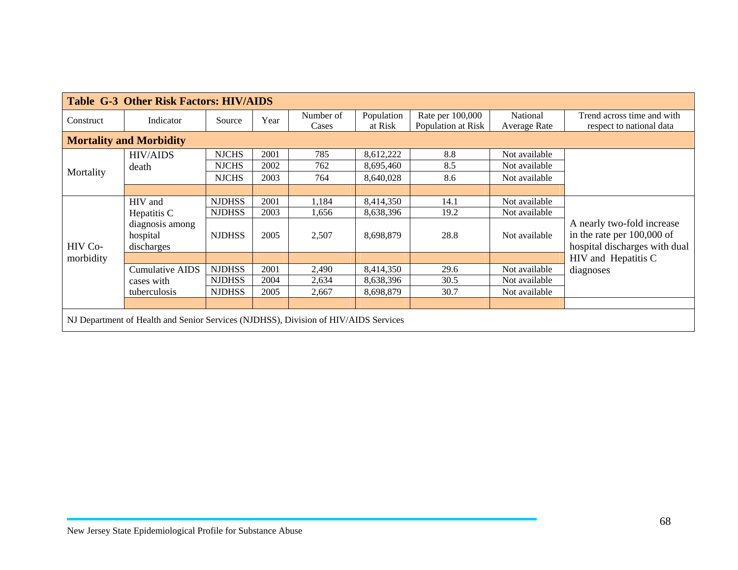**Table G-3 Other Risk Factors: HIV/AIDS**

| Construct | Indicator | Source | Year | Number of Cases | Population at Risk | Rate per 100,000 Population at Risk | National Average Rate | Trend across time and with respect to national data |
|---|---|---|---|---|---|---|---|---|
| **Mortality and Morbidity** | | | | | | | | |
| Mortality | HIV/AIDS death | NJCHS | 2001 | 785 | 8,612,222 | 8.8 | Not available | |
| | | NJCHS | 2002 | 762 | 8,695,460 | 8.5 | Not available | |
| | | NJCHS | 2003 | 764 | 8,640,028 | 8.6 | Not available | |
| HIV Co-morbidity | HIV and Hepatitis C diagnosis among hospital discharges | NJDHSS | 2001 | 1,184 | 8,414,350 | 14.1 | Not available | A nearly two-fold increase in the rate per 100,000 of hospital discharges with dual HIV and Hepatitis C diagnoses |
| | | NJDHSS | 2003 | 1,656 | 8,638,396 | 19.2 | Not available | |
| | | NJDHSS | 2005 | 2,507 | 8,698,879 | 28.8 | Not available | |
| | Cumulative AIDS cases with tuberculosis | NJDHSS | 2001 | 2,490 | 8,414,350 | 29.6 | Not available | |
| | | NJDHSS | 2004 | 2,634 | 8,638,396 | 30.5 | Not available | |
| | | NJDHSS | 2005 | 2,667 | 8,698,879 | 30.7 | Not available | |

NJ Department of Health and Senior Services (NJDHSS), Division of HIV/AIDS Services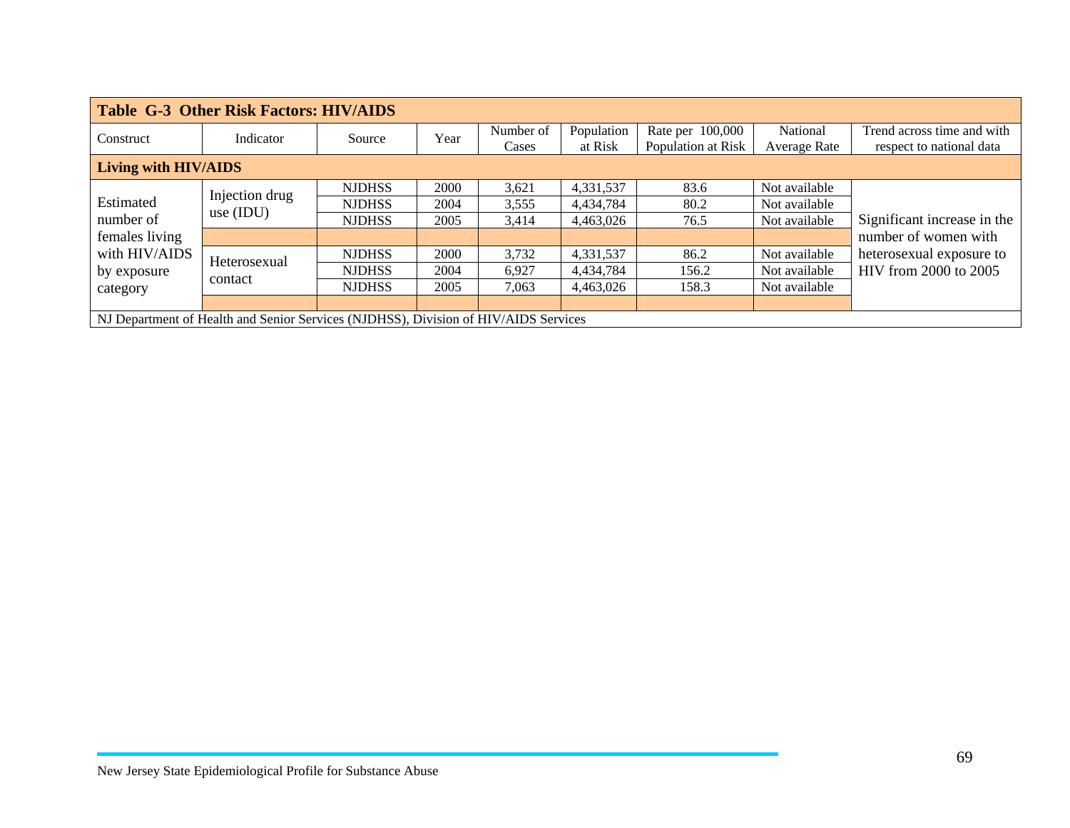| Table G-3 Other Risk Factors: HIV/AIDS | | | | | | | | |
|---|---|---|---|---|---|---|---|---|
| Construct | Indicator | Source | Year | Number of Cases | Population at Risk | Rate per 100,000 Population at Risk | National Average Rate | Trend across time and with respect to national data |
| **Living with HIV/AIDS** | | | | | | | | |
| Estimated number of females living with HIV/AIDS by exposure category | Injection drug use (IDU) | NJDHSS | 2000 | 3,621 | 4,331,537 | 83.6 | Not available | Significant increase in the number of women with heterosexual exposure to HIV from 2000 to 2005 |
| | | NJDHSS | 2004 | 3,555 | 4,434,784 | 80.2 | Not available | |
| | | NJDHSS | 2005 | 3,414 | 4,463,026 | 76.5 | Not available | |
| | | | | | | | | |
| | Heterosexual contact | NJDHSS | 2000 | 3,732 | 4,331,537 | 86.2 | Not available | |
| | | NJDHSS | 2004 | 6,927 | 4,434,784 | 156.2 | Not available | |
| | | NJDHSS | 2005 | 7,063 | 4,463,026 | 158.3 | Not available | |
| | | | | | | | | |
| NJ Department of Health and Senior Services (NJDHSS), Division of HIV/AIDS Services | | | | | | | | |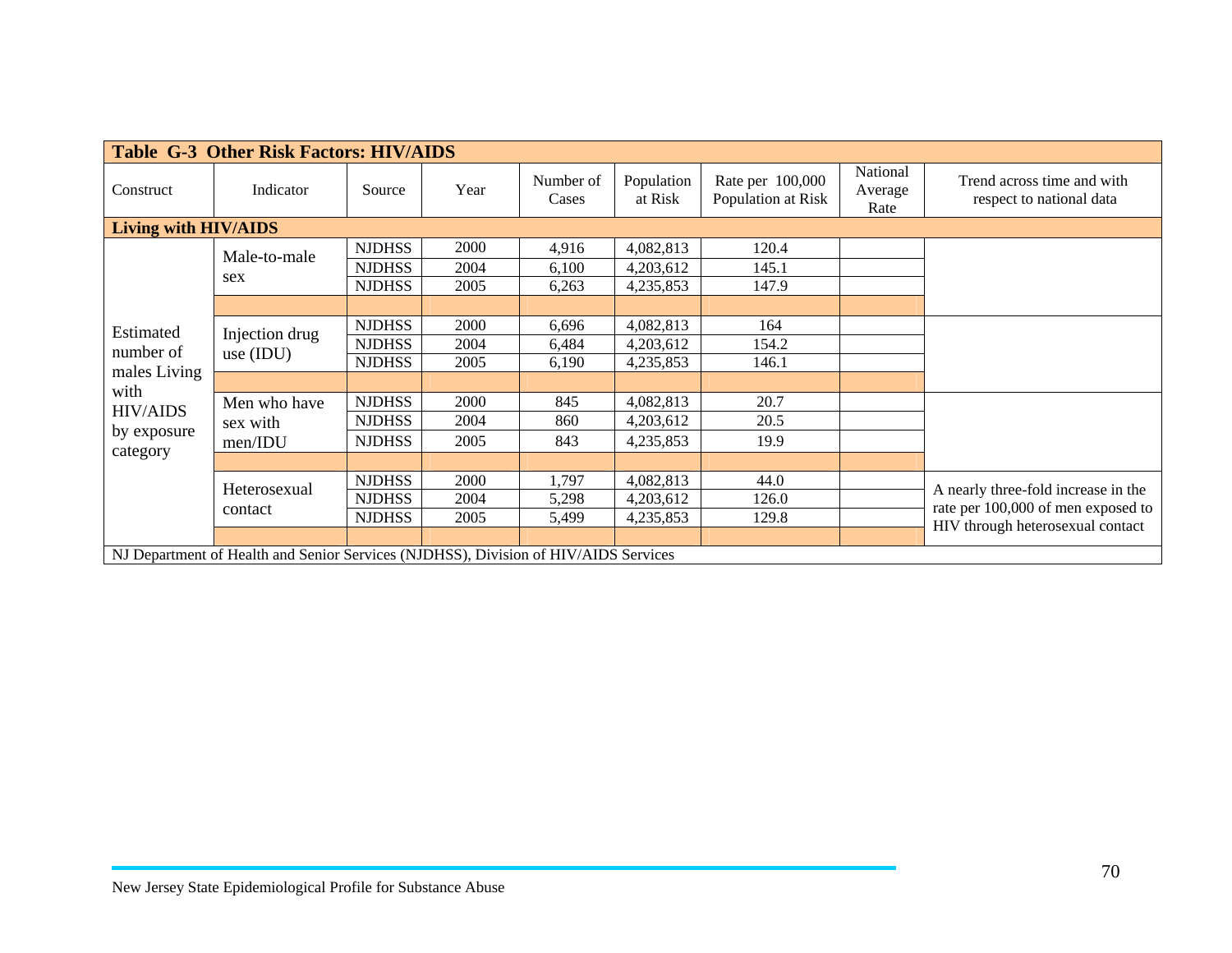| Table G-3 Other Risk Factors: HIV/AIDS | | | | | | | | |
|---|---|---|---|---|---|---|---|---|
| Construct | Indicator | Source | Year | Number of Cases | Population at Risk | Rate per 100,000 Population at Risk | National Average Rate | Trend across time and with respect to national data |
| **Living with HIV/AIDS** | | | | | | | | |
| Estimated number of males Living with HIV/AIDS by exposure category | Male-to-male sex | NJDHSS | 2000 | 4,916 | 4,082,813 | 120.4 | | |
| | | NJDHSS | 2004 | 6,100 | 4,203,612 | 145.1 | | |
| | | NJDHSS | 2005 | 6,263 | 4,235,853 | 147.9 | | |
| | Injection drug use (IDU) | NJDHSS | 2000 | 6,696 | 4,082,813 | 164 | | |
| | | NJDHSS | 2004 | 6,484 | 4,203,612 | 154.2 | | |
| | | NJDHSS | 2005 | 6,190 | 4,235,853 | 146.1 | | |
| | Men who have sex with men/IDU | NJDHSS | 2000 | 845 | 4,082,813 | 20.7 | | |
| | | NJDHSS | 2004 | 860 | 4,203,612 | 20.5 | | |
| | | NJDHSS | 2005 | 843 | 4,235,853 | 19.9 | | |
| | Heterosexual contact | NJDHSS | 2000 | 1,797 | 4,082,813 | 44.0 | | A nearly three-fold increase in the rate per 100,000 of men exposed to HIV through heterosexual contact |
| | | NJDHSS | 2004 | 5,298 | 4,203,612 | 126.0 | | |
| | | NJDHSS | 2005 | 5,499 | 4,235,853 | 129.8 | | |

NJ Department of Health and Senior Services (NJDHSS), Division of HIV/AIDS Services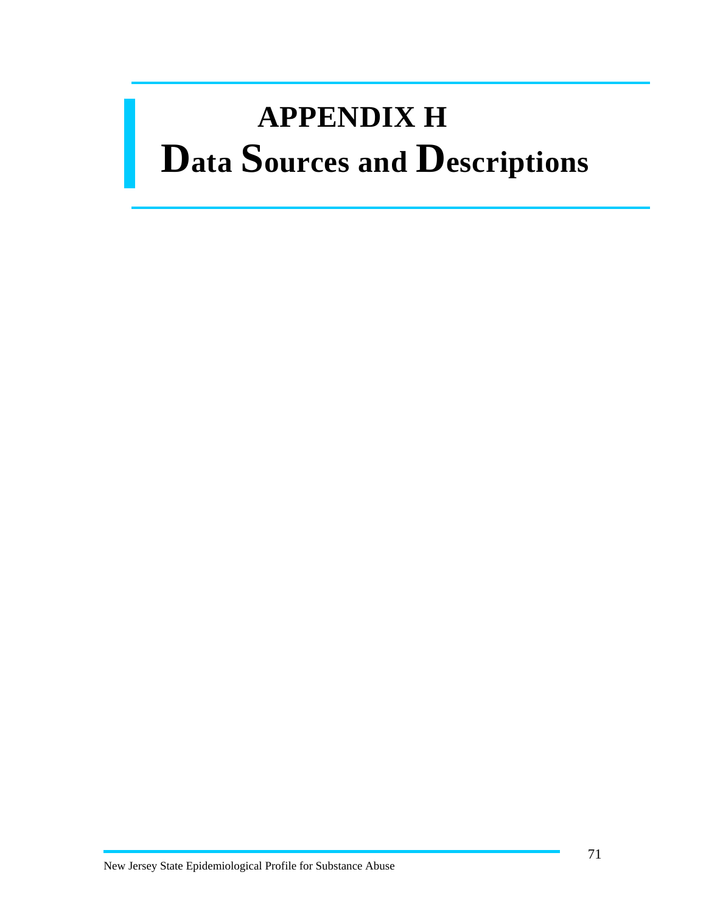# APPENDIX H
# Data Sources and Descriptions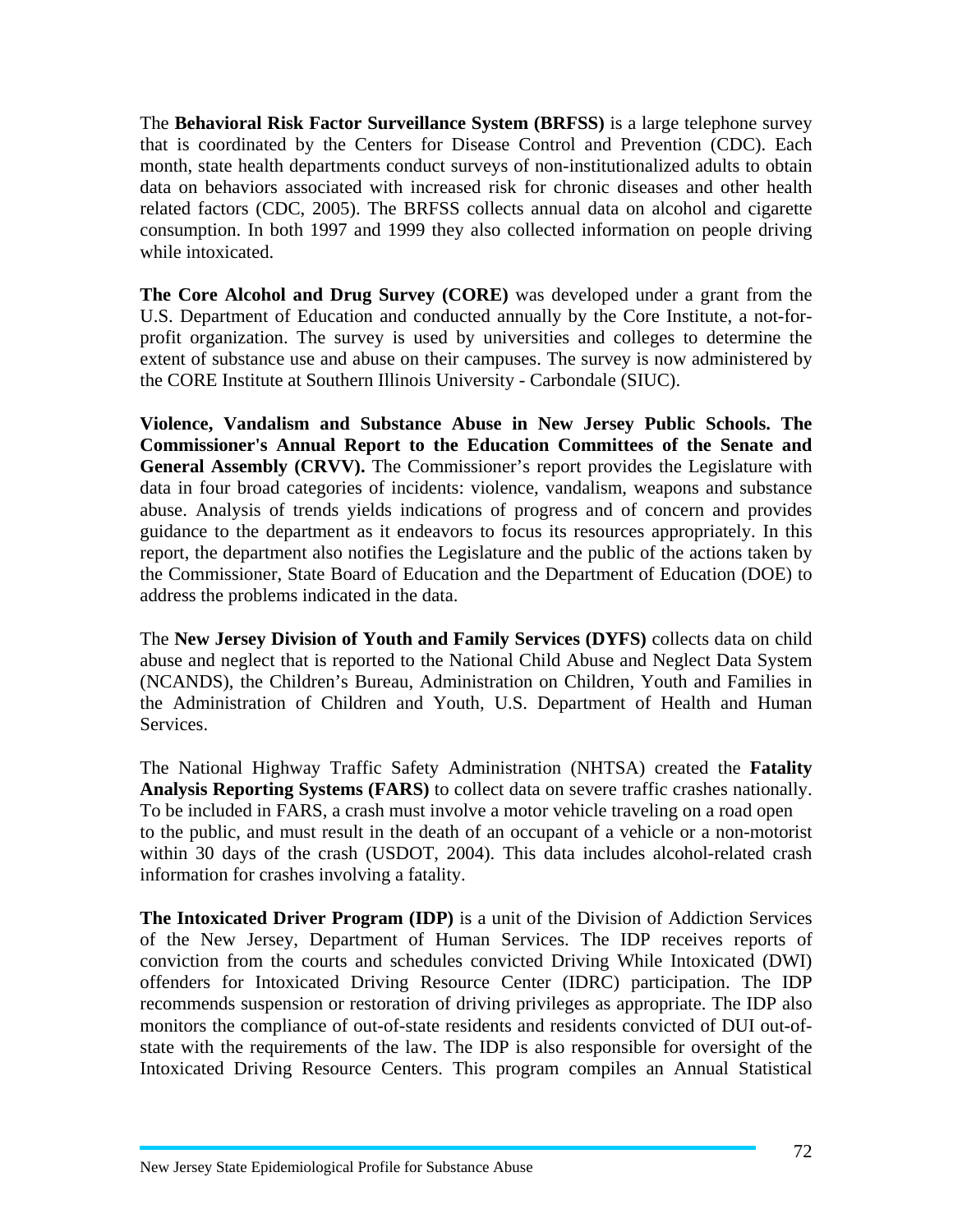The **Behavioral Risk Factor Surveillance System (BRFSS)** is a large telephone survey that is coordinated by the Centers for Disease Control and Prevention (CDC). Each month, state health departments conduct surveys of non-institutionalized adults to obtain data on behaviors associated with increased risk for chronic diseases and other health related factors (CDC, 2005). The BRFSS collects annual data on alcohol and cigarette consumption. In both 1997 and 1999 they also collected information on people driving while intoxicated.

**The Core Alcohol and Drug Survey (CORE)** was developed under a grant from the U.S. Department of Education and conducted annually by the Core Institute, a not-for-profit organization. The survey is used by universities and colleges to determine the extent of substance use and abuse on their campuses. The survey is now administered by the CORE Institute at Southern Illinois University - Carbondale (SIUC).

**Violence, Vandalism and Substance Abuse in New Jersey Public Schools. The Commissioner's Annual Report to the Education Committees of the Senate and General Assembly (CRVV).** The Commissioner's report provides the Legislature with data in four broad categories of incidents: violence, vandalism, weapons and substance abuse. Analysis of trends yields indications of progress and of concern and provides guidance to the department as it endeavors to focus its resources appropriately. In this report, the department also notifies the Legislature and the public of the actions taken by the Commissioner, State Board of Education and the Department of Education (DOE) to address the problems indicated in the data.

The **New Jersey Division of Youth and Family Services (DYFS)** collects data on child abuse and neglect that is reported to the National Child Abuse and Neglect Data System (NCANDS), the Children's Bureau, Administration on Children, Youth and Families in the Administration of Children and Youth, U.S. Department of Health and Human Services.

The National Highway Traffic Safety Administration (NHTSA) created the **Fatality Analysis Reporting Systems (FARS)** to collect data on severe traffic crashes nationally. To be included in FARS, a crash must involve a motor vehicle traveling on a road open to the public, and must result in the death of an occupant of a vehicle or a non-motorist within 30 days of the crash (USDOT, 2004). This data includes alcohol-related crash information for crashes involving a fatality.

**The Intoxicated Driver Program (IDP)** is a unit of the Division of Addiction Services of the New Jersey, Department of Human Services. The IDP receives reports of conviction from the courts and schedules convicted Driving While Intoxicated (DWI) offenders for Intoxicated Driving Resource Center (IDRC) participation. The IDP recommends suspension or restoration of driving privileges as appropriate. The IDP also monitors the compliance of out-of-state residents and residents convicted of DUI out-of-state with the requirements of the law. The IDP is also responsible for oversight of the Intoxicated Driving Resource Centers. This program compiles an Annual Statistical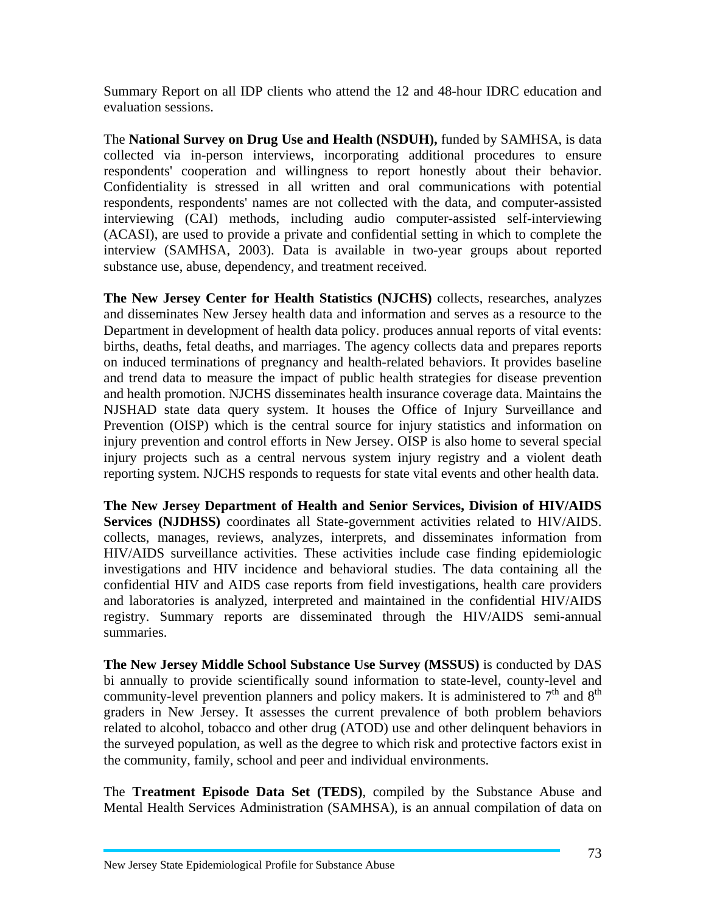Summary Report on all IDP clients who attend the 12 and 48-hour IDRC education and evaluation sessions.

The **National Survey on Drug Use and Health (NSDUH),** funded by SAMHSA, is data collected via in-person interviews, incorporating additional procedures to ensure respondents' cooperation and willingness to report honestly about their behavior. Confidentiality is stressed in all written and oral communications with potential respondents, respondents' names are not collected with the data, and computer-assisted interviewing (CAI) methods, including audio computer-assisted self-interviewing (ACASI), are used to provide a private and confidential setting in which to complete the interview (SAMHSA, 2003). Data is available in two-year groups about reported substance use, abuse, dependency, and treatment received.

**The New Jersey Center for Health Statistics (NJCHS)** collects, researches, analyzes and disseminates New Jersey health data and information and serves as a resource to the Department in development of health data policy. produces annual reports of vital events: births, deaths, fetal deaths, and marriages. The agency collects data and prepares reports on induced terminations of pregnancy and health-related behaviors. It provides baseline and trend data to measure the impact of public health strategies for disease prevention and health promotion. NJCHS disseminates health insurance coverage data. Maintains the NJSHAD state data query system. It houses the Office of Injury Surveillance and Prevention (OISP) which is the central source for injury statistics and information on injury prevention and control efforts in New Jersey. OISP is also home to several special injury projects such as a central nervous system injury registry and a violent death reporting system. NJCHS responds to requests for state vital events and other health data.

**The New Jersey Department of Health and Senior Services, Division of HIV/AIDS Services (NJDHSS)** coordinates all State-government activities related to HIV/AIDS. collects, manages, reviews, analyzes, interprets, and disseminates information from HIV/AIDS surveillance activities. These activities include case finding epidemiologic investigations and HIV incidence and behavioral studies. The data containing all the confidential HIV and AIDS case reports from field investigations, health care providers and laboratories is analyzed, interpreted and maintained in the confidential HIV/AIDS registry. Summary reports are disseminated through the HIV/AIDS semi-annual summaries.

**The New Jersey Middle School Substance Use Survey (MSSUS)** is conducted by DAS bi annually to provide scientifically sound information to state-level, county-level and community-level prevention planners and policy makers. It is administered to 7th and 8th graders in New Jersey. It assesses the current prevalence of both problem behaviors related to alcohol, tobacco and other drug (ATOD) use and other delinquent behaviors in the surveyed population, as well as the degree to which risk and protective factors exist in the community, family, school and peer and individual environments.

The **Treatment Episode Data Set (TEDS)**, compiled by the Substance Abuse and Mental Health Services Administration (SAMHSA), is an annual compilation of data on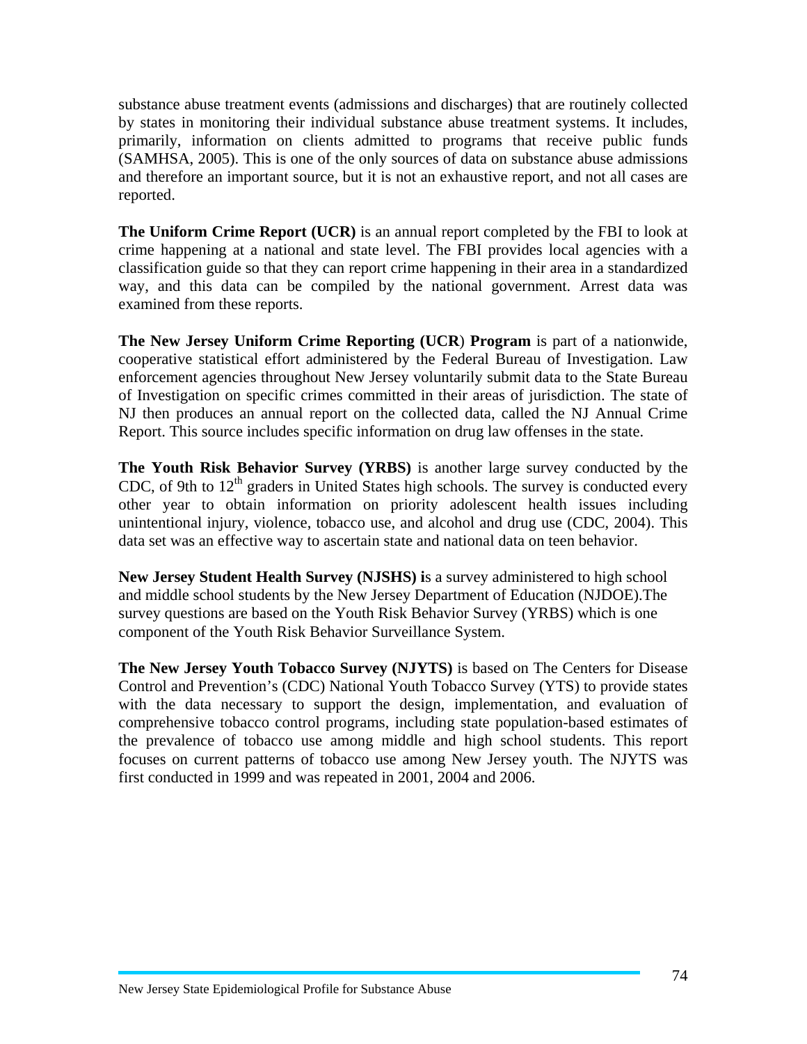substance abuse treatment events (admissions and discharges) that are routinely collected by states in monitoring their individual substance abuse treatment systems. It includes, primarily, information on clients admitted to programs that receive public funds (SAMHSA, 2005). This is one of the only sources of data on substance abuse admissions and therefore an important source, but it is not an exhaustive report, and not all cases are reported.

**The Uniform Crime Report (UCR)** is an annual report completed by the FBI to look at crime happening at a national and state level. The FBI provides local agencies with a classification guide so that they can report crime happening in their area in a standardized way, and this data can be compiled by the national government. Arrest data was examined from these reports.

**The New Jersey Uniform Crime Reporting (UCR) Program** is part of a nationwide, cooperative statistical effort administered by the Federal Bureau of Investigation. Law enforcement agencies throughout New Jersey voluntarily submit data to the State Bureau of Investigation on specific crimes committed in their areas of jurisdiction. The state of NJ then produces an annual report on the collected data, called the NJ Annual Crime Report. This source includes specific information on drug law offenses in the state.

**The Youth Risk Behavior Survey (YRBS)** is another large survey conducted by the CDC, of 9th to 12th graders in United States high schools. The survey is conducted every other year to obtain information on priority adolescent health issues including unintentional injury, violence, tobacco use, and alcohol and drug use (CDC, 2004). This data set was an effective way to ascertain state and national data on teen behavior.

**New Jersey Student Health Survey (NJSHS) i**s a survey administered to high school and middle school students by the New Jersey Department of Education (NJDOE).The survey questions are based on the Youth Risk Behavior Survey (YRBS) which is one component of the Youth Risk Behavior Surveillance System.

**The New Jersey Youth Tobacco Survey (NJYTS)** is based on The Centers for Disease Control and Prevention's (CDC) National Youth Tobacco Survey (YTS) to provide states with the data necessary to support the design, implementation, and evaluation of comprehensive tobacco control programs, including state population-based estimates of the prevalence of tobacco use among middle and high school students. This report focuses on current patterns of tobacco use among New Jersey youth. The NJYTS was first conducted in 1999 and was repeated in 2001, 2004 and 2006.